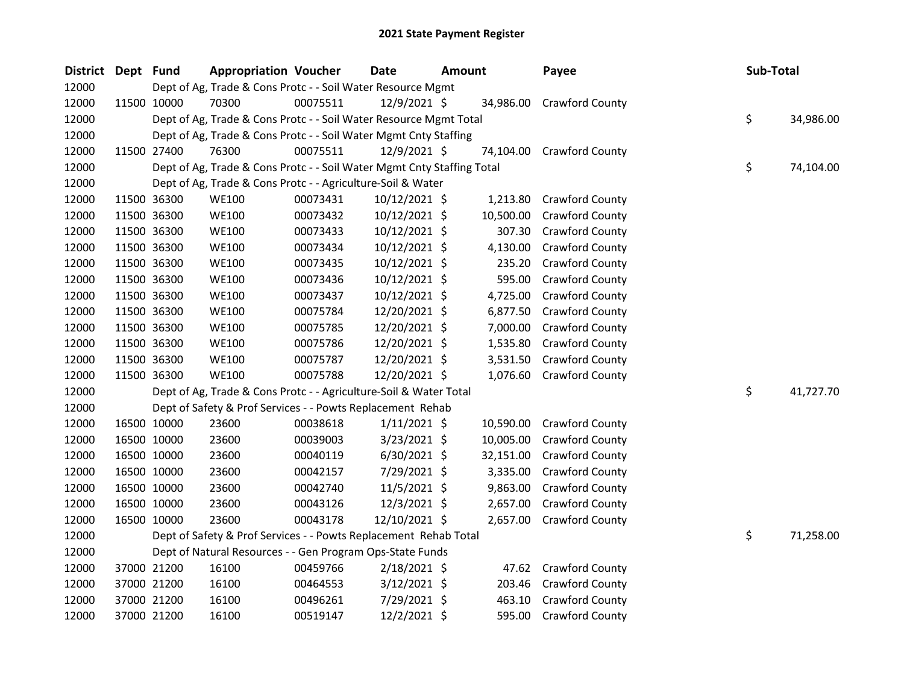# 2021 State Payment Register

| District | Dept | Fund | Appropriation | Voucher | Date | Amount | Payee | Sub-Total |
|---|---|---|---|---|---|---|---|---|
| 12000 | | Dept of Ag, Trade & Cons Protc - - Soil Water Resource Mgmt | | | | | | |
| 12000 | 11500 | 10000 | 70300 | 00075511 | 12/9/2021 | $ 34,986.00 | Crawford County | |
| 12000 | | Dept of Ag, Trade & Cons Protc - - Soil Water Resource Mgmt Total | | | | | | $ 34,986.00 |
| 12000 | | Dept of Ag, Trade & Cons Protc - - Soil Water Mgmt Cnty Staffing | | | | | | |
| 12000 | 11500 | 27400 | 76300 | 00075511 | 12/9/2021 | $ 74,104.00 | Crawford County | |
| 12000 | | Dept of Ag, Trade & Cons Protc - - Soil Water Mgmt Cnty Staffing Total | | | | | | $ 74,104.00 |
| 12000 | | Dept of Ag, Trade & Cons Protc - - Agriculture-Soil & Water | | | | | | |
| 12000 | 11500 | 36300 | WE100 | 00073431 | 10/12/2021 | $ 1,213.80 | Crawford County | |
| 12000 | 11500 | 36300 | WE100 | 00073432 | 10/12/2021 | $ 10,500.00 | Crawford County | |
| 12000 | 11500 | 36300 | WE100 | 00073433 | 10/12/2021 | $ 307.30 | Crawford County | |
| 12000 | 11500 | 36300 | WE100 | 00073434 | 10/12/2021 | $ 4,130.00 | Crawford County | |
| 12000 | 11500 | 36300 | WE100 | 00073435 | 10/12/2021 | $ 235.20 | Crawford County | |
| 12000 | 11500 | 36300 | WE100 | 00073436 | 10/12/2021 | $ 595.00 | Crawford County | |
| 12000 | 11500 | 36300 | WE100 | 00073437 | 10/12/2021 | $ 4,725.00 | Crawford County | |
| 12000 | 11500 | 36300 | WE100 | 00075784 | 12/20/2021 | $ 6,877.50 | Crawford County | |
| 12000 | 11500 | 36300 | WE100 | 00075785 | 12/20/2021 | $ 7,000.00 | Crawford County | |
| 12000 | 11500 | 36300 | WE100 | 00075786 | 12/20/2021 | $ 1,535.80 | Crawford County | |
| 12000 | 11500 | 36300 | WE100 | 00075787 | 12/20/2021 | $ 3,531.50 | Crawford County | |
| 12000 | 11500 | 36300 | WE100 | 00075788 | 12/20/2021 | $ 1,076.60 | Crawford County | |
| 12000 | | Dept of Ag, Trade & Cons Protc - - Agriculture-Soil & Water Total | | | | | | $ 41,727.70 |
| 12000 | | Dept of Safety & Prof Services - - Powts Replacement Rehab | | | | | | |
| 12000 | 16500 | 10000 | 23600 | 00038618 | 1/11/2021 | $ 10,590.00 | Crawford County | |
| 12000 | 16500 | 10000 | 23600 | 00039003 | 3/23/2021 | $ 10,005.00 | Crawford County | |
| 12000 | 16500 | 10000 | 23600 | 00040119 | 6/30/2021 | $ 32,151.00 | Crawford County | |
| 12000 | 16500 | 10000 | 23600 | 00042157 | 7/29/2021 | $ 3,335.00 | Crawford County | |
| 12000 | 16500 | 10000 | 23600 | 00042740 | 11/5/2021 | $ 9,863.00 | Crawford County | |
| 12000 | 16500 | 10000 | 23600 | 00043126 | 12/3/2021 | $ 2,657.00 | Crawford County | |
| 12000 | 16500 | 10000 | 23600 | 00043178 | 12/10/2021 | $ 2,657.00 | Crawford County | |
| 12000 | | Dept of Safety & Prof Services - - Powts Replacement Rehab Total | | | | | | $ 71,258.00 |
| 12000 | | Dept of Natural Resources - - Gen Program Ops-State Funds | | | | | | |
| 12000 | 37000 | 21200 | 16100 | 00459766 | 2/18/2021 | $ 47.62 | Crawford County | |
| 12000 | 37000 | 21200 | 16100 | 00464553 | 3/12/2021 | $ 203.46 | Crawford County | |
| 12000 | 37000 | 21200 | 16100 | 00496261 | 7/29/2021 | $ 463.10 | Crawford County | |
| 12000 | 37000 | 21200 | 16100 | 00519147 | 12/2/2021 | $ 595.00 | Crawford County | |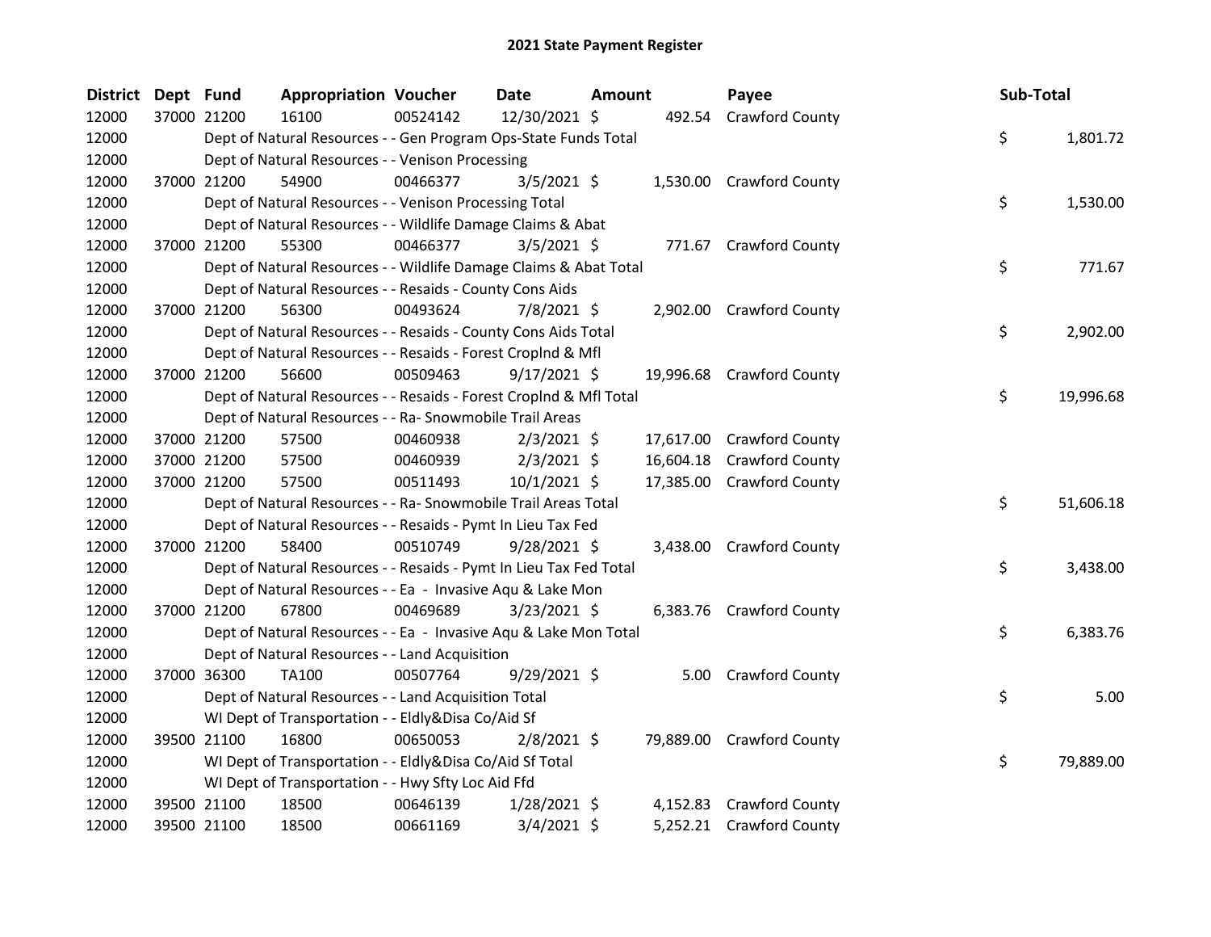# 2021 State Payment Register

| District | Dept | Fund | Appropriation | Voucher | Date | Amount | Payee | Sub-Total |
|---|---|---|---|---|---|---|---|---|
| 12000 | 37000 | 21200 | 16100 | 00524142 | 12/30/2021 | $ 492.54 | Crawford County | |
| 12000 | | Dept of Natural Resources - - Gen Program Ops-State Funds Total | | | | | | $ 1,801.72 |
| 12000 | | Dept of Natural Resources - - Venison Processing | | | | | | |
| 12000 | 37000 | 21200 | 54900 | 00466377 | 3/5/2021 | $ 1,530.00 | Crawford County | |
| 12000 | | Dept of Natural Resources - - Venison Processing Total | | | | | | $ 1,530.00 |
| 12000 | | Dept of Natural Resources - - Wildlife Damage Claims & Abat | | | | | | |
| 12000 | 37000 | 21200 | 55300 | 00466377 | 3/5/2021 | $ 771.67 | Crawford County | |
| 12000 | | Dept of Natural Resources - - Wildlife Damage Claims & Abat Total | | | | | | $ 771.67 |
| 12000 | | Dept of Natural Resources - - Resaids - County Cons Aids | | | | | | |
| 12000 | 37000 | 21200 | 56300 | 00493624 | 7/8/2021 | $ 2,902.00 | Crawford County | |
| 12000 | | Dept of Natural Resources - - Resaids - County Cons Aids Total | | | | | | $ 2,902.00 |
| 12000 | | Dept of Natural Resources - - Resaids - Forest Croplnd & Mfl | | | | | | |
| 12000 | 37000 | 21200 | 56600 | 00509463 | 9/17/2021 | $ 19,996.68 | Crawford County | |
| 12000 | | Dept of Natural Resources - - Resaids - Forest Croplnd & Mfl Total | | | | | | $ 19,996.68 |
| 12000 | | Dept of Natural Resources - - Ra- Snowmobile Trail Areas | | | | | | |
| 12000 | 37000 | 21200 | 57500 | 00460938 | 2/3/2021 | $ 17,617.00 | Crawford County | |
| 12000 | 37000 | 21200 | 57500 | 00460939 | 2/3/2021 | $ 16,604.18 | Crawford County | |
| 12000 | 37000 | 21200 | 57500 | 00511493 | 10/1/2021 | $ 17,385.00 | Crawford County | |
| 12000 | | Dept of Natural Resources - - Ra- Snowmobile Trail Areas Total | | | | | | $ 51,606.18 |
| 12000 | | Dept of Natural Resources - - Resaids - Pymt In Lieu Tax Fed | | | | | | |
| 12000 | 37000 | 21200 | 58400 | 00510749 | 9/28/2021 | $ 3,438.00 | Crawford County | |
| 12000 | | Dept of Natural Resources - - Resaids - Pymt In Lieu Tax Fed Total | | | | | | $ 3,438.00 |
| 12000 | | Dept of Natural Resources - - Ea - Invasive Aqu & Lake Mon | | | | | | |
| 12000 | 37000 | 21200 | 67800 | 00469689 | 3/23/2021 | $ 6,383.76 | Crawford County | |
| 12000 | | Dept of Natural Resources - - Ea - Invasive Aqu & Lake Mon Total | | | | | | $ 6,383.76 |
| 12000 | | Dept of Natural Resources - - Land Acquisition | | | | | | |
| 12000 | 37000 | 36300 | TA100 | 00507764 | 9/29/2021 | $ 5.00 | Crawford County | |
| 12000 | | Dept of Natural Resources - - Land Acquisition Total | | | | | | $ 5.00 |
| 12000 | | WI Dept of Transportation - - Eldly&Disa Co/Aid Sf | | | | | | |
| 12000 | 39500 | 21100 | 16800 | 00650053 | 2/8/2021 | $ 79,889.00 | Crawford County | |
| 12000 | | WI Dept of Transportation - - Eldly&Disa Co/Aid Sf Total | | | | | | $ 79,889.00 |
| 12000 | | WI Dept of Transportation - - Hwy Sfty Loc Aid Ffd | | | | | | |
| 12000 | 39500 | 21100 | 18500 | 00646139 | 1/28/2021 | $ 4,152.83 | Crawford County | |
| 12000 | 39500 | 21100 | 18500 | 00661169 | 3/4/2021 | $ 5,252.21 | Crawford County | |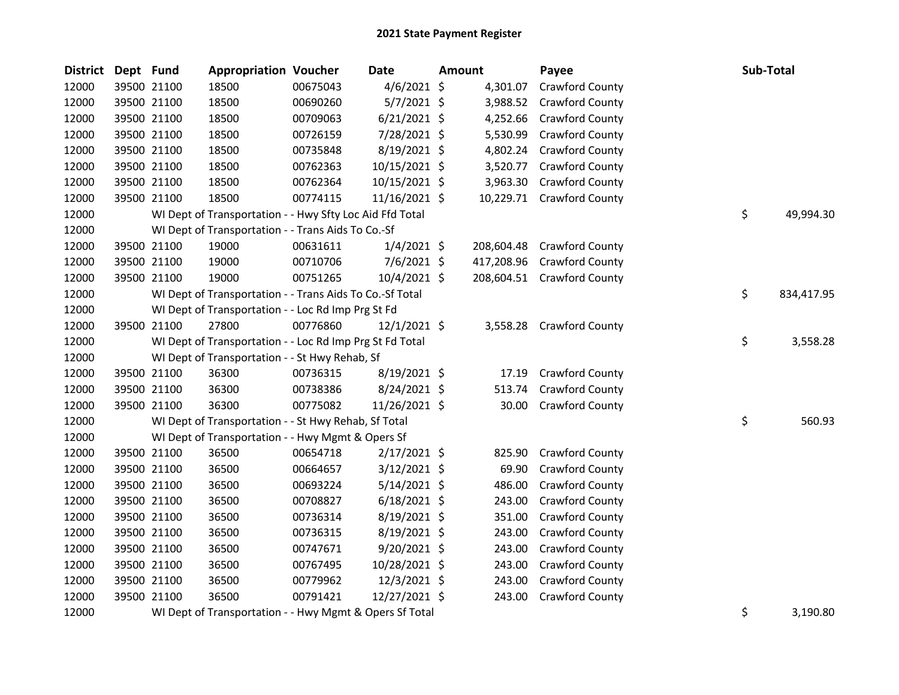## 2021 State Payment Register

| District | Dept | Fund | Appropriation | Voucher | Date | Amount | Payee | Sub-Total |
|---|---|---|---|---|---|---|---|---|
| 12000 | 39500 | 21100 | 18500 | 00675043 | 4/6/2021 | $ 4,301.07 | Crawford County | |
| 12000 | 39500 | 21100 | 18500 | 00690260 | 5/7/2021 | $ 3,988.52 | Crawford County | |
| 12000 | 39500 | 21100 | 18500 | 00709063 | 6/21/2021 | $ 4,252.66 | Crawford County | |
| 12000 | 39500 | 21100 | 18500 | 00726159 | 7/28/2021 | $ 5,530.99 | Crawford County | |
| 12000 | 39500 | 21100 | 18500 | 00735848 | 8/19/2021 | $ 4,802.24 | Crawford County | |
| 12000 | 39500 | 21100 | 18500 | 00762363 | 10/15/2021 | $ 3,520.77 | Crawford County | |
| 12000 | 39500 | 21100 | 18500 | 00762364 | 10/15/2021 | $ 3,963.30 | Crawford County | |
| 12000 | 39500 | 21100 | 18500 | 00774115 | 11/16/2021 | $ 10,229.71 | Crawford County | |
| 12000 | | WI Dept of Transportation - - Hwy Sfty Loc Aid Ffd Total | | | | | | $ 49,994.30 |
| 12000 | | WI Dept of Transportation - - Trans Aids To Co.-Sf | | | | | | |
| 12000 | 39500 | 21100 | 19000 | 00631611 | 1/4/2021 | $ 208,604.48 | Crawford County | |
| 12000 | 39500 | 21100 | 19000 | 00710706 | 7/6/2021 | $ 417,208.96 | Crawford County | |
| 12000 | 39500 | 21100 | 19000 | 00751265 | 10/4/2021 | $ 208,604.51 | Crawford County | |
| 12000 | | WI Dept of Transportation - - Trans Aids To Co.-Sf Total | | | | | | $ 834,417.95 |
| 12000 | | WI Dept of Transportation - - Loc Rd Imp Prg St Fd | | | | | | |
| 12000 | 39500 | 21100 | 27800 | 00776860 | 12/1/2021 | $ 3,558.28 | Crawford County | |
| 12000 | | WI Dept of Transportation - - Loc Rd Imp Prg St Fd Total | | | | | | $ 3,558.28 |
| 12000 | | WI Dept of Transportation - - St Hwy Rehab, Sf | | | | | | |
| 12000 | 39500 | 21100 | 36300 | 00736315 | 8/19/2021 | $ 17.19 | Crawford County | |
| 12000 | 39500 | 21100 | 36300 | 00738386 | 8/24/2021 | $ 513.74 | Crawford County | |
| 12000 | 39500 | 21100 | 36300 | 00775082 | 11/26/2021 | $ 30.00 | Crawford County | |
| 12000 | | WI Dept of Transportation - - St Hwy Rehab, Sf Total | | | | | | $ 560.93 |
| 12000 | | WI Dept of Transportation - - Hwy Mgmt & Opers Sf | | | | | | |
| 12000 | 39500 | 21100 | 36500 | 00654718 | 2/17/2021 | $ 825.90 | Crawford County | |
| 12000 | 39500 | 21100 | 36500 | 00664657 | 3/12/2021 | $ 69.90 | Crawford County | |
| 12000 | 39500 | 21100 | 36500 | 00693224 | 5/14/2021 | $ 486.00 | Crawford County | |
| 12000 | 39500 | 21100 | 36500 | 00708827 | 6/18/2021 | $ 243.00 | Crawford County | |
| 12000 | 39500 | 21100 | 36500 | 00736314 | 8/19/2021 | $ 351.00 | Crawford County | |
| 12000 | 39500 | 21100 | 36500 | 00736315 | 8/19/2021 | $ 243.00 | Crawford County | |
| 12000 | 39500 | 21100 | 36500 | 00747671 | 9/20/2021 | $ 243.00 | Crawford County | |
| 12000 | 39500 | 21100 | 36500 | 00767495 | 10/28/2021 | $ 243.00 | Crawford County | |
| 12000 | 39500 | 21100 | 36500 | 00779962 | 12/3/2021 | $ 243.00 | Crawford County | |
| 12000 | 39500 | 21100 | 36500 | 00791421 | 12/27/2021 | $ 243.00 | Crawford County | |
| 12000 | | WI Dept of Transportation - - Hwy Mgmt & Opers Sf Total | | | | | | $ 3,190.80 |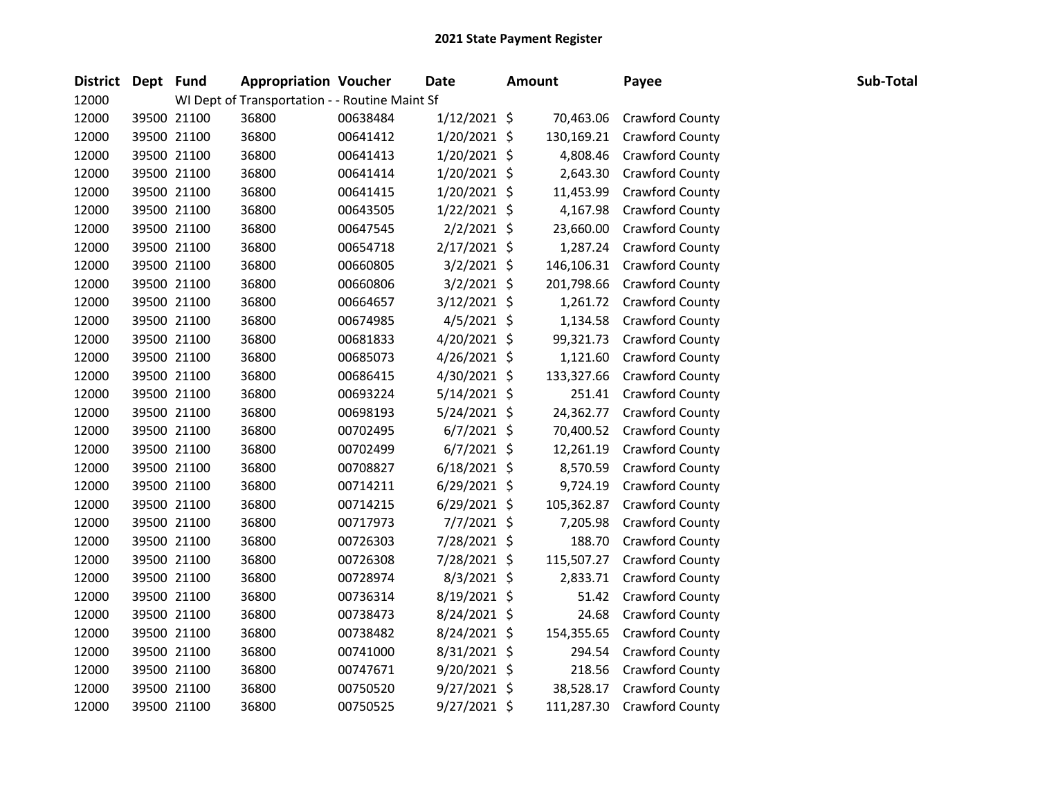# 2021 State Payment Register

| District | Dept | Fund | Appropriation | Voucher | Date | Amount | Payee | Sub-Total |
|---|---|---|---|---|---|---|---|---|
| 12000 | | WI Dept of Transportation - - Routine Maint Sf | | | | | | |
| 12000 | 39500 | 21100 | 36800 | 00638484 | 1/12/2021 | $ 70,463.06 | Crawford County | |
| 12000 | 39500 | 21100 | 36800 | 00641412 | 1/20/2021 | $ 130,169.21 | Crawford County | |
| 12000 | 39500 | 21100 | 36800 | 00641413 | 1/20/2021 | $ 4,808.46 | Crawford County | |
| 12000 | 39500 | 21100 | 36800 | 00641414 | 1/20/2021 | $ 2,643.30 | Crawford County | |
| 12000 | 39500 | 21100 | 36800 | 00641415 | 1/20/2021 | $ 11,453.99 | Crawford County | |
| 12000 | 39500 | 21100 | 36800 | 00643505 | 1/22/2021 | $ 4,167.98 | Crawford County | |
| 12000 | 39500 | 21100 | 36800 | 00647545 | 2/2/2021 | $ 23,660.00 | Crawford County | |
| 12000 | 39500 | 21100 | 36800 | 00654718 | 2/17/2021 | $ 1,287.24 | Crawford County | |
| 12000 | 39500 | 21100 | 36800 | 00660805 | 3/2/2021 | $ 146,106.31 | Crawford County | |
| 12000 | 39500 | 21100 | 36800 | 00660806 | 3/2/2021 | $ 201,798.66 | Crawford County | |
| 12000 | 39500 | 21100 | 36800 | 00664657 | 3/12/2021 | $ 1,261.72 | Crawford County | |
| 12000 | 39500 | 21100 | 36800 | 00674985 | 4/5/2021 | $ 1,134.58 | Crawford County | |
| 12000 | 39500 | 21100 | 36800 | 00681833 | 4/20/2021 | $ 99,321.73 | Crawford County | |
| 12000 | 39500 | 21100 | 36800 | 00685073 | 4/26/2021 | $ 1,121.60 | Crawford County | |
| 12000 | 39500 | 21100 | 36800 | 00686415 | 4/30/2021 | $ 133,327.66 | Crawford County | |
| 12000 | 39500 | 21100 | 36800 | 00693224 | 5/14/2021 | $ 251.41 | Crawford County | |
| 12000 | 39500 | 21100 | 36800 | 00698193 | 5/24/2021 | $ 24,362.77 | Crawford County | |
| 12000 | 39500 | 21100 | 36800 | 00702495 | 6/7/2021 | $ 70,400.52 | Crawford County | |
| 12000 | 39500 | 21100 | 36800 | 00702499 | 6/7/2021 | $ 12,261.19 | Crawford County | |
| 12000 | 39500 | 21100 | 36800 | 00708827 | 6/18/2021 | $ 8,570.59 | Crawford County | |
| 12000 | 39500 | 21100 | 36800 | 00714211 | 6/29/2021 | $ 9,724.19 | Crawford County | |
| 12000 | 39500 | 21100 | 36800 | 00714215 | 6/29/2021 | $ 105,362.87 | Crawford County | |
| 12000 | 39500 | 21100 | 36800 | 00717973 | 7/7/2021 | $ 7,205.98 | Crawford County | |
| 12000 | 39500 | 21100 | 36800 | 00726303 | 7/28/2021 | $ 188.70 | Crawford County | |
| 12000 | 39500 | 21100 | 36800 | 00726308 | 7/28/2021 | $ 115,507.27 | Crawford County | |
| 12000 | 39500 | 21100 | 36800 | 00728974 | 8/3/2021 | $ 2,833.71 | Crawford County | |
| 12000 | 39500 | 21100 | 36800 | 00736314 | 8/19/2021 | $ 51.42 | Crawford County | |
| 12000 | 39500 | 21100 | 36800 | 00738473 | 8/24/2021 | $ 24.68 | Crawford County | |
| 12000 | 39500 | 21100 | 36800 | 00738482 | 8/24/2021 | $ 154,355.65 | Crawford County | |
| 12000 | 39500 | 21100 | 36800 | 00741000 | 8/31/2021 | $ 294.54 | Crawford County | |
| 12000 | 39500 | 21100 | 36800 | 00747671 | 9/20/2021 | $ 218.56 | Crawford County | |
| 12000 | 39500 | 21100 | 36800 | 00750520 | 9/27/2021 | $ 38,528.17 | Crawford County | |
| 12000 | 39500 | 21100 | 36800 | 00750525 | 9/27/2021 | $ 111,287.30 | Crawford County | |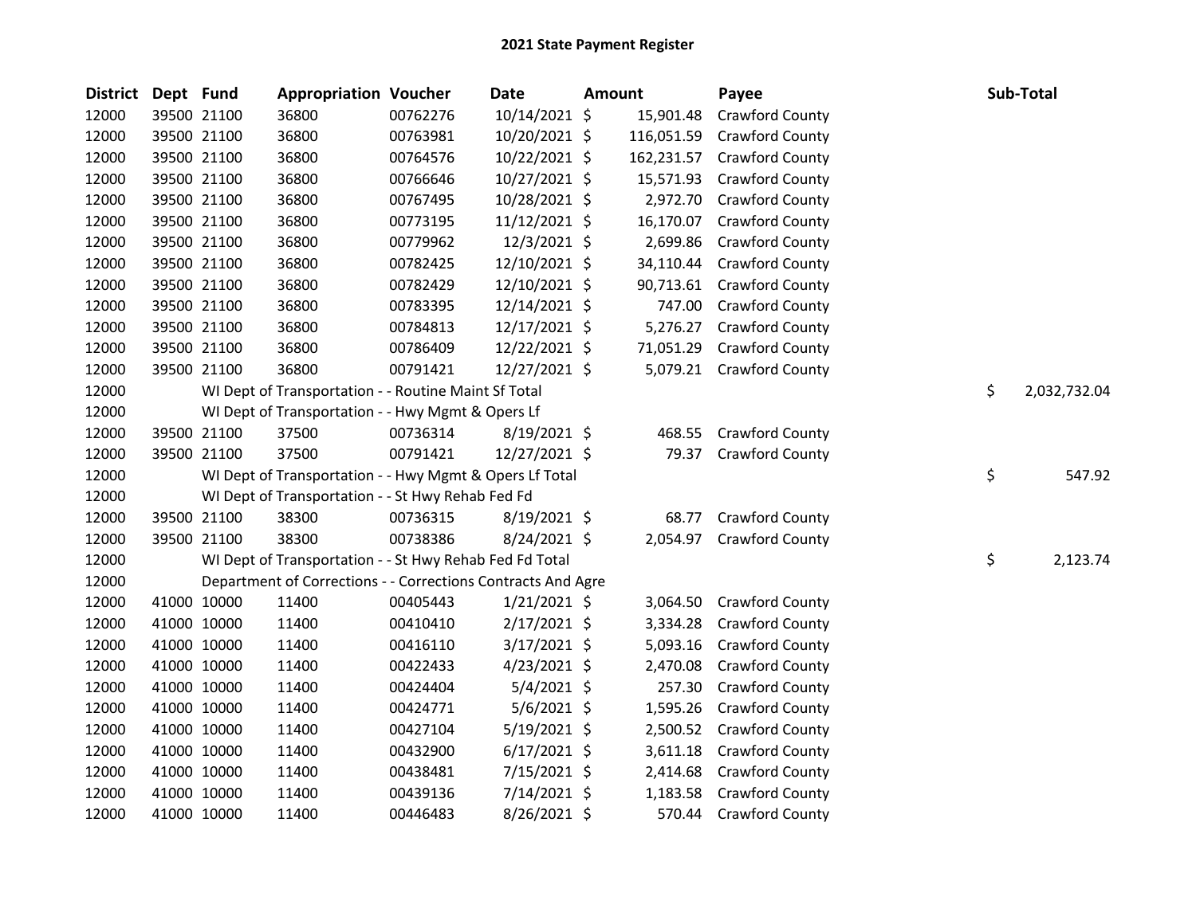# 2021 State Payment Register

| District | Dept | Fund | Appropriation | Voucher | Date | Amount | Payee | Sub-Total |
|---|---|---|---|---|---|---|---|---|
| 12000 | 39500 | 21100 | 36800 | 00762276 | 10/14/2021 | $ 15,901.48 | Crawford County | |
| 12000 | 39500 | 21100 | 36800 | 00763981 | 10/20/2021 | $ 116,051.59 | Crawford County | |
| 12000 | 39500 | 21100 | 36800 | 00764576 | 10/22/2021 | $ 162,231.57 | Crawford County | |
| 12000 | 39500 | 21100 | 36800 | 00766646 | 10/27/2021 | $ 15,571.93 | Crawford County | |
| 12000 | 39500 | 21100 | 36800 | 00767495 | 10/28/2021 | $ 2,972.70 | Crawford County | |
| 12000 | 39500 | 21100 | 36800 | 00773195 | 11/12/2021 | $ 16,170.07 | Crawford County | |
| 12000 | 39500 | 21100 | 36800 | 00779962 | 12/3/2021 | $ 2,699.86 | Crawford County | |
| 12000 | 39500 | 21100 | 36800 | 00782425 | 12/10/2021 | $ 34,110.44 | Crawford County | |
| 12000 | 39500 | 21100 | 36800 | 00782429 | 12/10/2021 | $ 90,713.61 | Crawford County | |
| 12000 | 39500 | 21100 | 36800 | 00783395 | 12/14/2021 | $ 747.00 | Crawford County | |
| 12000 | 39500 | 21100 | 36800 | 00784813 | 12/17/2021 | $ 5,276.27 | Crawford County | |
| 12000 | 39500 | 21100 | 36800 | 00786409 | 12/22/2021 | $ 71,051.29 | Crawford County | |
| 12000 | 39500 | 21100 | 36800 | 00791421 | 12/27/2021 | $ 5,079.21 | Crawford County | |
| 12000 | | WI Dept of Transportation - - Routine Maint Sf Total | | | | | | $ 2,032,732.04 |
| 12000 | | WI Dept of Transportation - - Hwy Mgmt & Opers Lf | | | | | | |
| 12000 | 39500 | 21100 | 37500 | 00736314 | 8/19/2021 | $ 468.55 | Crawford County | |
| 12000 | 39500 | 21100 | 37500 | 00791421 | 12/27/2021 | $ 79.37 | Crawford County | |
| 12000 | | WI Dept of Transportation - - Hwy Mgmt & Opers Lf Total | | | | | | $ 547.92 |
| 12000 | | WI Dept of Transportation - - St Hwy Rehab Fed Fd | | | | | | |
| 12000 | 39500 | 21100 | 38300 | 00736315 | 8/19/2021 | $ 68.77 | Crawford County | |
| 12000 | 39500 | 21100 | 38300 | 00738386 | 8/24/2021 | $ 2,054.97 | Crawford County | |
| 12000 | | WI Dept of Transportation - - St Hwy Rehab Fed Fd Total | | | | | | $ 2,123.74 |
| 12000 | | Department of Corrections - - Corrections Contracts And Agre | | | | | | |
| 12000 | 41000 | 10000 | 11400 | 00405443 | 1/21/2021 | $ 3,064.50 | Crawford County | |
| 12000 | 41000 | 10000 | 11400 | 00410410 | 2/17/2021 | $ 3,334.28 | Crawford County | |
| 12000 | 41000 | 10000 | 11400 | 00416110 | 3/17/2021 | $ 5,093.16 | Crawford County | |
| 12000 | 41000 | 10000 | 11400 | 00422433 | 4/23/2021 | $ 2,470.08 | Crawford County | |
| 12000 | 41000 | 10000 | 11400 | 00424404 | 5/4/2021 | $ 257.30 | Crawford County | |
| 12000 | 41000 | 10000 | 11400 | 00424771 | 5/6/2021 | $ 1,595.26 | Crawford County | |
| 12000 | 41000 | 10000 | 11400 | 00427104 | 5/19/2021 | $ 2,500.52 | Crawford County | |
| 12000 | 41000 | 10000 | 11400 | 00432900 | 6/17/2021 | $ 3,611.18 | Crawford County | |
| 12000 | 41000 | 10000 | 11400 | 00438481 | 7/15/2021 | $ 2,414.68 | Crawford County | |
| 12000 | 41000 | 10000 | 11400 | 00439136 | 7/14/2021 | $ 1,183.58 | Crawford County | |
| 12000 | 41000 | 10000 | 11400 | 00446483 | 8/26/2021 | $ 570.44 | Crawford County | |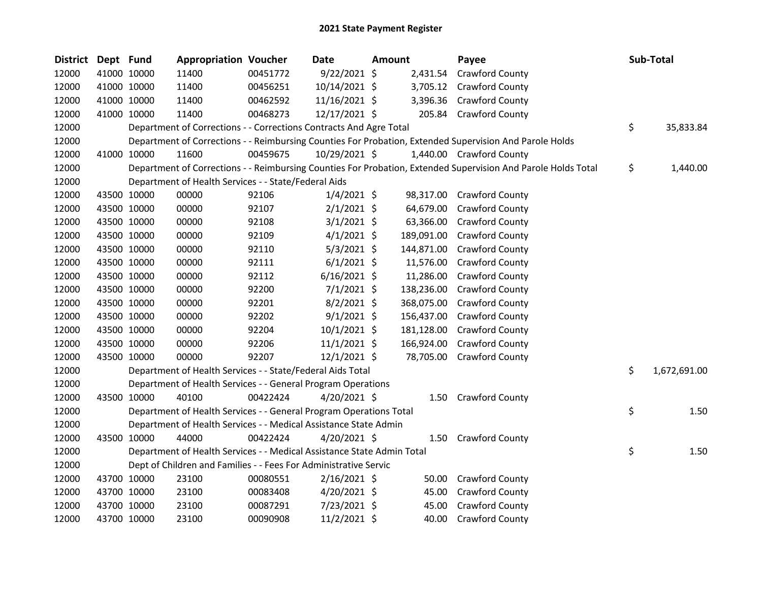## 2021 State Payment Register

| District | Dept | Fund | Appropriation | Voucher | Date | Amount | Payee | Sub-Total |
|---|---|---|---|---|---|---|---|---|
| 12000 | 41000 | 10000 | 11400 | 00451772 | 9/22/2021 | $ 2,431.54 | Crawford County | |
| 12000 | 41000 | 10000 | 11400 | 00456251 | 10/14/2021 | $ 3,705.12 | Crawford County | |
| 12000 | 41000 | 10000 | 11400 | 00462592 | 11/16/2021 | $ 3,396.36 | Crawford County | |
| 12000 | 41000 | 10000 | 11400 | 00468273 | 12/17/2021 | $ 205.84 | Crawford County | |
| 12000 | | | Department of Corrections - - Corrections Contracts And Agre Total | | | | | $ 35,833.84 |
| 12000 | | | Department of Corrections - - Reimbursing Counties For Probation, Extended Supervision And Parole Holds | | | | | |
| 12000 | 41000 | 10000 | 11600 | 00459675 | 10/29/2021 | $ 1,440.00 | Crawford County | |
| 12000 | | | Department of Corrections - - Reimbursing Counties For Probation, Extended Supervision And Parole Holds Total | | | | | $ 1,440.00 |
| 12000 | | | Department of Health Services - - State/Federal Aids | | | | | |
| 12000 | 43500 | 10000 | 00000 | 92106 | 1/4/2021 | $ 98,317.00 | Crawford County | |
| 12000 | 43500 | 10000 | 00000 | 92107 | 2/1/2021 | $ 64,679.00 | Crawford County | |
| 12000 | 43500 | 10000 | 00000 | 92108 | 3/1/2021 | $ 63,366.00 | Crawford County | |
| 12000 | 43500 | 10000 | 00000 | 92109 | 4/1/2021 | $ 189,091.00 | Crawford County | |
| 12000 | 43500 | 10000 | 00000 | 92110 | 5/3/2021 | $ 144,871.00 | Crawford County | |
| 12000 | 43500 | 10000 | 00000 | 92111 | 6/1/2021 | $ 11,576.00 | Crawford County | |
| 12000 | 43500 | 10000 | 00000 | 92112 | 6/16/2021 | $ 11,286.00 | Crawford County | |
| 12000 | 43500 | 10000 | 00000 | 92200 | 7/1/2021 | $ 138,236.00 | Crawford County | |
| 12000 | 43500 | 10000 | 00000 | 92201 | 8/2/2021 | $ 368,075.00 | Crawford County | |
| 12000 | 43500 | 10000 | 00000 | 92202 | 9/1/2021 | $ 156,437.00 | Crawford County | |
| 12000 | 43500 | 10000 | 00000 | 92204 | 10/1/2021 | $ 181,128.00 | Crawford County | |
| 12000 | 43500 | 10000 | 00000 | 92206 | 11/1/2021 | $ 166,924.00 | Crawford County | |
| 12000 | 43500 | 10000 | 00000 | 92207 | 12/1/2021 | $ 78,705.00 | Crawford County | |
| 12000 | | | Department of Health Services - - State/Federal Aids Total | | | | | $ 1,672,691.00 |
| 12000 | | | Department of Health Services - - General Program Operations | | | | | |
| 12000 | 43500 | 10000 | 40100 | 00422424 | 4/20/2021 | $ 1.50 | Crawford County | |
| 12000 | | | Department of Health Services - - General Program Operations Total | | | | | $ 1.50 |
| 12000 | | | Department of Health Services - - Medical Assistance State Admin | | | | | |
| 12000 | 43500 | 10000 | 44000 | 00422424 | 4/20/2021 | $ 1.50 | Crawford County | |
| 12000 | | | Department of Health Services - - Medical Assistance State Admin Total | | | | | $ 1.50 |
| 12000 | | | Dept of Children and Families - - Fees For Administrative Servic | | | | | |
| 12000 | 43700 | 10000 | 23100 | 00080551 | 2/16/2021 | $ 50.00 | Crawford County | |
| 12000 | 43700 | 10000 | 23100 | 00083408 | 4/20/2021 | $ 45.00 | Crawford County | |
| 12000 | 43700 | 10000 | 23100 | 00087291 | 7/23/2021 | $ 45.00 | Crawford County | |
| 12000 | 43700 | 10000 | 23100 | 00090908 | 11/2/2021 | $ 40.00 | Crawford County | |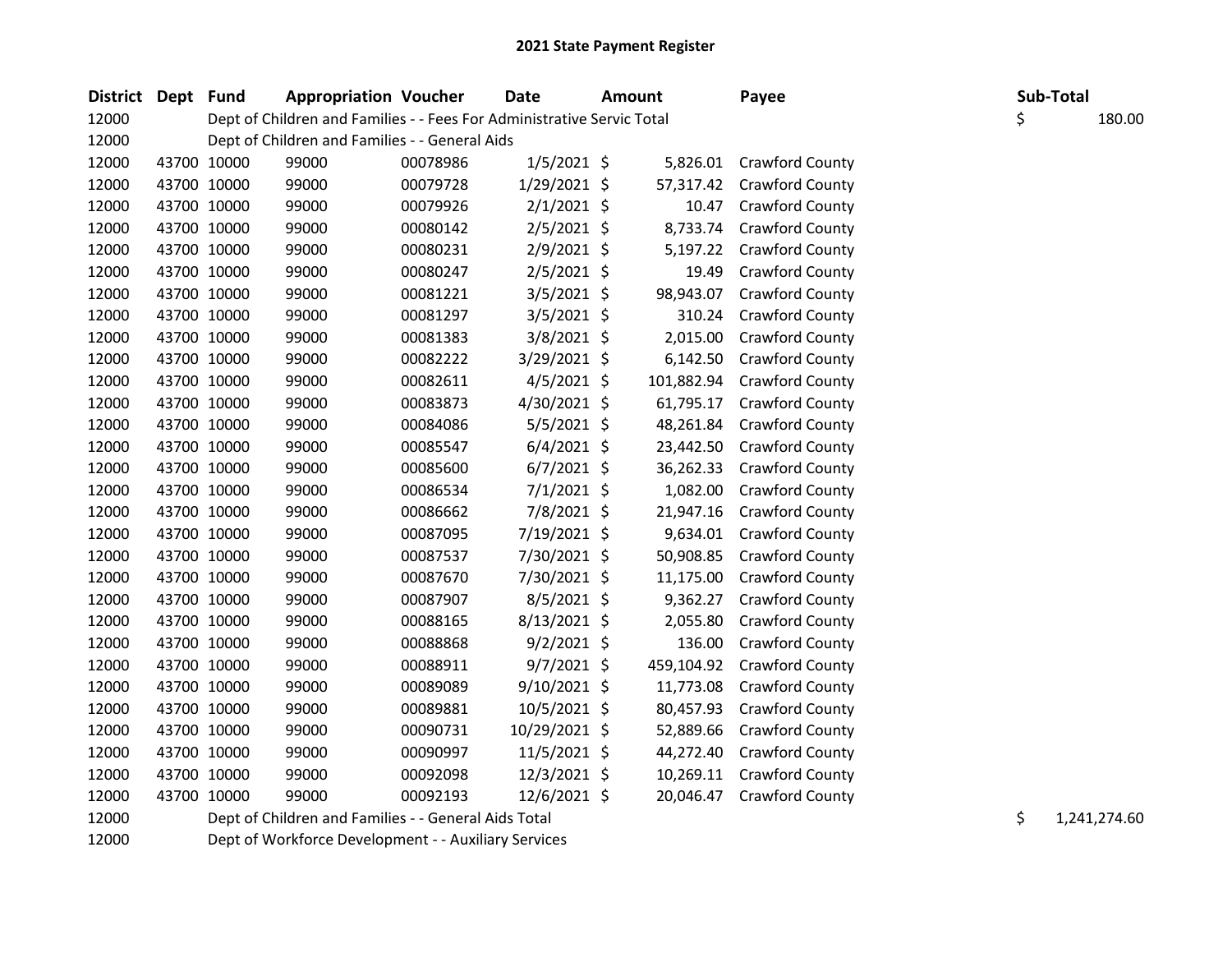# 2021 State Payment Register

| District | Dept | Fund | Appropriation | Voucher | Date | Amount | Payee | Sub-Total |
|---|---|---|---|---|---|---|---|---|
| 12000 | | Dept of Children and Families - - Fees For Administrative Servic Total | | | | | | $ 180.00 |
| 12000 | | Dept of Children and Families - - General Aids | | | | | | |
| 12000 | 43700 | 10000 | 99000 | 00078986 | 1/5/2021 | $ 5,826.01 | Crawford County | |
| 12000 | 43700 | 10000 | 99000 | 00079728 | 1/29/2021 | $ 57,317.42 | Crawford County | |
| 12000 | 43700 | 10000 | 99000 | 00079926 | 2/1/2021 | $ 10.47 | Crawford County | |
| 12000 | 43700 | 10000 | 99000 | 00080142 | 2/5/2021 | $ 8,733.74 | Crawford County | |
| 12000 | 43700 | 10000 | 99000 | 00080231 | 2/9/2021 | $ 5,197.22 | Crawford County | |
| 12000 | 43700 | 10000 | 99000 | 00080247 | 2/5/2021 | $ 19.49 | Crawford County | |
| 12000 | 43700 | 10000 | 99000 | 00081221 | 3/5/2021 | $ 98,943.07 | Crawford County | |
| 12000 | 43700 | 10000 | 99000 | 00081297 | 3/5/2021 | $ 310.24 | Crawford County | |
| 12000 | 43700 | 10000 | 99000 | 00081383 | 3/8/2021 | $ 2,015.00 | Crawford County | |
| 12000 | 43700 | 10000 | 99000 | 00082222 | 3/29/2021 | $ 6,142.50 | Crawford County | |
| 12000 | 43700 | 10000 | 99000 | 00082611 | 4/5/2021 | $ 101,882.94 | Crawford County | |
| 12000 | 43700 | 10000 | 99000 | 00083873 | 4/30/2021 | $ 61,795.17 | Crawford County | |
| 12000 | 43700 | 10000 | 99000 | 00084086 | 5/5/2021 | $ 48,261.84 | Crawford County | |
| 12000 | 43700 | 10000 | 99000 | 00085547 | 6/4/2021 | $ 23,442.50 | Crawford County | |
| 12000 | 43700 | 10000 | 99000 | 00085600 | 6/7/2021 | $ 36,262.33 | Crawford County | |
| 12000 | 43700 | 10000 | 99000 | 00086534 | 7/1/2021 | $ 1,082.00 | Crawford County | |
| 12000 | 43700 | 10000 | 99000 | 00086662 | 7/8/2021 | $ 21,947.16 | Crawford County | |
| 12000 | 43700 | 10000 | 99000 | 00087095 | 7/19/2021 | $ 9,634.01 | Crawford County | |
| 12000 | 43700 | 10000 | 99000 | 00087537 | 7/30/2021 | $ 50,908.85 | Crawford County | |
| 12000 | 43700 | 10000 | 99000 | 00087670 | 7/30/2021 | $ 11,175.00 | Crawford County | |
| 12000 | 43700 | 10000 | 99000 | 00087907 | 8/5/2021 | $ 9,362.27 | Crawford County | |
| 12000 | 43700 | 10000 | 99000 | 00088165 | 8/13/2021 | $ 2,055.80 | Crawford County | |
| 12000 | 43700 | 10000 | 99000 | 00088868 | 9/2/2021 | $ 136.00 | Crawford County | |
| 12000 | 43700 | 10000 | 99000 | 00088911 | 9/7/2021 | $ 459,104.92 | Crawford County | |
| 12000 | 43700 | 10000 | 99000 | 00089089 | 9/10/2021 | $ 11,773.08 | Crawford County | |
| 12000 | 43700 | 10000 | 99000 | 00089881 | 10/5/2021 | $ 80,457.93 | Crawford County | |
| 12000 | 43700 | 10000 | 99000 | 00090731 | 10/29/2021 | $ 52,889.66 | Crawford County | |
| 12000 | 43700 | 10000 | 99000 | 00090997 | 11/5/2021 | $ 44,272.40 | Crawford County | |
| 12000 | 43700 | 10000 | 99000 | 00092098 | 12/3/2021 | $ 10,269.11 | Crawford County | |
| 12000 | 43700 | 10000 | 99000 | 00092193 | 12/6/2021 | $ 20,046.47 | Crawford County | |
| 12000 | | Dept of Children and Families - - General Aids Total | | | | | | $ 1,241,274.60 |
| 12000 | | Dept of Workforce Development - - Auxiliary Services | | | | | | |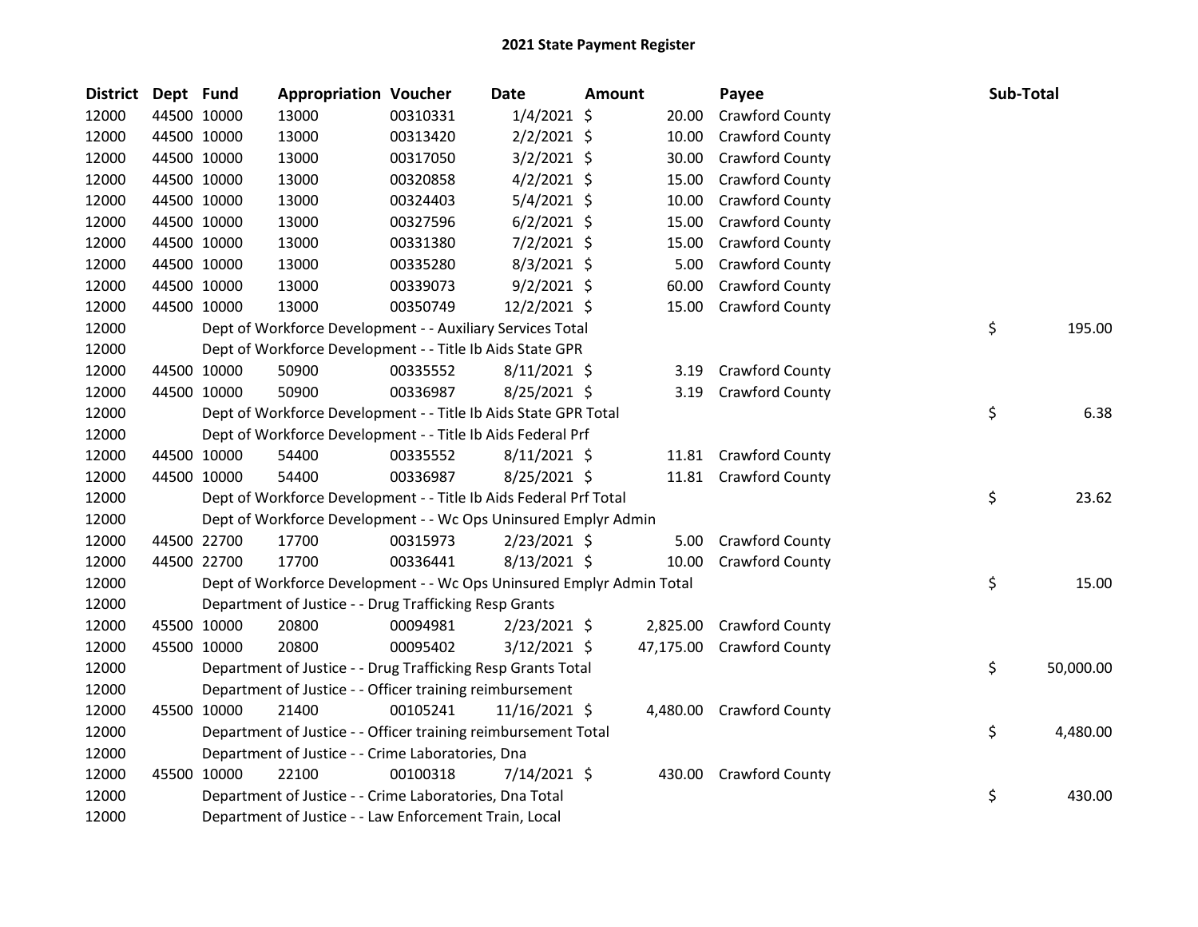# 2021 State Payment Register

| District | Dept | Fund | Appropriation | Voucher | Date | Amount | Payee | Sub-Total |
|---|---|---|---|---|---|---|---|---|
| 12000 | 44500 | 10000 | 13000 | 00310331 | 1/4/2021 | $ 20.00 | Crawford County | |
| 12000 | 44500 | 10000 | 13000 | 00313420 | 2/2/2021 | $ 10.00 | Crawford County | |
| 12000 | 44500 | 10000 | 13000 | 00317050 | 3/2/2021 | $ 30.00 | Crawford County | |
| 12000 | 44500 | 10000 | 13000 | 00320858 | 4/2/2021 | $ 15.00 | Crawford County | |
| 12000 | 44500 | 10000 | 13000 | 00324403 | 5/4/2021 | $ 10.00 | Crawford County | |
| 12000 | 44500 | 10000 | 13000 | 00327596 | 6/2/2021 | $ 15.00 | Crawford County | |
| 12000 | 44500 | 10000 | 13000 | 00331380 | 7/2/2021 | $ 15.00 | Crawford County | |
| 12000 | 44500 | 10000 | 13000 | 00335280 | 8/3/2021 | $ 5.00 | Crawford County | |
| 12000 | 44500 | 10000 | 13000 | 00339073 | 9/2/2021 | $ 60.00 | Crawford County | |
| 12000 | 44500 | 10000 | 13000 | 00350749 | 12/2/2021 | $ 15.00 | Crawford County | |
| 12000 | | Dept of Workforce Development - - Auxiliary Services Total | | | | | | $ 195.00 |
| 12000 | | Dept of Workforce Development - - Title Ib Aids State GPR | | | | | | |
| 12000 | 44500 | 10000 | 50900 | 00335552 | 8/11/2021 | $ 3.19 | Crawford County | |
| 12000 | 44500 | 10000 | 50900 | 00336987 | 8/25/2021 | $ 3.19 | Crawford County | |
| 12000 | | Dept of Workforce Development - - Title Ib Aids State GPR Total | | | | | | $ 6.38 |
| 12000 | | Dept of Workforce Development - - Title Ib Aids Federal Prf | | | | | | |
| 12000 | 44500 | 10000 | 54400 | 00335552 | 8/11/2021 | $ 11.81 | Crawford County | |
| 12000 | 44500 | 10000 | 54400 | 00336987 | 8/25/2021 | $ 11.81 | Crawford County | |
| 12000 | | Dept of Workforce Development - - Title Ib Aids Federal Prf Total | | | | | | $ 23.62 |
| 12000 | | Dept of Workforce Development - - Wc Ops Uninsured Emplyr Admin | | | | | | |
| 12000 | 44500 | 22700 | 17700 | 00315973 | 2/23/2021 | $ 5.00 | Crawford County | |
| 12000 | 44500 | 22700 | 17700 | 00336441 | 8/13/2021 | $ 10.00 | Crawford County | |
| 12000 | | Dept of Workforce Development - - Wc Ops Uninsured Emplyr Admin Total | | | | | | $ 15.00 |
| 12000 | | Department of Justice - - Drug Trafficking Resp Grants | | | | | | |
| 12000 | 45500 | 10000 | 20800 | 00094981 | 2/23/2021 | $ 2,825.00 | Crawford County | |
| 12000 | 45500 | 10000 | 20800 | 00095402 | 3/12/2021 | $ 47,175.00 | Crawford County | |
| 12000 | | Department of Justice - - Drug Trafficking Resp Grants Total | | | | | | $ 50,000.00 |
| 12000 | | Department of Justice - - Officer training reimbursement | | | | | | |
| 12000 | 45500 | 10000 | 21400 | 00105241 | 11/16/2021 | $ 4,480.00 | Crawford County | |
| 12000 | | Department of Justice - - Officer training reimbursement Total | | | | | | $ 4,480.00 |
| 12000 | | Department of Justice - - Crime Laboratories, Dna | | | | | | |
| 12000 | 45500 | 10000 | 22100 | 00100318 | 7/14/2021 | $ 430.00 | Crawford County | |
| 12000 | | Department of Justice - - Crime Laboratories, Dna Total | | | | | | $ 430.00 |
| 12000 | | Department of Justice - - Law Enforcement Train, Local | | | | | | |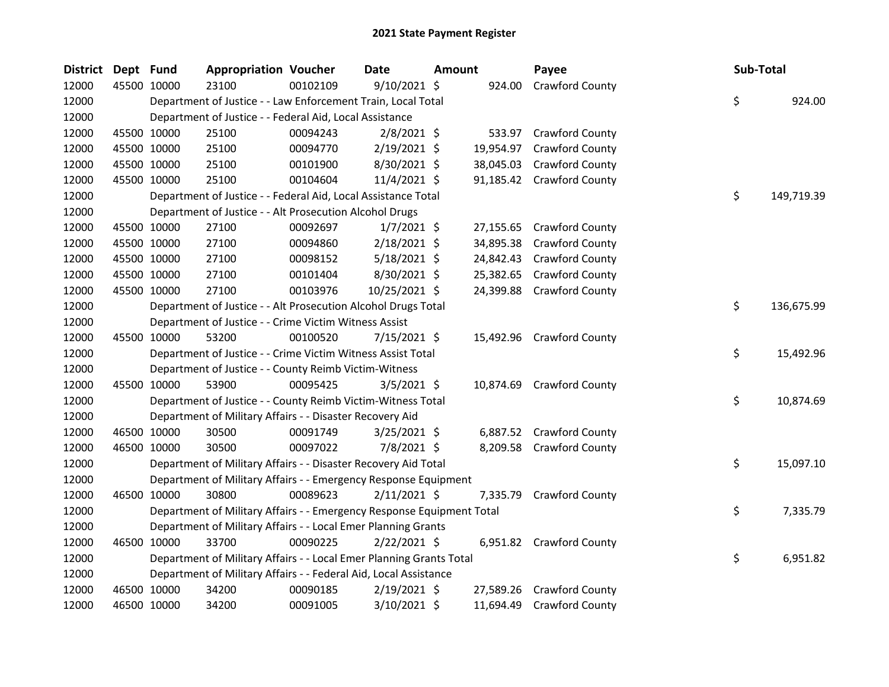# 2021 State Payment Register

| District | Dept | Fund | Appropriation | Voucher | Date | Amount | Payee | Sub-Total |
|---|---|---|---|---|---|---|---|---|
| 12000 | 45500 | 10000 | 23100 | 00102109 | 9/10/2021 | $ 924.00 | Crawford County | |
| 12000 | | | Department of Justice - - Law Enforcement Train, Local Total | | | | | $ 924.00 |
| 12000 | | | Department of Justice - - Federal Aid, Local Assistance | | | | | |
| 12000 | 45500 | 10000 | 25100 | 00094243 | 2/8/2021 | $ 533.97 | Crawford County | |
| 12000 | 45500 | 10000 | 25100 | 00094770 | 2/19/2021 | $ 19,954.97 | Crawford County | |
| 12000 | 45500 | 10000 | 25100 | 00101900 | 8/30/2021 | $ 38,045.03 | Crawford County | |
| 12000 | 45500 | 10000 | 25100 | 00104604 | 11/4/2021 | $ 91,185.42 | Crawford County | |
| 12000 | | | Department of Justice - - Federal Aid, Local Assistance Total | | | | | $ 149,719.39 |
| 12000 | | | Department of Justice - - Alt Prosecution Alcohol Drugs | | | | | |
| 12000 | 45500 | 10000 | 27100 | 00092697 | 1/7/2021 | $ 27,155.65 | Crawford County | |
| 12000 | 45500 | 10000 | 27100 | 00094860 | 2/18/2021 | $ 34,895.38 | Crawford County | |
| 12000 | 45500 | 10000 | 27100 | 00098152 | 5/18/2021 | $ 24,842.43 | Crawford County | |
| 12000 | 45500 | 10000 | 27100 | 00101404 | 8/30/2021 | $ 25,382.65 | Crawford County | |
| 12000 | 45500 | 10000 | 27100 | 00103976 | 10/25/2021 | $ 24,399.88 | Crawford County | |
| 12000 | | | Department of Justice - - Alt Prosecution Alcohol Drugs Total | | | | | $ 136,675.99 |
| 12000 | | | Department of Justice - - Crime Victim Witness Assist | | | | | |
| 12000 | 45500 | 10000 | 53200 | 00100520 | 7/15/2021 | $ 15,492.96 | Crawford County | |
| 12000 | | | Department of Justice - - Crime Victim Witness Assist Total | | | | | $ 15,492.96 |
| 12000 | | | Department of Justice - - County Reimb Victim-Witness | | | | | |
| 12000 | 45500 | 10000 | 53900 | 00095425 | 3/5/2021 | $ 10,874.69 | Crawford County | |
| 12000 | | | Department of Justice - - County Reimb Victim-Witness Total | | | | | $ 10,874.69 |
| 12000 | | | Department of Military Affairs - - Disaster Recovery Aid | | | | | |
| 12000 | 46500 | 10000 | 30500 | 00091749 | 3/25/2021 | $ 6,887.52 | Crawford County | |
| 12000 | 46500 | 10000 | 30500 | 00097022 | 7/8/2021 | $ 8,209.58 | Crawford County | |
| 12000 | | | Department of Military Affairs - - Disaster Recovery Aid Total | | | | | $ 15,097.10 |
| 12000 | | | Department of Military Affairs - - Emergency Response Equipment | | | | | |
| 12000 | 46500 | 10000 | 30800 | 00089623 | 2/11/2021 | $ 7,335.79 | Crawford County | |
| 12000 | | | Department of Military Affairs - - Emergency Response Equipment Total | | | | | $ 7,335.79 |
| 12000 | | | Department of Military Affairs - - Local Emer Planning Grants | | | | | |
| 12000 | 46500 | 10000 | 33700 | 00090225 | 2/22/2021 | $ 6,951.82 | Crawford County | |
| 12000 | | | Department of Military Affairs - - Local Emer Planning Grants Total | | | | | $ 6,951.82 |
| 12000 | | | Department of Military Affairs - - Federal Aid, Local Assistance | | | | | |
| 12000 | 46500 | 10000 | 34200 | 00090185 | 2/19/2021 | $ 27,589.26 | Crawford County | |
| 12000 | 46500 | 10000 | 34200 | 00091005 | 3/10/2021 | $ 11,694.49 | Crawford County | |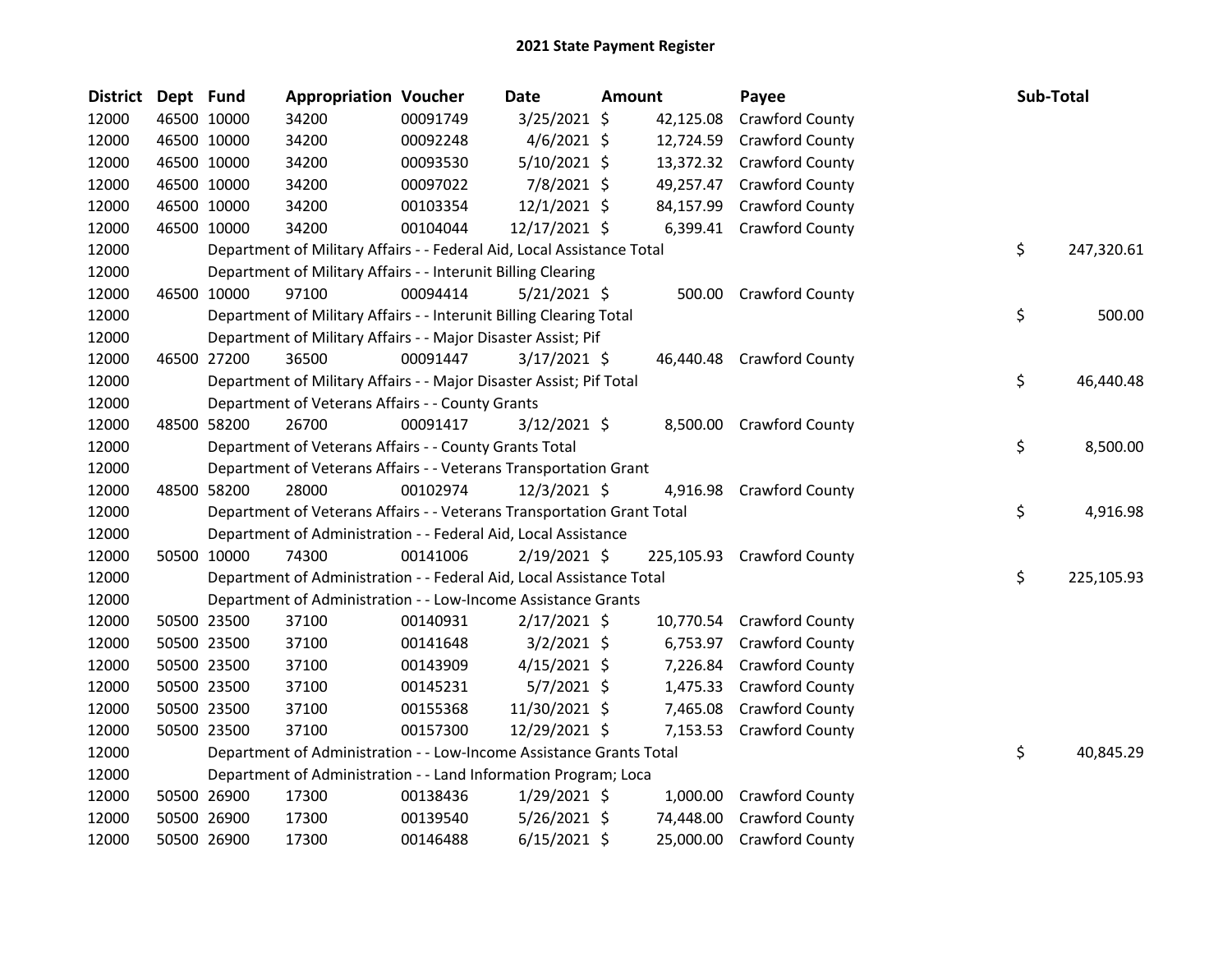# 2021 State Payment Register

| District | Dept | Fund | Appropriation | Voucher | Date | Amount | Payee | Sub-Total |
|---|---|---|---|---|---|---|---|---|
| 12000 | 46500 | 10000 | 34200 | 00091749 | 3/25/2021 | $ 42,125.08 | Crawford County | |
| 12000 | 46500 | 10000 | 34200 | 00092248 | 4/6/2021 | $ 12,724.59 | Crawford County | |
| 12000 | 46500 | 10000 | 34200 | 00093530 | 5/10/2021 | $ 13,372.32 | Crawford County | |
| 12000 | 46500 | 10000 | 34200 | 00097022 | 7/8/2021 | $ 49,257.47 | Crawford County | |
| 12000 | 46500 | 10000 | 34200 | 00103354 | 12/1/2021 | $ 84,157.99 | Crawford County | |
| 12000 | 46500 | 10000 | 34200 | 00104044 | 12/17/2021 | $ 6,399.41 | Crawford County | |
| 12000 | | Department of Military Affairs - - Federal Aid, Local Assistance Total | | | | | | $ 247,320.61 |
| 12000 | | Department of Military Affairs - - Interunit Billing Clearing | | | | | | |
| 12000 | 46500 | 10000 | 97100 | 00094414 | 5/21/2021 | $ 500.00 | Crawford County | |
| 12000 | | Department of Military Affairs - - Interunit Billing Clearing Total | | | | | | $ 500.00 |
| 12000 | | Department of Military Affairs - - Major Disaster Assist; Pif | | | | | | |
| 12000 | 46500 | 27200 | 36500 | 00091447 | 3/17/2021 | $ 46,440.48 | Crawford County | |
| 12000 | | Department of Military Affairs - - Major Disaster Assist; Pif Total | | | | | | $ 46,440.48 |
| 12000 | | Department of Veterans Affairs - - County Grants | | | | | | |
| 12000 | 48500 | 58200 | 26700 | 00091417 | 3/12/2021 | $ 8,500.00 | Crawford County | |
| 12000 | | Department of Veterans Affairs - - County Grants Total | | | | | | $ 8,500.00 |
| 12000 | | Department of Veterans Affairs - - Veterans Transportation Grant | | | | | | |
| 12000 | 48500 | 58200 | 28000 | 00102974 | 12/3/2021 | $ 4,916.98 | Crawford County | |
| 12000 | | Department of Veterans Affairs - - Veterans Transportation Grant Total | | | | | | $ 4,916.98 |
| 12000 | | Department of Administration - - Federal Aid, Local Assistance | | | | | | |
| 12000 | 50500 | 10000 | 74300 | 00141006 | 2/19/2021 | $ 225,105.93 | Crawford County | |
| 12000 | | Department of Administration - - Federal Aid, Local Assistance Total | | | | | | $ 225,105.93 |
| 12000 | | Department of Administration - - Low-Income Assistance Grants | | | | | | |
| 12000 | 50500 | 23500 | 37100 | 00140931 | 2/17/2021 | $ 10,770.54 | Crawford County | |
| 12000 | 50500 | 23500 | 37100 | 00141648 | 3/2/2021 | $ 6,753.97 | Crawford County | |
| 12000 | 50500 | 23500 | 37100 | 00143909 | 4/15/2021 | $ 7,226.84 | Crawford County | |
| 12000 | 50500 | 23500 | 37100 | 00145231 | 5/7/2021 | $ 1,475.33 | Crawford County | |
| 12000 | 50500 | 23500 | 37100 | 00155368 | 11/30/2021 | $ 7,465.08 | Crawford County | |
| 12000 | 50500 | 23500 | 37100 | 00157300 | 12/29/2021 | $ 7,153.53 | Crawford County | |
| 12000 | | Department of Administration - - Low-Income Assistance Grants Total | | | | | | $ 40,845.29 |
| 12000 | | Department of Administration - - Land Information Program; Loca | | | | | | |
| 12000 | 50500 | 26900 | 17300 | 00138436 | 1/29/2021 | $ 1,000.00 | Crawford County | |
| 12000 | 50500 | 26900 | 17300 | 00139540 | 5/26/2021 | $ 74,448.00 | Crawford County | |
| 12000 | 50500 | 26900 | 17300 | 00146488 | 6/15/2021 | $ 25,000.00 | Crawford County | |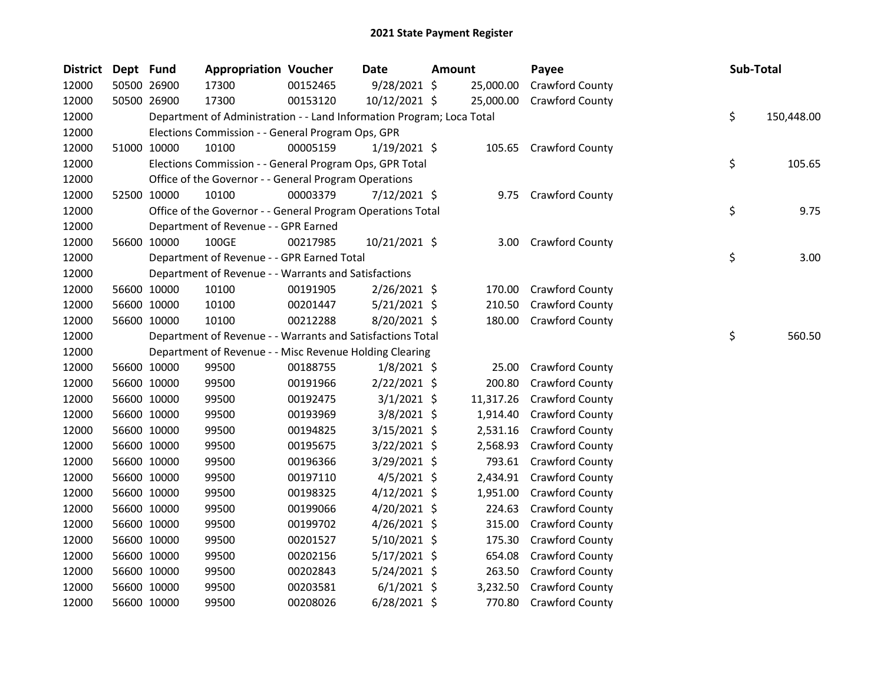## 2021 State Payment Register

| District | Dept | Fund | Appropriation | Voucher | Date | Amount | Payee | Sub-Total |
|---|---|---|---|---|---|---|---|---|
| 12000 | 50500 | 26900 | 17300 | 00152465 | 9/28/2021 | $ 25,000.00 | Crawford County | |
| 12000 | 50500 | 26900 | 17300 | 00153120 | 10/12/2021 | $ 25,000.00 | Crawford County | |
| 12000 | | Department of Administration - - Land Information Program; Loca Total | | | | | | $ 150,448.00 |
| 12000 | | Elections Commission - - General Program Ops, GPR | | | | | | |
| 12000 | 51000 | 10000 | 10100 | 00005159 | 1/19/2021 | $ 105.65 | Crawford County | |
| 12000 | | Elections Commission - - General Program Ops, GPR Total | | | | | | $ 105.65 |
| 12000 | | Office of the Governor - - General Program Operations | | | | | | |
| 12000 | 52500 | 10000 | 10100 | 00003379 | 7/12/2021 | $ 9.75 | Crawford County | |
| 12000 | | Office of the Governor - - General Program Operations Total | | | | | | $ 9.75 |
| 12000 | | Department of Revenue - - GPR Earned | | | | | | |
| 12000 | 56600 | 10000 | 100GE | 00217985 | 10/21/2021 | $ 3.00 | Crawford County | |
| 12000 | | Department of Revenue - - GPR Earned Total | | | | | | $ 3.00 |
| 12000 | | Department of Revenue - - Warrants and Satisfactions | | | | | | |
| 12000 | 56600 | 10000 | 10100 | 00191905 | 2/26/2021 | $ 170.00 | Crawford County | |
| 12000 | 56600 | 10000 | 10100 | 00201447 | 5/21/2021 | $ 210.50 | Crawford County | |
| 12000 | 56600 | 10000 | 10100 | 00212288 | 8/20/2021 | $ 180.00 | Crawford County | |
| 12000 | | Department of Revenue - - Warrants and Satisfactions Total | | | | | | $ 560.50 |
| 12000 | | Department of Revenue - - Misc Revenue Holding Clearing | | | | | | |
| 12000 | 56600 | 10000 | 99500 | 00188755 | 1/8/2021 | $ 25.00 | Crawford County | |
| 12000 | 56600 | 10000 | 99500 | 00191966 | 2/22/2021 | $ 200.80 | Crawford County | |
| 12000 | 56600 | 10000 | 99500 | 00192475 | 3/1/2021 | $ 11,317.26 | Crawford County | |
| 12000 | 56600 | 10000 | 99500 | 00193969 | 3/8/2021 | $ 1,914.40 | Crawford County | |
| 12000 | 56600 | 10000 | 99500 | 00194825 | 3/15/2021 | $ 2,531.16 | Crawford County | |
| 12000 | 56600 | 10000 | 99500 | 00195675 | 3/22/2021 | $ 2,568.93 | Crawford County | |
| 12000 | 56600 | 10000 | 99500 | 00196366 | 3/29/2021 | $ 793.61 | Crawford County | |
| 12000 | 56600 | 10000 | 99500 | 00197110 | 4/5/2021 | $ 2,434.91 | Crawford County | |
| 12000 | 56600 | 10000 | 99500 | 00198325 | 4/12/2021 | $ 1,951.00 | Crawford County | |
| 12000 | 56600 | 10000 | 99500 | 00199066 | 4/20/2021 | $ 224.63 | Crawford County | |
| 12000 | 56600 | 10000 | 99500 | 00199702 | 4/26/2021 | $ 315.00 | Crawford County | |
| 12000 | 56600 | 10000 | 99500 | 00201527 | 5/10/2021 | $ 175.30 | Crawford County | |
| 12000 | 56600 | 10000 | 99500 | 00202156 | 5/17/2021 | $ 654.08 | Crawford County | |
| 12000 | 56600 | 10000 | 99500 | 00202843 | 5/24/2021 | $ 263.50 | Crawford County | |
| 12000 | 56600 | 10000 | 99500 | 00203581 | 6/1/2021 | $ 3,232.50 | Crawford County | |
| 12000 | 56600 | 10000 | 99500 | 00208026 | 6/28/2021 | $ 770.80 | Crawford County | |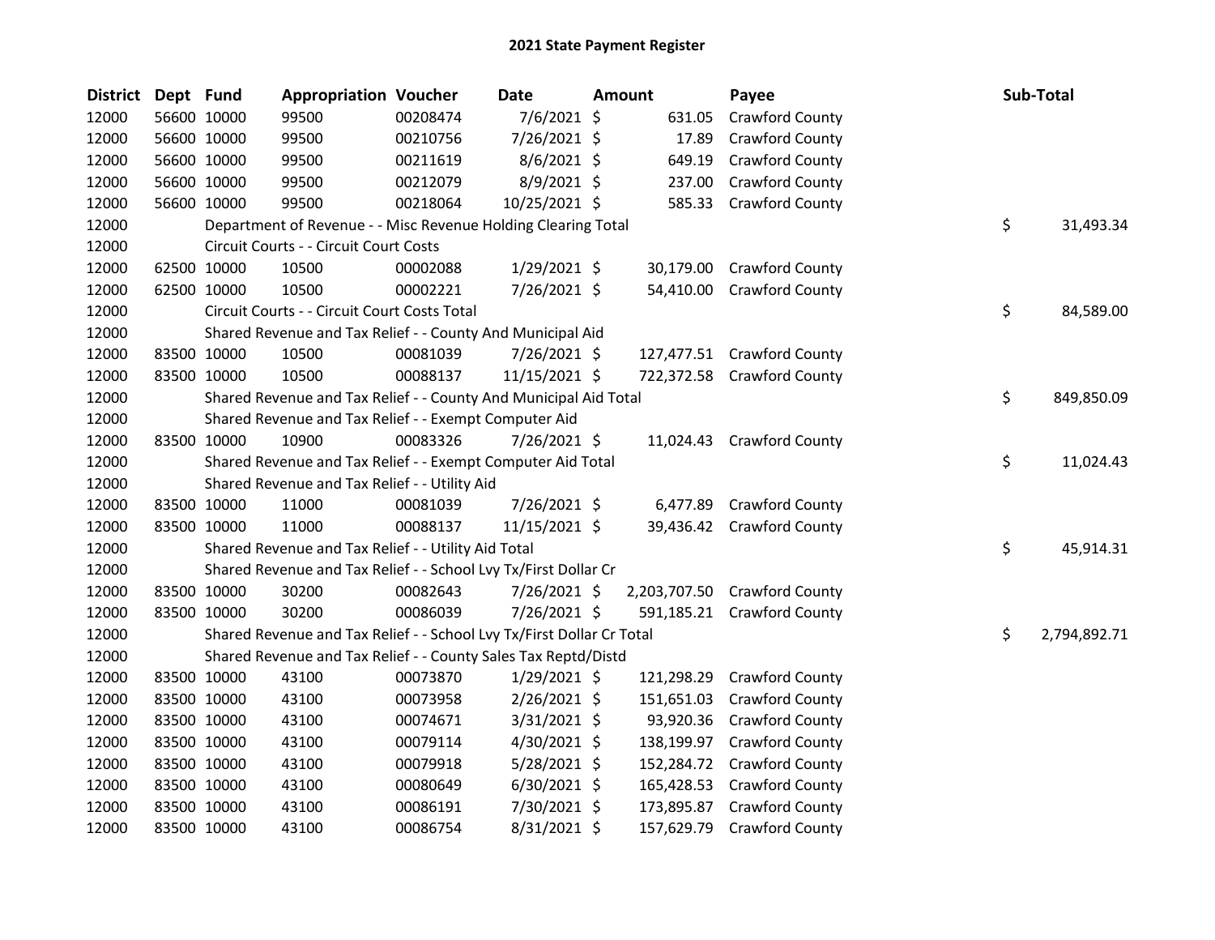## 2021 State Payment Register

| District | Dept | Fund | Appropriation | Voucher | Date | Amount | Payee | Sub-Total |
|---|---|---|---|---|---|---|---|---|
| 12000 | 56600 | 10000 | 99500 | 00208474 | 7/6/2021 | $ 631.05 | Crawford County | |
| 12000 | 56600 | 10000 | 99500 | 00210756 | 7/26/2021 | $ 17.89 | Crawford County | |
| 12000 | 56600 | 10000 | 99500 | 00211619 | 8/6/2021 | $ 649.19 | Crawford County | |
| 12000 | 56600 | 10000 | 99500 | 00212079 | 8/9/2021 | $ 237.00 | Crawford County | |
| 12000 | 56600 | 10000 | 99500 | 00218064 | 10/25/2021 | $ 585.33 | Crawford County | |
| 12000 | | Department of Revenue - - Misc Revenue Holding Clearing Total | | | | | | $ 31,493.34 |
| 12000 | | Circuit Courts - - Circuit Court Costs | | | | | | |
| 12000 | 62500 | 10000 | 10500 | 00002088 | 1/29/2021 | $ 30,179.00 | Crawford County | |
| 12000 | 62500 | 10000 | 10500 | 00002221 | 7/26/2021 | $ 54,410.00 | Crawford County | |
| 12000 | | Circuit Courts - - Circuit Court Costs Total | | | | | | $ 84,589.00 |
| 12000 | | Shared Revenue and Tax Relief - - County And Municipal Aid | | | | | | |
| 12000 | 83500 | 10000 | 10500 | 00081039 | 7/26/2021 | $ 127,477.51 | Crawford County | |
| 12000 | 83500 | 10000 | 10500 | 00088137 | 11/15/2021 | $ 722,372.58 | Crawford County | |
| 12000 | | Shared Revenue and Tax Relief - - County And Municipal Aid Total | | | | | | $ 849,850.09 |
| 12000 | | Shared Revenue and Tax Relief - - Exempt Computer Aid | | | | | | |
| 12000 | 83500 | 10000 | 10900 | 00083326 | 7/26/2021 | $ 11,024.43 | Crawford County | |
| 12000 | | Shared Revenue and Tax Relief - - Exempt Computer Aid Total | | | | | | $ 11,024.43 |
| 12000 | | Shared Revenue and Tax Relief - - Utility Aid | | | | | | |
| 12000 | 83500 | 10000 | 11000 | 00081039 | 7/26/2021 | $ 6,477.89 | Crawford County | |
| 12000 | 83500 | 10000 | 11000 | 00088137 | 11/15/2021 | $ 39,436.42 | Crawford County | |
| 12000 | | Shared Revenue and Tax Relief - - Utility Aid Total | | | | | | $ 45,914.31 |
| 12000 | | Shared Revenue and Tax Relief - - School Lvy Tx/First Dollar Cr | | | | | | |
| 12000 | 83500 | 10000 | 30200 | 00082643 | 7/26/2021 | $ 2,203,707.50 | Crawford County | |
| 12000 | 83500 | 10000 | 30200 | 00086039 | 7/26/2021 | $ 591,185.21 | Crawford County | |
| 12000 | | Shared Revenue and Tax Relief - - School Lvy Tx/First Dollar Cr Total | | | | | | $ 2,794,892.71 |
| 12000 | | Shared Revenue and Tax Relief - - County Sales Tax Reptd/Distd | | | | | | |
| 12000 | 83500 | 10000 | 43100 | 00073870 | 1/29/2021 | $ 121,298.29 | Crawford County | |
| 12000 | 83500 | 10000 | 43100 | 00073958 | 2/26/2021 | $ 151,651.03 | Crawford County | |
| 12000 | 83500 | 10000 | 43100 | 00074671 | 3/31/2021 | $ 93,920.36 | Crawford County | |
| 12000 | 83500 | 10000 | 43100 | 00079114 | 4/30/2021 | $ 138,199.97 | Crawford County | |
| 12000 | 83500 | 10000 | 43100 | 00079918 | 5/28/2021 | $ 152,284.72 | Crawford County | |
| 12000 | 83500 | 10000 | 43100 | 00080649 | 6/30/2021 | $ 165,428.53 | Crawford County | |
| 12000 | 83500 | 10000 | 43100 | 00086191 | 7/30/2021 | $ 173,895.87 | Crawford County | |
| 12000 | 83500 | 10000 | 43100 | 00086754 | 8/31/2021 | $ 157,629.79 | Crawford County | |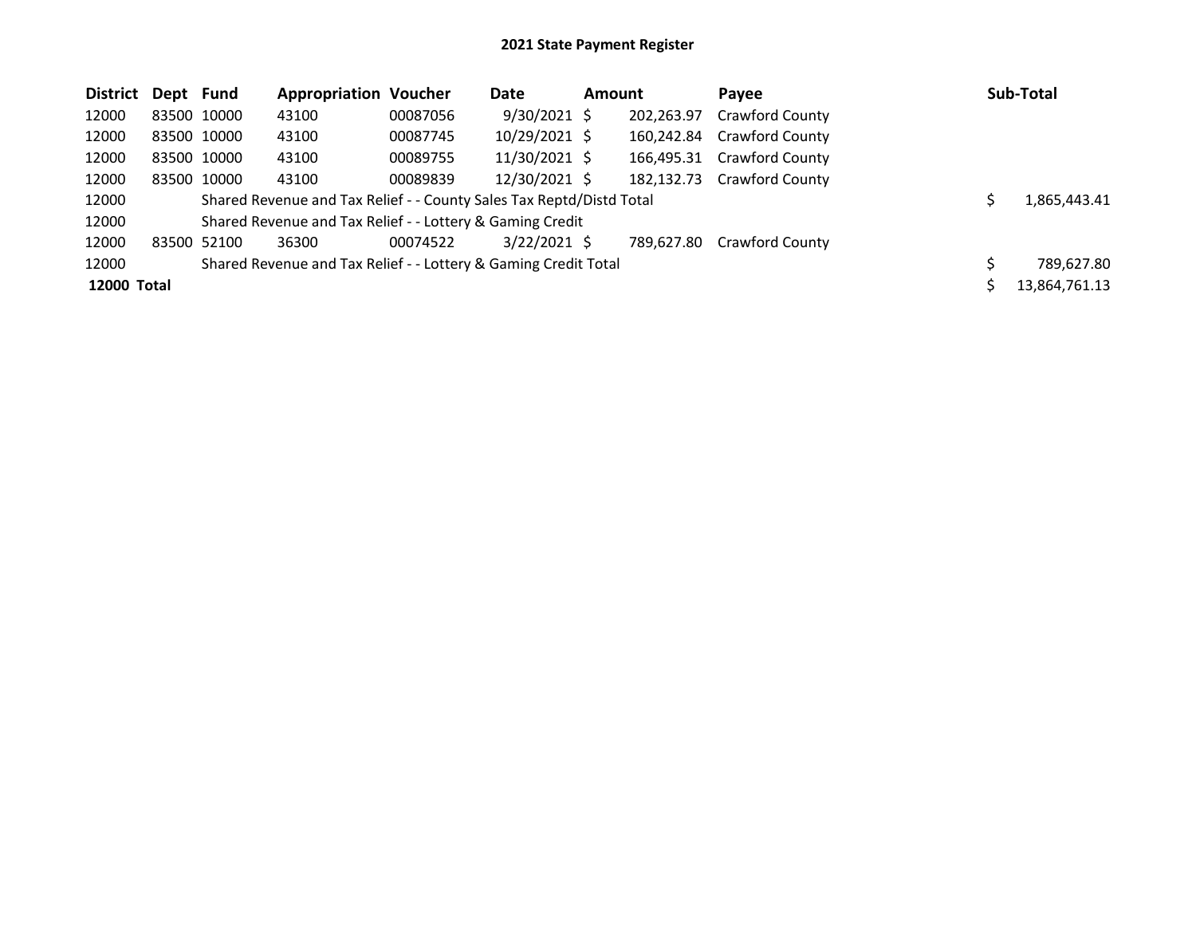# 2021 State Payment Register

| District | Dept | Fund | Appropriation | Voucher | Date | Amount | Payee | Sub-Total |
|---|---|---|---|---|---|---|---|---|
| 12000 | 83500 | 10000 | 43100 | 00087056 | 9/30/2021 | $ 202,263.97 | Crawford County | |
| 12000 | 83500 | 10000 | 43100 | 00087745 | 10/29/2021 | $ 160,242.84 | Crawford County | |
| 12000 | 83500 | 10000 | 43100 | 00089755 | 11/30/2021 | $ 166,495.31 | Crawford County | |
| 12000 | 83500 | 10000 | 43100 | 00089839 | 12/30/2021 | $ 182,132.73 | Crawford County | |
| 12000 | | Shared Revenue and Tax Relief - - County Sales Tax Reptd/Distd Total | | | | | | $ 1,865,443.41 |
| 12000 | | Shared Revenue and Tax Relief - - Lottery & Gaming Credit | | | | | | |
| 12000 | 83500 | 52100 | 36300 | 00074522 | 3/22/2021 | $ 789,627.80 | Crawford County | |
| 12000 | | Shared Revenue and Tax Relief - - Lottery & Gaming Credit Total | | | | | | $ 789,627.80 |
| **12000 Total** | | | | | | | | $ 13,864,761.13 |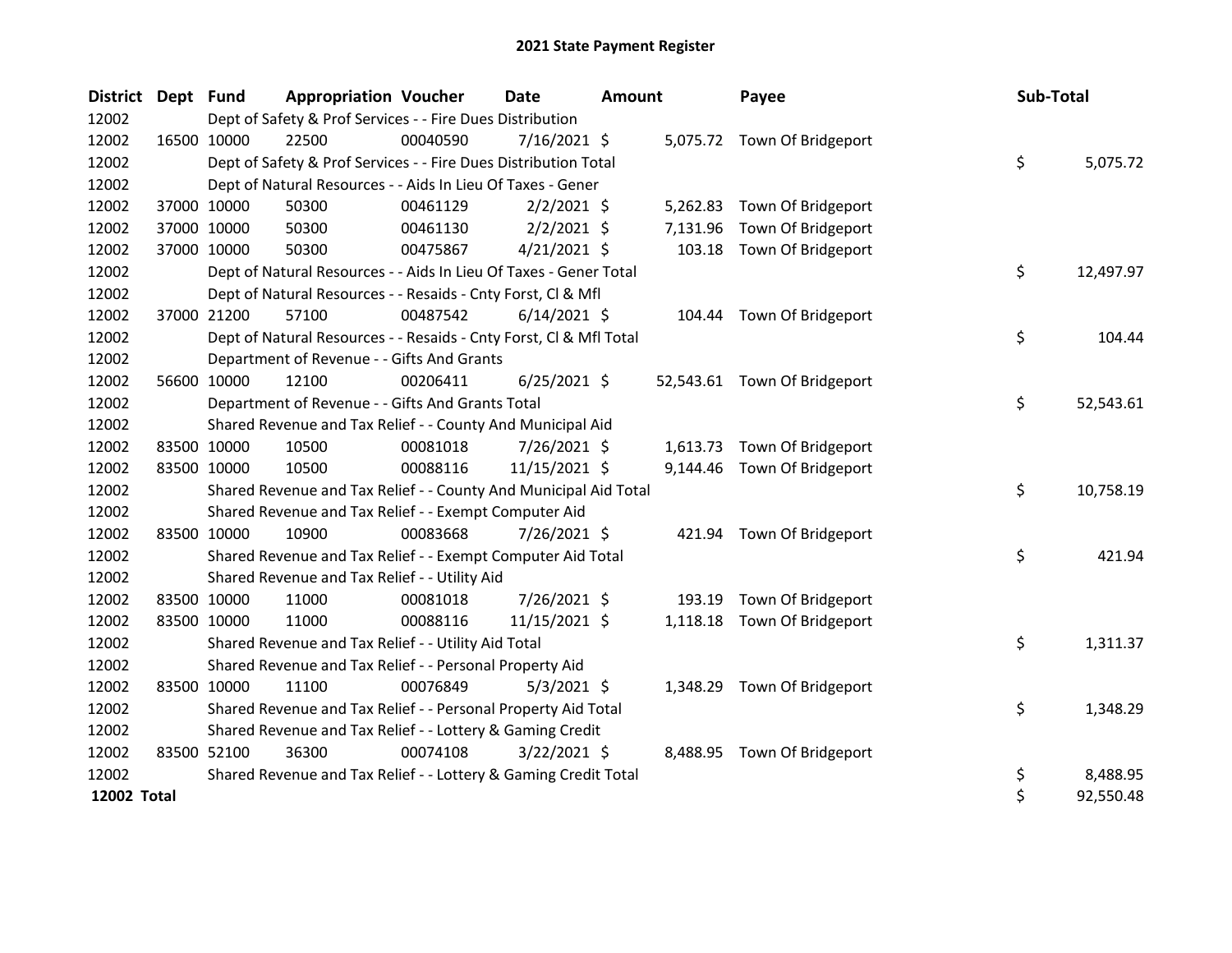# 2021 State Payment Register

| District | Dept | Fund | Appropriation | Voucher | Date | Amount | Payee | Sub-Total |
|---|---|---|---|---|---|---|---|---|
| 12002 | | Dept of Safety & Prof Services - - Fire Dues Distribution | | | | | | |
| 12002 | 16500 | 10000 | 22500 | 00040590 | 7/16/2021 | $ 5,075.72 | Town Of Bridgeport | |
| 12002 | | Dept of Safety & Prof Services - - Fire Dues Distribution Total | | | | | | $ 5,075.72 |
| 12002 | | Dept of Natural Resources - - Aids In Lieu Of Taxes - Gener | | | | | | |
| 12002 | 37000 | 10000 | 50300 | 00461129 | 2/2/2021 | $ 5,262.83 | Town Of Bridgeport | |
| 12002 | 37000 | 10000 | 50300 | 00461130 | 2/2/2021 | $ 7,131.96 | Town Of Bridgeport | |
| 12002 | 37000 | 10000 | 50300 | 00475867 | 4/21/2021 | $ 103.18 | Town Of Bridgeport | |
| 12002 | | Dept of Natural Resources - - Aids In Lieu Of Taxes - Gener Total | | | | | | $ 12,497.97 |
| 12002 | | Dept of Natural Resources - - Resaids - Cnty Forst, Cl & Mfl | | | | | | |
| 12002 | 37000 | 21200 | 57100 | 00487542 | 6/14/2021 | $ 104.44 | Town Of Bridgeport | |
| 12002 | | Dept of Natural Resources - - Resaids - Cnty Forst, Cl & Mfl Total | | | | | | $ 104.44 |
| 12002 | | Department of Revenue - - Gifts And Grants | | | | | | |
| 12002 | 56600 | 10000 | 12100 | 00206411 | 6/25/2021 | $ 52,543.61 | Town Of Bridgeport | |
| 12002 | | Department of Revenue - - Gifts And Grants Total | | | | | | $ 52,543.61 |
| 12002 | | Shared Revenue and Tax Relief - - County And Municipal Aid | | | | | | |
| 12002 | 83500 | 10000 | 10500 | 00081018 | 7/26/2021 | $ 1,613.73 | Town Of Bridgeport | |
| 12002 | 83500 | 10000 | 10500 | 00088116 | 11/15/2021 | $ 9,144.46 | Town Of Bridgeport | |
| 12002 | | Shared Revenue and Tax Relief - - County And Municipal Aid Total | | | | | | $ 10,758.19 |
| 12002 | | Shared Revenue and Tax Relief - - Exempt Computer Aid | | | | | | |
| 12002 | 83500 | 10000 | 10900 | 00083668 | 7/26/2021 | $ 421.94 | Town Of Bridgeport | |
| 12002 | | Shared Revenue and Tax Relief - - Exempt Computer Aid Total | | | | | | $ 421.94 |
| 12002 | | Shared Revenue and Tax Relief - - Utility Aid | | | | | | |
| 12002 | 83500 | 10000 | 11000 | 00081018 | 7/26/2021 | $ 193.19 | Town Of Bridgeport | |
| 12002 | 83500 | 10000 | 11000 | 00088116 | 11/15/2021 | $ 1,118.18 | Town Of Bridgeport | |
| 12002 | | Shared Revenue and Tax Relief - - Utility Aid Total | | | | | | $ 1,311.37 |
| 12002 | | Shared Revenue and Tax Relief - - Personal Property Aid | | | | | | |
| 12002 | 83500 | 10000 | 11100 | 00076849 | 5/3/2021 | $ 1,348.29 | Town Of Bridgeport | |
| 12002 | | Shared Revenue and Tax Relief - - Personal Property Aid Total | | | | | | $ 1,348.29 |
| 12002 | | Shared Revenue and Tax Relief - - Lottery & Gaming Credit | | | | | | |
| 12002 | 83500 | 52100 | 36300 | 00074108 | 3/22/2021 | $ 8,488.95 | Town Of Bridgeport | |
| 12002 | | Shared Revenue and Tax Relief - - Lottery & Gaming Credit Total | | | | | | $ 8,488.95 |
| **12002 Total** | | | | | | | | $ 92,550.48 |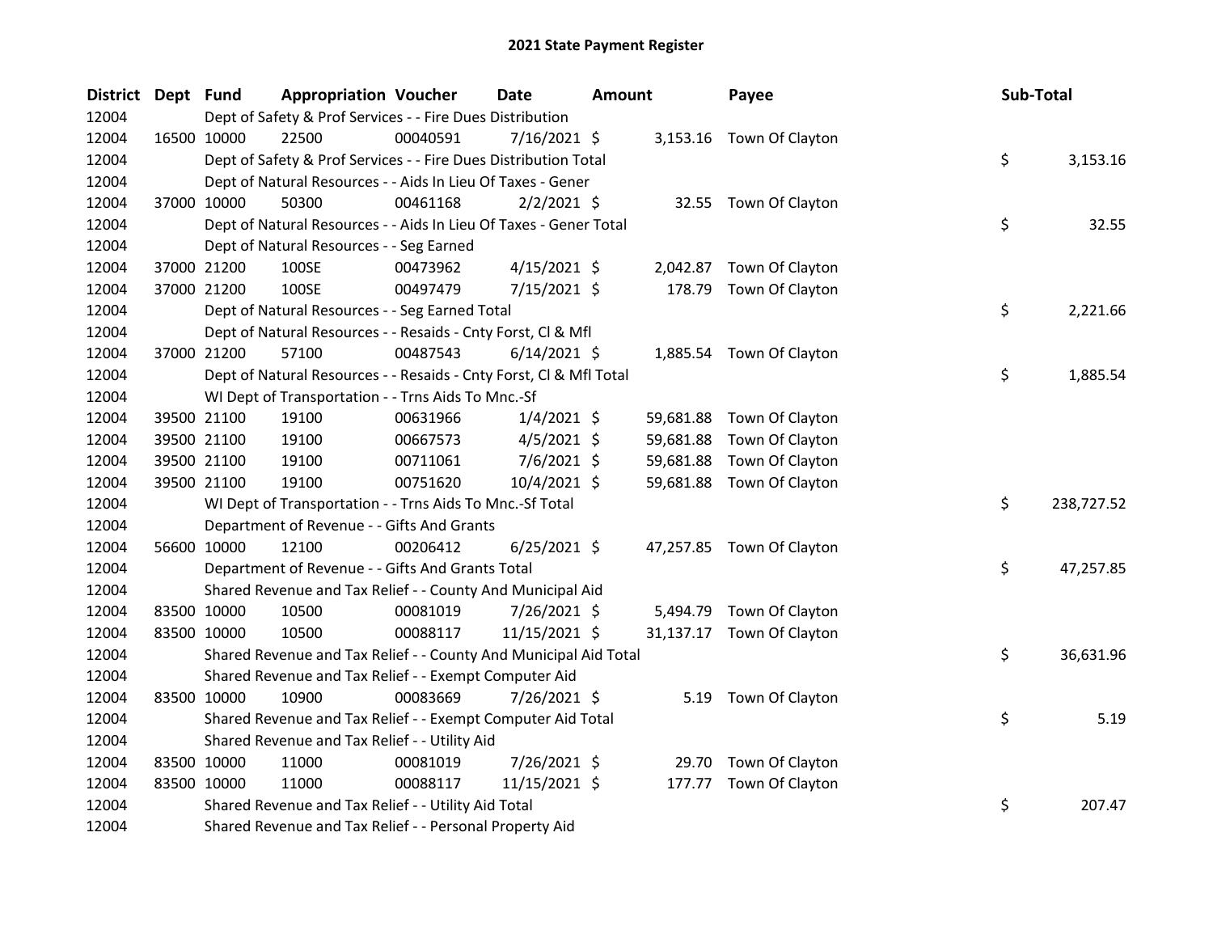# 2021 State Payment Register

| District | Dept | Fund | Appropriation | Voucher | Date | Amount | Payee | Sub-Total |
|---|---|---|---|---|---|---|---|---|
| 12004 | | Dept of Safety & Prof Services - - Fire Dues Distribution | | | | | | |
| 12004 | 16500 | 10000 | 22500 | 00040591 | 7/16/2021 | $ 3,153.16 | Town Of Clayton | |
| 12004 | | Dept of Safety & Prof Services - - Fire Dues Distribution Total | | | | | | $ 3,153.16 |
| 12004 | | Dept of Natural Resources - - Aids In Lieu Of Taxes - Gener | | | | | | |
| 12004 | 37000 | 10000 | 50300 | 00461168 | 2/2/2021 | $ 32.55 | Town Of Clayton | |
| 12004 | | Dept of Natural Resources - - Aids In Lieu Of Taxes - Gener Total | | | | | | $ 32.55 |
| 12004 | | Dept of Natural Resources - - Seg Earned | | | | | | |
| 12004 | 37000 | 21200 | 100SE | 00473962 | 4/15/2021 | $ 2,042.87 | Town Of Clayton | |
| 12004 | 37000 | 21200 | 100SE | 00497479 | 7/15/2021 | $ 178.79 | Town Of Clayton | |
| 12004 | | Dept of Natural Resources - - Seg Earned Total | | | | | | $ 2,221.66 |
| 12004 | | Dept of Natural Resources - - Resaids - Cnty Forst, Cl & Mfl | | | | | | |
| 12004 | 37000 | 21200 | 57100 | 00487543 | 6/14/2021 | $ 1,885.54 | Town Of Clayton | |
| 12004 | | Dept of Natural Resources - - Resaids - Cnty Forst, Cl & Mfl Total | | | | | | $ 1,885.54 |
| 12004 | | WI Dept of Transportation - - Trns Aids To Mnc.-Sf | | | | | | |
| 12004 | 39500 | 21100 | 19100 | 00631966 | 1/4/2021 | $ 59,681.88 | Town Of Clayton | |
| 12004 | 39500 | 21100 | 19100 | 00667573 | 4/5/2021 | $ 59,681.88 | Town Of Clayton | |
| 12004 | 39500 | 21100 | 19100 | 00711061 | 7/6/2021 | $ 59,681.88 | Town Of Clayton | |
| 12004 | 39500 | 21100 | 19100 | 00751620 | 10/4/2021 | $ 59,681.88 | Town Of Clayton | |
| 12004 | | WI Dept of Transportation - - Trns Aids To Mnc.-Sf Total | | | | | | $ 238,727.52 |
| 12004 | | Department of Revenue - - Gifts And Grants | | | | | | |
| 12004 | 56600 | 10000 | 12100 | 00206412 | 6/25/2021 | $ 47,257.85 | Town Of Clayton | |
| 12004 | | Department of Revenue - - Gifts And Grants Total | | | | | | $ 47,257.85 |
| 12004 | | Shared Revenue and Tax Relief - - County And Municipal Aid | | | | | | |
| 12004 | 83500 | 10000 | 10500 | 00081019 | 7/26/2021 | $ 5,494.79 | Town Of Clayton | |
| 12004 | 83500 | 10000 | 10500 | 00088117 | 11/15/2021 | $ 31,137.17 | Town Of Clayton | |
| 12004 | | Shared Revenue and Tax Relief - - County And Municipal Aid Total | | | | | | $ 36,631.96 |
| 12004 | | Shared Revenue and Tax Relief - - Exempt Computer Aid | | | | | | |
| 12004 | 83500 | 10000 | 10900 | 00083669 | 7/26/2021 | $ 5.19 | Town Of Clayton | |
| 12004 | | Shared Revenue and Tax Relief - - Exempt Computer Aid Total | | | | | | $ 5.19 |
| 12004 | | Shared Revenue and Tax Relief - - Utility Aid | | | | | | |
| 12004 | 83500 | 10000 | 11000 | 00081019 | 7/26/2021 | $ 29.70 | Town Of Clayton | |
| 12004 | 83500 | 10000 | 11000 | 00088117 | 11/15/2021 | $ 177.77 | Town Of Clayton | |
| 12004 | | Shared Revenue and Tax Relief - - Utility Aid Total | | | | | | $ 207.47 |
| 12004 | | Shared Revenue and Tax Relief - - Personal Property Aid | | | | | | |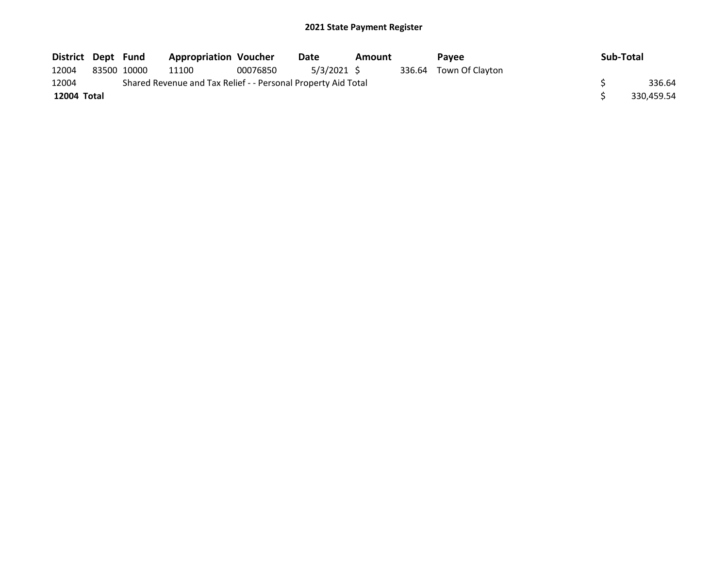**2021 State Payment Register**

| District | Dept | Fund | Appropriation | Voucher | Date | Amount | Payee | Sub-Total |
|---|---|---|---|---|---|---|---|---|
| 12004 | 83500 | 10000 | 11100 | 00076850 | 5/3/2021 | $ 336.64 | Town Of Clayton | |
| 12004 | | Shared Revenue and Tax Relief - - Personal Property Aid Total | | | | | | $ 336.64 |
| **12004 Total** | | | | | | | | $ 330,459.54 |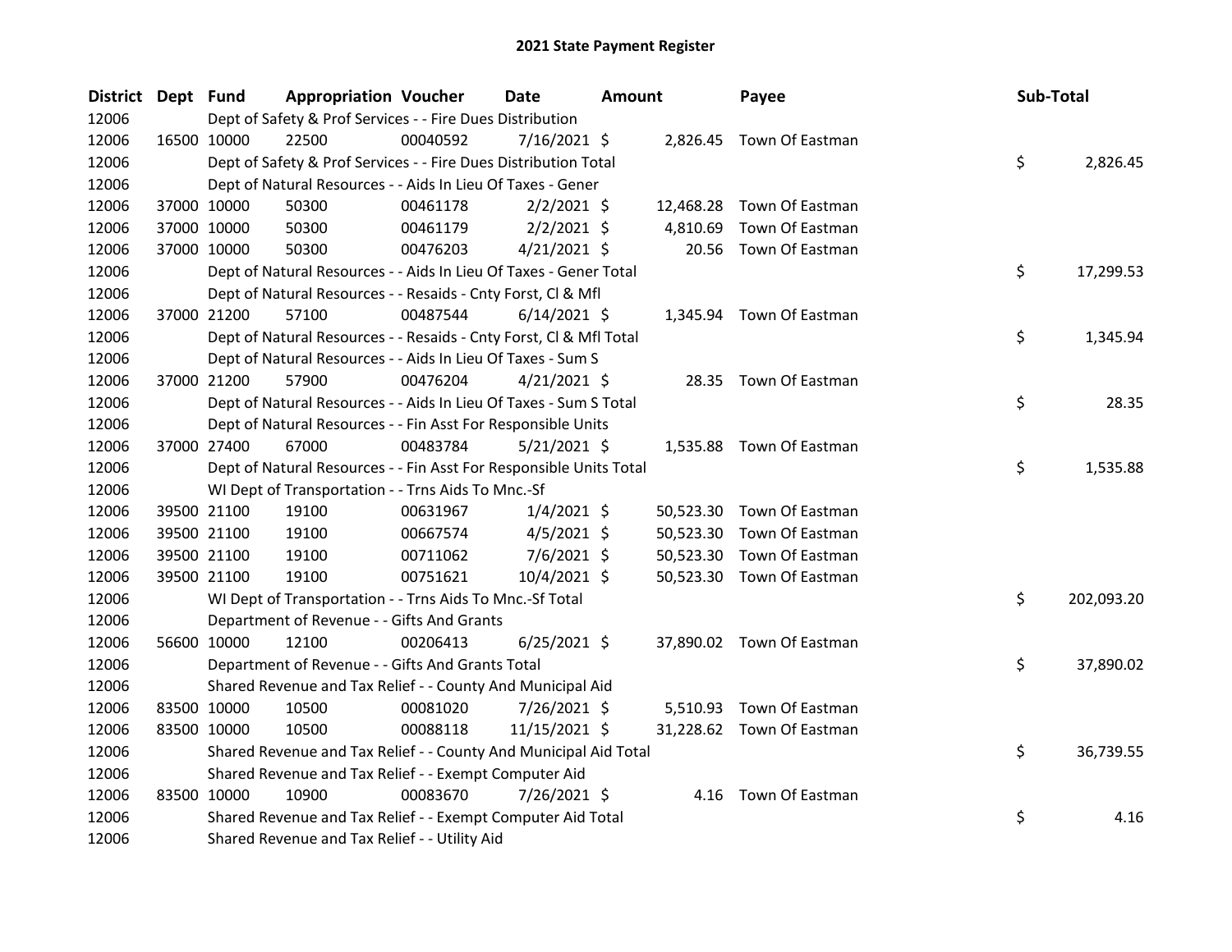# 2021 State Payment Register

| District | Dept | Fund | Appropriation | Voucher | Date | Amount | Payee | Sub-Total |
|---|---|---|---|---|---|---|---|---|
| 12006 | | Dept of Safety & Prof Services - - Fire Dues Distribution | | | | | | |
| 12006 | 16500 | 10000 | 22500 | 00040592 | 7/16/2021 | $ 2,826.45 | Town Of Eastman | |
| 12006 | | Dept of Safety & Prof Services - - Fire Dues Distribution Total | | | | | | $ 2,826.45 |
| 12006 | | Dept of Natural Resources - - Aids In Lieu Of Taxes - Gener | | | | | | |
| 12006 | 37000 | 10000 | 50300 | 00461178 | 2/2/2021 | $ 12,468.28 | Town Of Eastman | |
| 12006 | 37000 | 10000 | 50300 | 00461179 | 2/2/2021 | $ 4,810.69 | Town Of Eastman | |
| 12006 | 37000 | 10000 | 50300 | 00476203 | 4/21/2021 | $ 20.56 | Town Of Eastman | |
| 12006 | | Dept of Natural Resources - - Aids In Lieu Of Taxes - Gener Total | | | | | | $ 17,299.53 |
| 12006 | | Dept of Natural Resources - - Resaids - Cnty Forst, Cl & Mfl | | | | | | |
| 12006 | 37000 | 21200 | 57100 | 00487544 | 6/14/2021 | $ 1,345.94 | Town Of Eastman | |
| 12006 | | Dept of Natural Resources - - Resaids - Cnty Forst, Cl & Mfl Total | | | | | | $ 1,345.94 |
| 12006 | | Dept of Natural Resources - - Aids In Lieu Of Taxes - Sum S | | | | | | |
| 12006 | 37000 | 21200 | 57900 | 00476204 | 4/21/2021 | $ 28.35 | Town Of Eastman | |
| 12006 | | Dept of Natural Resources - - Aids In Lieu Of Taxes - Sum S Total | | | | | | $ 28.35 |
| 12006 | | Dept of Natural Resources - - Fin Asst For Responsible Units | | | | | | |
| 12006 | 37000 | 27400 | 67000 | 00483784 | 5/21/2021 | $ 1,535.88 | Town Of Eastman | |
| 12006 | | Dept of Natural Resources - - Fin Asst For Responsible Units Total | | | | | | $ 1,535.88 |
| 12006 | | WI Dept of Transportation - - Trns Aids To Mnc.-Sf | | | | | | |
| 12006 | 39500 | 21100 | 19100 | 00631967 | 1/4/2021 | $ 50,523.30 | Town Of Eastman | |
| 12006 | 39500 | 21100 | 19100 | 00667574 | 4/5/2021 | $ 50,523.30 | Town Of Eastman | |
| 12006 | 39500 | 21100 | 19100 | 00711062 | 7/6/2021 | $ 50,523.30 | Town Of Eastman | |
| 12006 | 39500 | 21100 | 19100 | 00751621 | 10/4/2021 | $ 50,523.30 | Town Of Eastman | |
| 12006 | | WI Dept of Transportation - - Trns Aids To Mnc.-Sf Total | | | | | | $ 202,093.20 |
| 12006 | | Department of Revenue - - Gifts And Grants | | | | | | |
| 12006 | 56600 | 10000 | 12100 | 00206413 | 6/25/2021 | $ 37,890.02 | Town Of Eastman | |
| 12006 | | Department of Revenue - - Gifts And Grants Total | | | | | | $ 37,890.02 |
| 12006 | | Shared Revenue and Tax Relief - - County And Municipal Aid | | | | | | |
| 12006 | 83500 | 10000 | 10500 | 00081020 | 7/26/2021 | $ 5,510.93 | Town Of Eastman | |
| 12006 | 83500 | 10000 | 10500 | 00088118 | 11/15/2021 | $ 31,228.62 | Town Of Eastman | |
| 12006 | | Shared Revenue and Tax Relief - - County And Municipal Aid Total | | | | | | $ 36,739.55 |
| 12006 | | Shared Revenue and Tax Relief - - Exempt Computer Aid | | | | | | |
| 12006 | 83500 | 10000 | 10900 | 00083670 | 7/26/2021 | $ 4.16 | Town Of Eastman | |
| 12006 | | Shared Revenue and Tax Relief - - Exempt Computer Aid Total | | | | | | $ 4.16 |
| 12006 | | Shared Revenue and Tax Relief - - Utility Aid | | | | | | |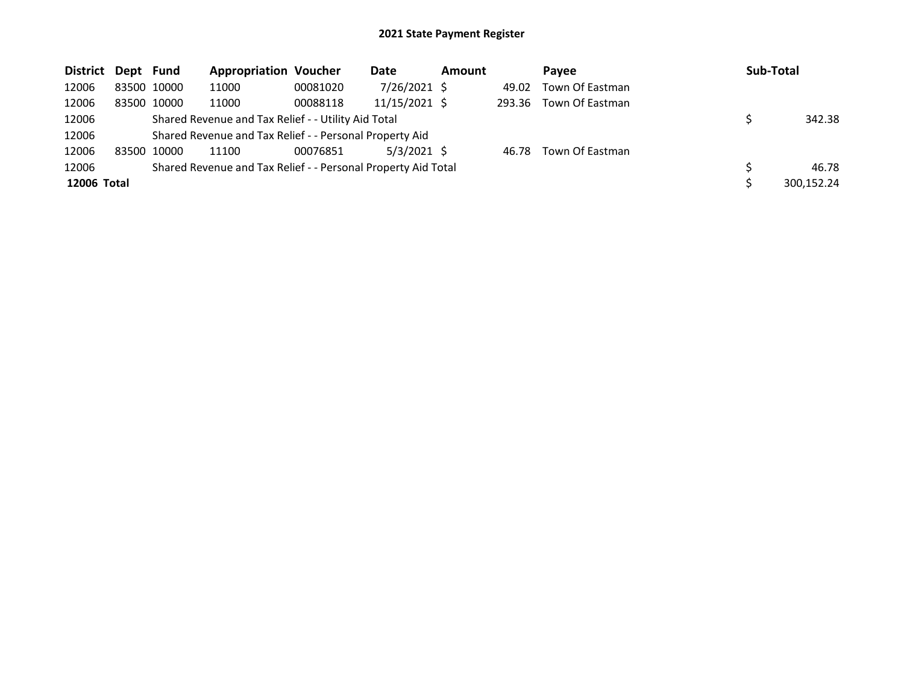# 2021 State Payment Register

| District | Dept | Fund | Appropriation | Voucher | Date | Amount | Payee | Sub-Total |
|---|---|---|---|---|---|---|---|---|
| 12006 | 83500 | 10000 | 11000 | 00081020 | 7/26/2021 | $ 49.02 | Town Of Eastman | |
| 12006 | 83500 | 10000 | 11000 | 00088118 | 11/15/2021 | $ 293.36 | Town Of Eastman | |
| 12006 | | Shared Revenue and Tax Relief - - Utility Aid Total | | | | | | $ 342.38 |
| 12006 | | Shared Revenue and Tax Relief - - Personal Property Aid | | | | | | |
| 12006 | 83500 | 10000 | 11100 | 00076851 | 5/3/2021 | $ 46.78 | Town Of Eastman | |
| 12006 | | Shared Revenue and Tax Relief - - Personal Property Aid Total | | | | | | $ 46.78 |
| **12006 Total** | | | | | | | | $ 300,152.24 |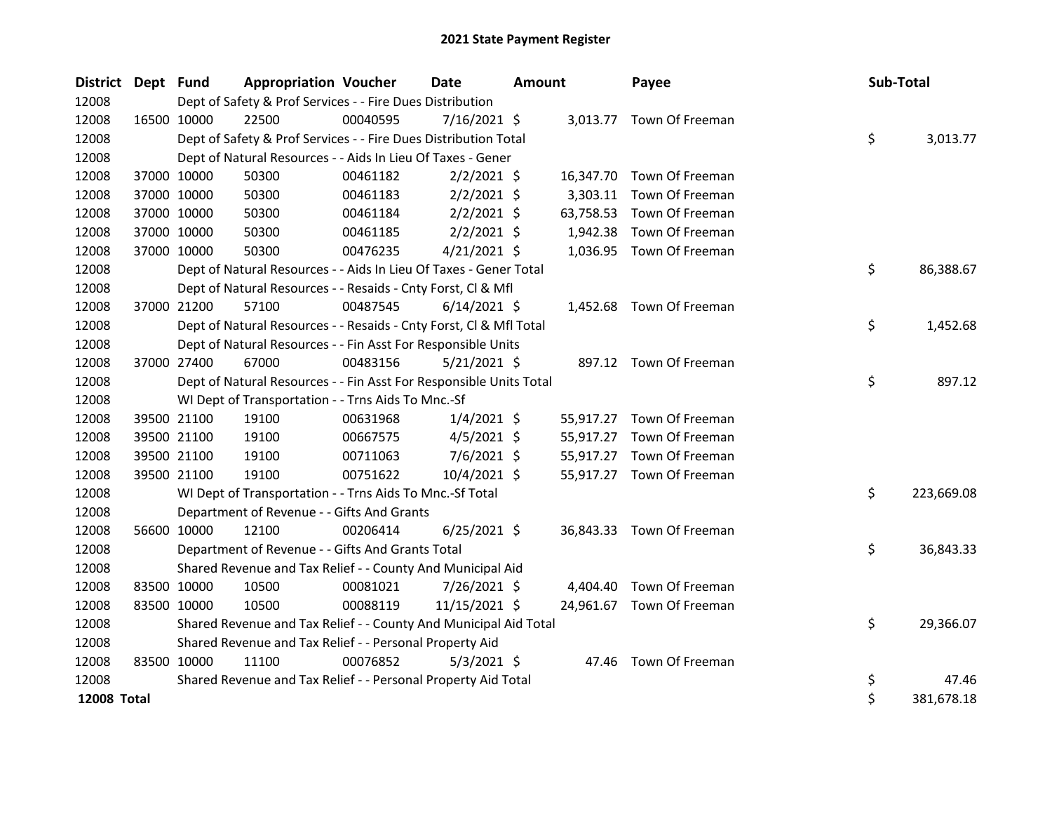# 2021 State Payment Register

| District | Dept | Fund | Appropriation | Voucher | Date | Amount | Payee | Sub-Total |
|---|---|---|---|---|---|---|---|---|
| 12008 | | Dept of Safety & Prof Services - - Fire Dues Distribution | | | | | | |
| 12008 | 16500 | 10000 | 22500 | 00040595 | 7/16/2021 | $ 3,013.77 | Town Of Freeman | |
| 12008 | | Dept of Safety & Prof Services - - Fire Dues Distribution Total | | | | | | $ 3,013.77 |
| 12008 | | Dept of Natural Resources - - Aids In Lieu Of Taxes - Gener | | | | | | |
| 12008 | 37000 | 10000 | 50300 | 00461182 | 2/2/2021 | $ 16,347.70 | Town Of Freeman | |
| 12008 | 37000 | 10000 | 50300 | 00461183 | 2/2/2021 | $ 3,303.11 | Town Of Freeman | |
| 12008 | 37000 | 10000 | 50300 | 00461184 | 2/2/2021 | $ 63,758.53 | Town Of Freeman | |
| 12008 | 37000 | 10000 | 50300 | 00461185 | 2/2/2021 | $ 1,942.38 | Town Of Freeman | |
| 12008 | 37000 | 10000 | 50300 | 00476235 | 4/21/2021 | $ 1,036.95 | Town Of Freeman | |
| 12008 | | Dept of Natural Resources - - Aids In Lieu Of Taxes - Gener Total | | | | | | $ 86,388.67 |
| 12008 | | Dept of Natural Resources - - Resaids - Cnty Forst, Cl & Mfl | | | | | | |
| 12008 | 37000 | 21200 | 57100 | 00487545 | 6/14/2021 | $ 1,452.68 | Town Of Freeman | |
| 12008 | | Dept of Natural Resources - - Resaids - Cnty Forst, Cl & Mfl Total | | | | | | $ 1,452.68 |
| 12008 | | Dept of Natural Resources - - Fin Asst For Responsible Units | | | | | | |
| 12008 | 37000 | 27400 | 67000 | 00483156 | 5/21/2021 | $ 897.12 | Town Of Freeman | |
| 12008 | | Dept of Natural Resources - - Fin Asst For Responsible Units Total | | | | | | $ 897.12 |
| 12008 | | WI Dept of Transportation - - Trns Aids To Mnc.-Sf | | | | | | |
| 12008 | 39500 | 21100 | 19100 | 00631968 | 1/4/2021 | $ 55,917.27 | Town Of Freeman | |
| 12008 | 39500 | 21100 | 19100 | 00667575 | 4/5/2021 | $ 55,917.27 | Town Of Freeman | |
| 12008 | 39500 | 21100 | 19100 | 00711063 | 7/6/2021 | $ 55,917.27 | Town Of Freeman | |
| 12008 | 39500 | 21100 | 19100 | 00751622 | 10/4/2021 | $ 55,917.27 | Town Of Freeman | |
| 12008 | | WI Dept of Transportation - - Trns Aids To Mnc.-Sf Total | | | | | | $ 223,669.08 |
| 12008 | | Department of Revenue - - Gifts And Grants | | | | | | |
| 12008 | 56600 | 10000 | 12100 | 00206414 | 6/25/2021 | $ 36,843.33 | Town Of Freeman | |
| 12008 | | Department of Revenue - - Gifts And Grants Total | | | | | | $ 36,843.33 |
| 12008 | | Shared Revenue and Tax Relief - - County And Municipal Aid | | | | | | |
| 12008 | 83500 | 10000 | 10500 | 00081021 | 7/26/2021 | $ 4,404.40 | Town Of Freeman | |
| 12008 | 83500 | 10000 | 10500 | 00088119 | 11/15/2021 | $ 24,961.67 | Town Of Freeman | |
| 12008 | | Shared Revenue and Tax Relief - - County And Municipal Aid Total | | | | | | $ 29,366.07 |
| 12008 | | Shared Revenue and Tax Relief - - Personal Property Aid | | | | | | |
| 12008 | 83500 | 10000 | 11100 | 00076852 | 5/3/2021 | $ 47.46 | Town Of Freeman | |
| 12008 | | Shared Revenue and Tax Relief - - Personal Property Aid Total | | | | | | $ 47.46 |
| **12008 Total** | | | | | | | | $ 381,678.18 |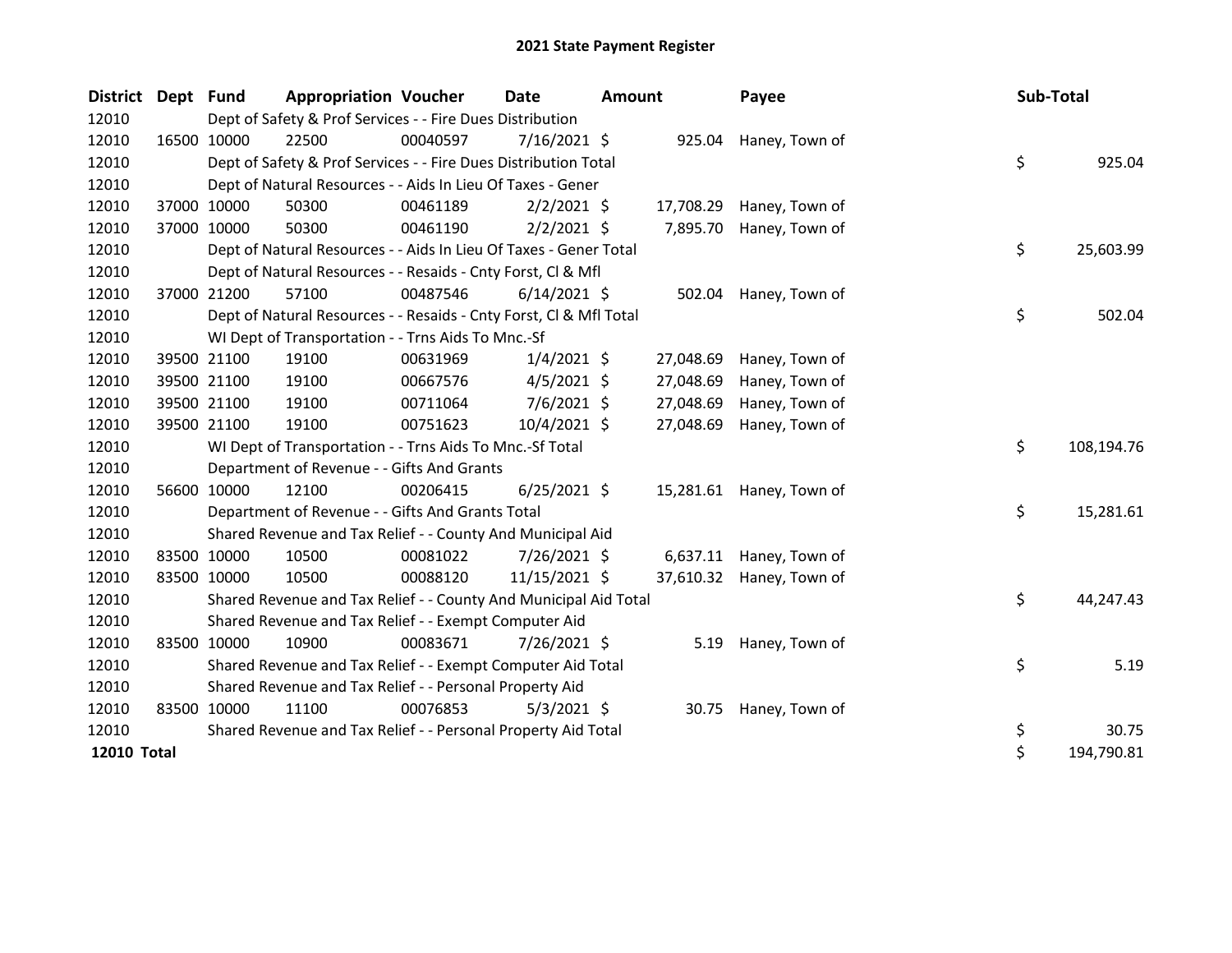# 2021 State Payment Register

| District | Dept | Fund | Appropriation | Voucher | Date | Amount | Payee | Sub-Total |
|---|---|---|---|---|---|---|---|---|
| 12010 | | Dept of Safety & Prof Services - - Fire Dues Distribution | | | | | | |
| 12010 | 16500 | 10000 | 22500 | 00040597 | 7/16/2021 | $ 925.04 | Haney, Town of | |
| 12010 | | Dept of Safety & Prof Services - - Fire Dues Distribution Total | | | | | | $ 925.04 |
| 12010 | | Dept of Natural Resources - - Aids In Lieu Of Taxes - Gener | | | | | | |
| 12010 | 37000 | 10000 | 50300 | 00461189 | 2/2/2021 | $ 17,708.29 | Haney, Town of | |
| 12010 | 37000 | 10000 | 50300 | 00461190 | 2/2/2021 | $ 7,895.70 | Haney, Town of | |
| 12010 | | Dept of Natural Resources - - Aids In Lieu Of Taxes - Gener Total | | | | | | $ 25,603.99 |
| 12010 | | Dept of Natural Resources - - Resaids - Cnty Forst, Cl & Mfl | | | | | | |
| 12010 | 37000 | 21200 | 57100 | 00487546 | 6/14/2021 | $ 502.04 | Haney, Town of | |
| 12010 | | Dept of Natural Resources - - Resaids - Cnty Forst, Cl & Mfl Total | | | | | | $ 502.04 |
| 12010 | | WI Dept of Transportation - - Trns Aids To Mnc.-Sf | | | | | | |
| 12010 | 39500 | 21100 | 19100 | 00631969 | 1/4/2021 | $ 27,048.69 | Haney, Town of | |
| 12010 | 39500 | 21100 | 19100 | 00667576 | 4/5/2021 | $ 27,048.69 | Haney, Town of | |
| 12010 | 39500 | 21100 | 19100 | 00711064 | 7/6/2021 | $ 27,048.69 | Haney, Town of | |
| 12010 | 39500 | 21100 | 19100 | 00751623 | 10/4/2021 | $ 27,048.69 | Haney, Town of | |
| 12010 | | WI Dept of Transportation - - Trns Aids To Mnc.-Sf Total | | | | | | $ 108,194.76 |
| 12010 | | Department of Revenue - - Gifts And Grants | | | | | | |
| 12010 | 56600 | 10000 | 12100 | 00206415 | 6/25/2021 | $ 15,281.61 | Haney, Town of | |
| 12010 | | Department of Revenue - - Gifts And Grants Total | | | | | | $ 15,281.61 |
| 12010 | | Shared Revenue and Tax Relief - - County And Municipal Aid | | | | | | |
| 12010 | 83500 | 10000 | 10500 | 00081022 | 7/26/2021 | $ 6,637.11 | Haney, Town of | |
| 12010 | 83500 | 10000 | 10500 | 00088120 | 11/15/2021 | $ 37,610.32 | Haney, Town of | |
| 12010 | | Shared Revenue and Tax Relief - - County And Municipal Aid Total | | | | | | $ 44,247.43 |
| 12010 | | Shared Revenue and Tax Relief - - Exempt Computer Aid | | | | | | |
| 12010 | 83500 | 10000 | 10900 | 00083671 | 7/26/2021 | $ 5.19 | Haney, Town of | |
| 12010 | | Shared Revenue and Tax Relief - - Exempt Computer Aid Total | | | | | | $ 5.19 |
| 12010 | | Shared Revenue and Tax Relief - - Personal Property Aid | | | | | | |
| 12010 | 83500 | 10000 | 11100 | 00076853 | 5/3/2021 | $ 30.75 | Haney, Town of | |
| 12010 | | Shared Revenue and Tax Relief - - Personal Property Aid Total | | | | | | $ 30.75 |
| **12010 Total** | | | | | | | | $ 194,790.81 |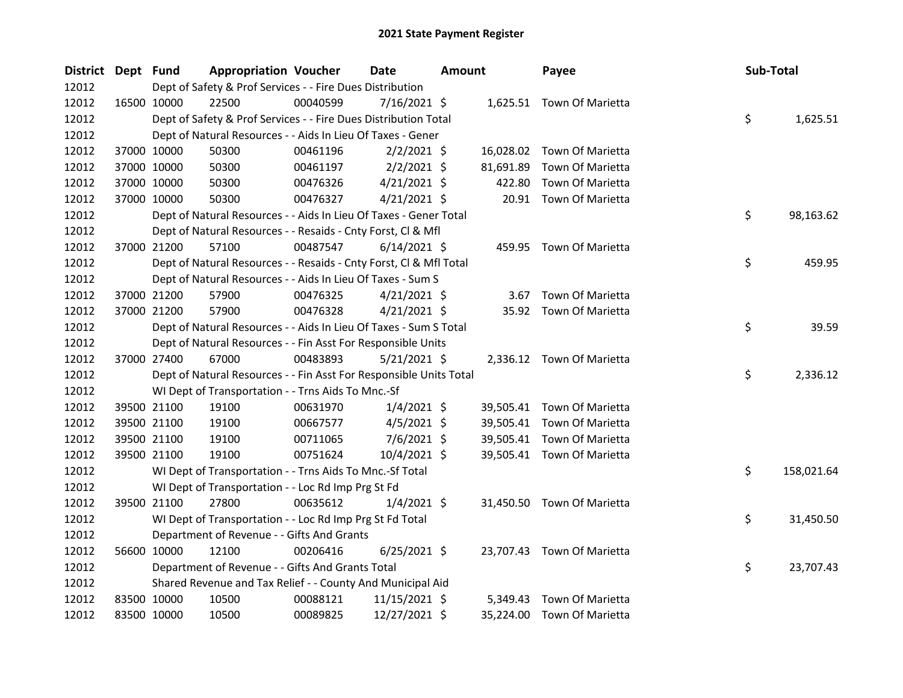# 2021 State Payment Register

| District | Dept | Fund | Appropriation | Voucher | Date | Amount | Payee | Sub-Total |
|---|---|---|---|---|---|---|---|---|
| 12012 | | Dept of Safety & Prof Services - - Fire Dues Distribution | | | | | | |
| 12012 | 16500 | 10000 | 22500 | 00040599 | 7/16/2021 | $ 1,625.51 | Town Of Marietta | |
| 12012 | | Dept of Safety & Prof Services - - Fire Dues Distribution Total | | | | | | $ 1,625.51 |
| 12012 | | Dept of Natural Resources - - Aids In Lieu Of Taxes - Gener | | | | | | |
| 12012 | 37000 | 10000 | 50300 | 00461196 | 2/2/2021 | $ 16,028.02 | Town Of Marietta | |
| 12012 | 37000 | 10000 | 50300 | 00461197 | 2/2/2021 | $ 81,691.89 | Town Of Marietta | |
| 12012 | 37000 | 10000 | 50300 | 00476326 | 4/21/2021 | $ 422.80 | Town Of Marietta | |
| 12012 | 37000 | 10000 | 50300 | 00476327 | 4/21/2021 | $ 20.91 | Town Of Marietta | |
| 12012 | | Dept of Natural Resources - - Aids In Lieu Of Taxes - Gener Total | | | | | | $ 98,163.62 |
| 12012 | | Dept of Natural Resources - - Resaids - Cnty Forst, Cl & Mfl | | | | | | |
| 12012 | 37000 | 21200 | 57100 | 00487547 | 6/14/2021 | $ 459.95 | Town Of Marietta | |
| 12012 | | Dept of Natural Resources - - Resaids - Cnty Forst, Cl & Mfl Total | | | | | | $ 459.95 |
| 12012 | | Dept of Natural Resources - - Aids In Lieu Of Taxes - Sum S | | | | | | |
| 12012 | 37000 | 21200 | 57900 | 00476325 | 4/21/2021 | $ 3.67 | Town Of Marietta | |
| 12012 | 37000 | 21200 | 57900 | 00476328 | 4/21/2021 | $ 35.92 | Town Of Marietta | |
| 12012 | | Dept of Natural Resources - - Aids In Lieu Of Taxes - Sum S Total | | | | | | $ 39.59 |
| 12012 | | Dept of Natural Resources - - Fin Asst For Responsible Units | | | | | | |
| 12012 | 37000 | 27400 | 67000 | 00483893 | 5/21/2021 | $ 2,336.12 | Town Of Marietta | |
| 12012 | | Dept of Natural Resources - - Fin Asst For Responsible Units Total | | | | | | $ 2,336.12 |
| 12012 | | WI Dept of Transportation - - Trns Aids To Mnc.-Sf | | | | | | |
| 12012 | 39500 | 21100 | 19100 | 00631970 | 1/4/2021 | $ 39,505.41 | Town Of Marietta | |
| 12012 | 39500 | 21100 | 19100 | 00667577 | 4/5/2021 | $ 39,505.41 | Town Of Marietta | |
| 12012 | 39500 | 21100 | 19100 | 00711065 | 7/6/2021 | $ 39,505.41 | Town Of Marietta | |
| 12012 | 39500 | 21100 | 19100 | 00751624 | 10/4/2021 | $ 39,505.41 | Town Of Marietta | |
| 12012 | | WI Dept of Transportation - - Trns Aids To Mnc.-Sf Total | | | | | | $ 158,021.64 |
| 12012 | | WI Dept of Transportation - - Loc Rd Imp Prg St Fd | | | | | | |
| 12012 | 39500 | 21100 | 27800 | 00635612 | 1/4/2021 | $ 31,450.50 | Town Of Marietta | |
| 12012 | | WI Dept of Transportation - - Loc Rd Imp Prg St Fd Total | | | | | | $ 31,450.50 |
| 12012 | | Department of Revenue - - Gifts And Grants | | | | | | |
| 12012 | 56600 | 10000 | 12100 | 00206416 | 6/25/2021 | $ 23,707.43 | Town Of Marietta | |
| 12012 | | Department of Revenue - - Gifts And Grants Total | | | | | | $ 23,707.43 |
| 12012 | | Shared Revenue and Tax Relief - - County And Municipal Aid | | | | | | |
| 12012 | 83500 | 10000 | 10500 | 00088121 | 11/15/2021 | $ 5,349.43 | Town Of Marietta | |
| 12012 | 83500 | 10000 | 10500 | 00089825 | 12/27/2021 | $ 35,224.00 | Town Of Marietta | |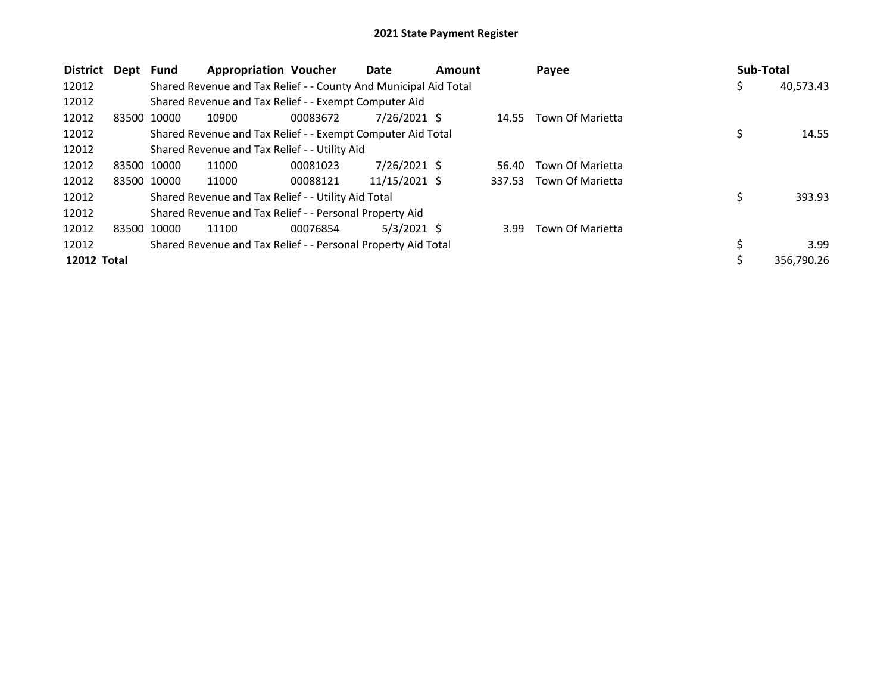## 2021 State Payment Register

| District | Dept | Fund | Appropriation | Voucher | Date | Amount | Payee | Sub-Total |
|---|---|---|---|---|---|---|---|---|
| 12012 | | Shared Revenue and Tax Relief - - County And Municipal Aid Total | | | | | | $ 40,573.43 |
| 12012 | | Shared Revenue and Tax Relief - - Exempt Computer Aid | | | | | | |
| 12012 | 83500 | 10000 | 10900 | 00083672 | 7/26/2021 | $ 14.55 | Town Of Marietta | |
| 12012 | | Shared Revenue and Tax Relief - - Exempt Computer Aid Total | | | | | | $ 14.55 |
| 12012 | | Shared Revenue and Tax Relief - - Utility Aid | | | | | | |
| 12012 | 83500 | 10000 | 11000 | 00081023 | 7/26/2021 | $ 56.40 | Town Of Marietta | |
| 12012 | 83500 | 10000 | 11000 | 00088121 | 11/15/2021 | $ 337.53 | Town Of Marietta | |
| 12012 | | Shared Revenue and Tax Relief - - Utility Aid Total | | | | | | $ 393.93 |
| 12012 | | Shared Revenue and Tax Relief - - Personal Property Aid | | | | | | |
| 12012 | 83500 | 10000 | 11100 | 00076854 | 5/3/2021 | $ 3.99 | Town Of Marietta | |
| 12012 | | Shared Revenue and Tax Relief - - Personal Property Aid Total | | | | | | $ 3.99 |
| **12012 Total** | | | | | | | | $ 356,790.26 |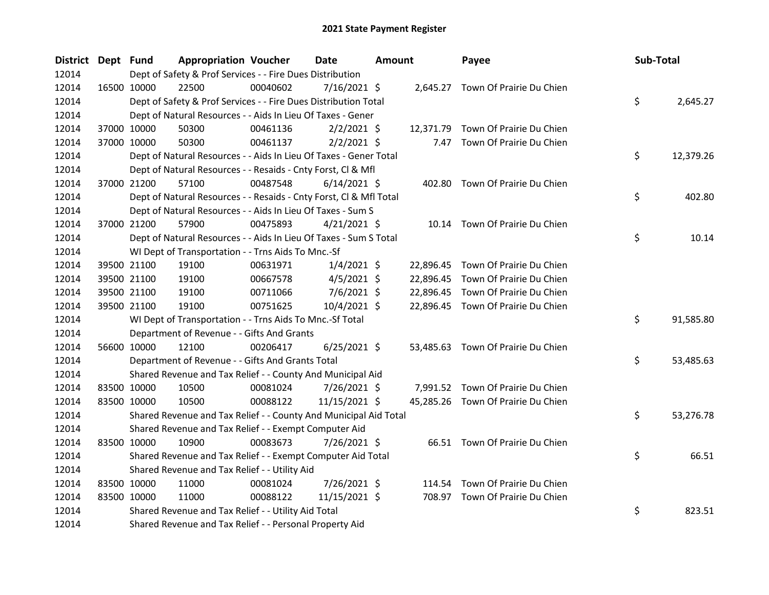# 2021 State Payment Register

| District | Dept | Fund | Appropriation | Voucher | Date | Amount | Payee | Sub-Total |
|---|---|---|---|---|---|---|---|---|
| 12014 | | Dept of Safety & Prof Services - - Fire Dues Distribution | | | | | | |
| 12014 | 16500 | 10000 | 22500 | 00040602 | 7/16/2021 | $ 2,645.27 | Town Of Prairie Du Chien | |
| 12014 | | Dept of Safety & Prof Services - - Fire Dues Distribution Total | | | | | | $ 2,645.27 |
| 12014 | | Dept of Natural Resources - - Aids In Lieu Of Taxes - Gener | | | | | | |
| 12014 | 37000 | 10000 | 50300 | 00461136 | 2/2/2021 | $ 12,371.79 | Town Of Prairie Du Chien | |
| 12014 | 37000 | 10000 | 50300 | 00461137 | 2/2/2021 | $ 7.47 | Town Of Prairie Du Chien | |
| 12014 | | Dept of Natural Resources - - Aids In Lieu Of Taxes - Gener Total | | | | | | $ 12,379.26 |
| 12014 | | Dept of Natural Resources - - Resaids - Cnty Forst, Cl & Mfl | | | | | | |
| 12014 | 37000 | 21200 | 57100 | 00487548 | 6/14/2021 | $ 402.80 | Town Of Prairie Du Chien | |
| 12014 | | Dept of Natural Resources - - Resaids - Cnty Forst, Cl & Mfl Total | | | | | | $ 402.80 |
| 12014 | | Dept of Natural Resources - - Aids In Lieu Of Taxes - Sum S | | | | | | |
| 12014 | 37000 | 21200 | 57900 | 00475893 | 4/21/2021 | $ 10.14 | Town Of Prairie Du Chien | |
| 12014 | | Dept of Natural Resources - - Aids In Lieu Of Taxes - Sum S Total | | | | | | $ 10.14 |
| 12014 | | WI Dept of Transportation - - Trns Aids To Mnc.-Sf | | | | | | |
| 12014 | 39500 | 21100 | 19100 | 00631971 | 1/4/2021 | $ 22,896.45 | Town Of Prairie Du Chien | |
| 12014 | 39500 | 21100 | 19100 | 00667578 | 4/5/2021 | $ 22,896.45 | Town Of Prairie Du Chien | |
| 12014 | 39500 | 21100 | 19100 | 00711066 | 7/6/2021 | $ 22,896.45 | Town Of Prairie Du Chien | |
| 12014 | 39500 | 21100 | 19100 | 00751625 | 10/4/2021 | $ 22,896.45 | Town Of Prairie Du Chien | |
| 12014 | | WI Dept of Transportation - - Trns Aids To Mnc.-Sf Total | | | | | | $ 91,585.80 |
| 12014 | | Department of Revenue - - Gifts And Grants | | | | | | |
| 12014 | 56600 | 10000 | 12100 | 00206417 | 6/25/2021 | $ 53,485.63 | Town Of Prairie Du Chien | |
| 12014 | | Department of Revenue - - Gifts And Grants Total | | | | | | $ 53,485.63 |
| 12014 | | Shared Revenue and Tax Relief - - County And Municipal Aid | | | | | | |
| 12014 | 83500 | 10000 | 10500 | 00081024 | 7/26/2021 | $ 7,991.52 | Town Of Prairie Du Chien | |
| 12014 | 83500 | 10000 | 10500 | 00088122 | 11/15/2021 | $ 45,285.26 | Town Of Prairie Du Chien | |
| 12014 | | Shared Revenue and Tax Relief - - County And Municipal Aid Total | | | | | | $ 53,276.78 |
| 12014 | | Shared Revenue and Tax Relief - - Exempt Computer Aid | | | | | | |
| 12014 | 83500 | 10000 | 10900 | 00083673 | 7/26/2021 | $ 66.51 | Town Of Prairie Du Chien | |
| 12014 | | Shared Revenue and Tax Relief - - Exempt Computer Aid Total | | | | | | $ 66.51 |
| 12014 | | Shared Revenue and Tax Relief - - Utility Aid | | | | | | |
| 12014 | 83500 | 10000 | 11000 | 00081024 | 7/26/2021 | $ 114.54 | Town Of Prairie Du Chien | |
| 12014 | 83500 | 10000 | 11000 | 00088122 | 11/15/2021 | $ 708.97 | Town Of Prairie Du Chien | |
| 12014 | | Shared Revenue and Tax Relief - - Utility Aid Total | | | | | | $ 823.51 |
| 12014 | | Shared Revenue and Tax Relief - - Personal Property Aid | | | | | | |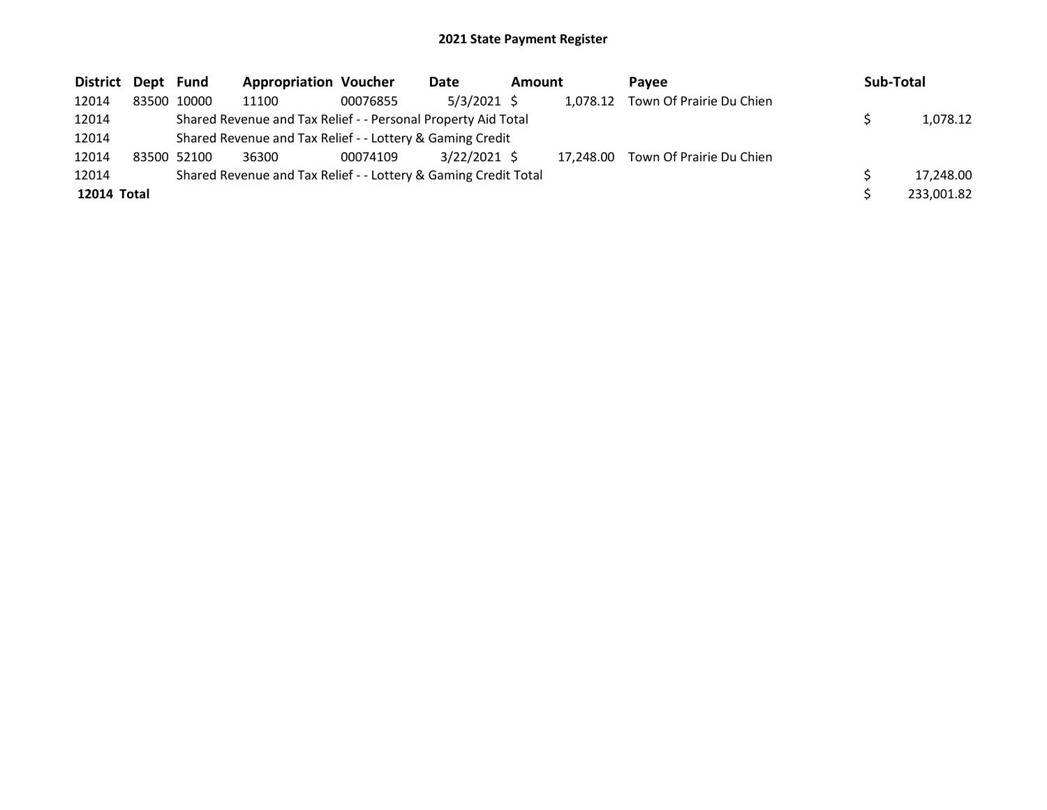# 2021 State Payment Register

| District | Dept | Fund | Appropriation | Voucher | Date | Amount | Payee | Sub-Total |
|---|---|---|---|---|---|---|---|---|
| 12014 | 83500 | 10000 | 11100 | 00076855 | 5/3/2021 | $ 1,078.12 | Town Of Prairie Du Chien | |
| 12014 | | Shared Revenue and Tax Relief - - Personal Property Aid Total | | | | | | $ 1,078.12 |
| 12014 | | Shared Revenue and Tax Relief - - Lottery & Gaming Credit | | | | | | |
| 12014 | 83500 | 52100 | 36300 | 00074109 | 3/22/2021 | $ 17,248.00 | Town Of Prairie Du Chien | |
| 12014 | | Shared Revenue and Tax Relief - - Lottery & Gaming Credit Total | | | | | | $ 17,248.00 |
| **12014 Total** | | | | | | | | $ 233,001.82 |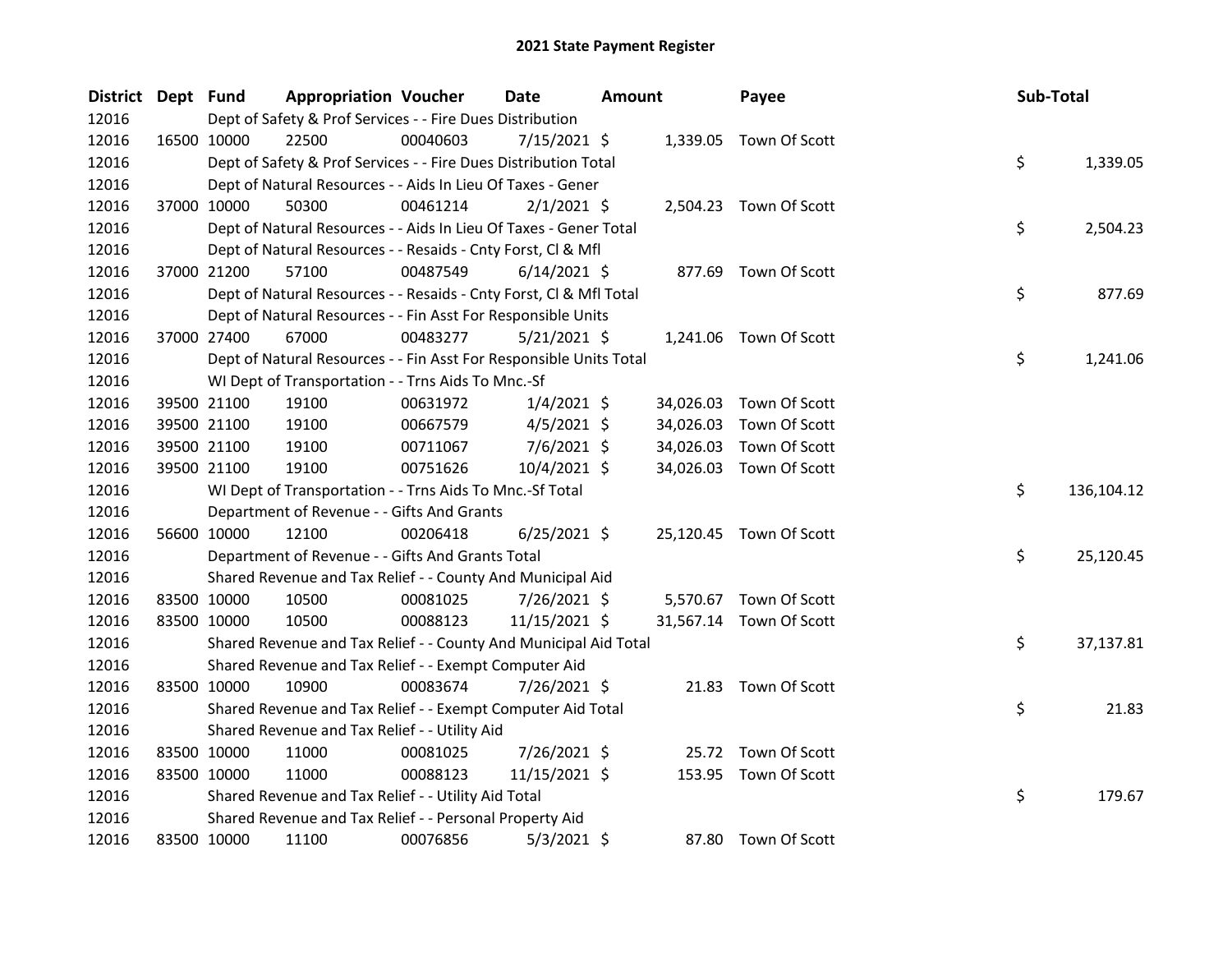# 2021 State Payment Register

| District | Dept | Fund | Appropriation | Voucher | Date | Amount | Payee | Sub-Total |
|---|---|---|---|---|---|---|---|---|
| 12016 | | | Dept of Safety & Prof Services - - Fire Dues Distribution | | | | | |
| 12016 | 16500 | 10000 | 22500 | 00040603 | 7/15/2021 | $ 1,339.05 | Town Of Scott | |
| 12016 | | | Dept of Safety & Prof Services - - Fire Dues Distribution Total | | | | | $ 1,339.05 |
| 12016 | | | Dept of Natural Resources - - Aids In Lieu Of Taxes - Gener | | | | | |
| 12016 | 37000 | 10000 | 50300 | 00461214 | 2/1/2021 | $ 2,504.23 | Town Of Scott | |
| 12016 | | | Dept of Natural Resources - - Aids In Lieu Of Taxes - Gener Total | | | | | $ 2,504.23 |
| 12016 | | | Dept of Natural Resources - - Resaids - Cnty Forst, Cl & Mfl | | | | | |
| 12016 | 37000 | 21200 | 57100 | 00487549 | 6/14/2021 | $ 877.69 | Town Of Scott | |
| 12016 | | | Dept of Natural Resources - - Resaids - Cnty Forst, Cl & Mfl Total | | | | | $ 877.69 |
| 12016 | | | Dept of Natural Resources - - Fin Asst For Responsible Units | | | | | |
| 12016 | 37000 | 27400 | 67000 | 00483277 | 5/21/2021 | $ 1,241.06 | Town Of Scott | |
| 12016 | | | Dept of Natural Resources - - Fin Asst For Responsible Units Total | | | | | $ 1,241.06 |
| 12016 | | | WI Dept of Transportation - - Trns Aids To Mnc.-Sf | | | | | |
| 12016 | 39500 | 21100 | 19100 | 00631972 | 1/4/2021 | $ 34,026.03 | Town Of Scott | |
| 12016 | 39500 | 21100 | 19100 | 00667579 | 4/5/2021 | $ 34,026.03 | Town Of Scott | |
| 12016 | 39500 | 21100 | 19100 | 00711067 | 7/6/2021 | $ 34,026.03 | Town Of Scott | |
| 12016 | 39500 | 21100 | 19100 | 00751626 | 10/4/2021 | $ 34,026.03 | Town Of Scott | |
| 12016 | | | WI Dept of Transportation - - Trns Aids To Mnc.-Sf Total | | | | | $ 136,104.12 |
| 12016 | | | Department of Revenue - - Gifts And Grants | | | | | |
| 12016 | 56600 | 10000 | 12100 | 00206418 | 6/25/2021 | $ 25,120.45 | Town Of Scott | |
| 12016 | | | Department of Revenue - - Gifts And Grants Total | | | | | $ 25,120.45 |
| 12016 | | | Shared Revenue and Tax Relief - - County And Municipal Aid | | | | | |
| 12016 | 83500 | 10000 | 10500 | 00081025 | 7/26/2021 | $ 5,570.67 | Town Of Scott | |
| 12016 | 83500 | 10000 | 10500 | 00088123 | 11/15/2021 | $ 31,567.14 | Town Of Scott | |
| 12016 | | | Shared Revenue and Tax Relief - - County And Municipal Aid Total | | | | | $ 37,137.81 |
| 12016 | | | Shared Revenue and Tax Relief - - Exempt Computer Aid | | | | | |
| 12016 | 83500 | 10000 | 10900 | 00083674 | 7/26/2021 | $ 21.83 | Town Of Scott | |
| 12016 | | | Shared Revenue and Tax Relief - - Exempt Computer Aid Total | | | | | $ 21.83 |
| 12016 | | | Shared Revenue and Tax Relief - - Utility Aid | | | | | |
| 12016 | 83500 | 10000 | 11000 | 00081025 | 7/26/2021 | $ 25.72 | Town Of Scott | |
| 12016 | 83500 | 10000 | 11000 | 00088123 | 11/15/2021 | $ 153.95 | Town Of Scott | |
| 12016 | | | Shared Revenue and Tax Relief - - Utility Aid Total | | | | | $ 179.67 |
| 12016 | | | Shared Revenue and Tax Relief - - Personal Property Aid | | | | | |
| 12016 | 83500 | 10000 | 11100 | 00076856 | 5/3/2021 | $ 87.80 | Town Of Scott | |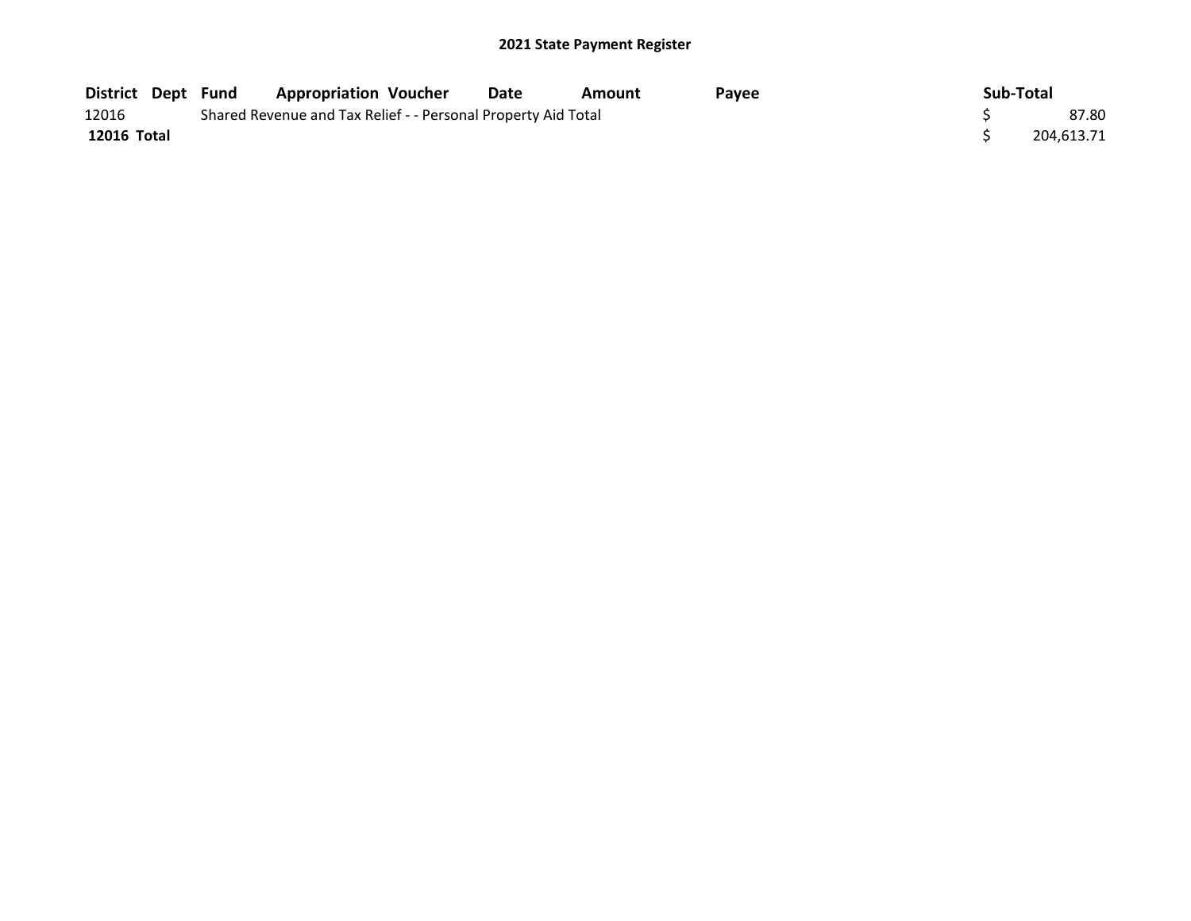## 2021 State Payment Register

| District | Dept | Fund | Appropriation | Voucher | Date | Amount | Payee | Sub-Total |
|---|---|---|---|---|---|---|---|---|
| 12016 | | Shared Revenue and Tax Relief - - Personal Property Aid Total | | | | | | $ 87.80 |
| **12016 Total** | | | | | | | | $ 204,613.71 |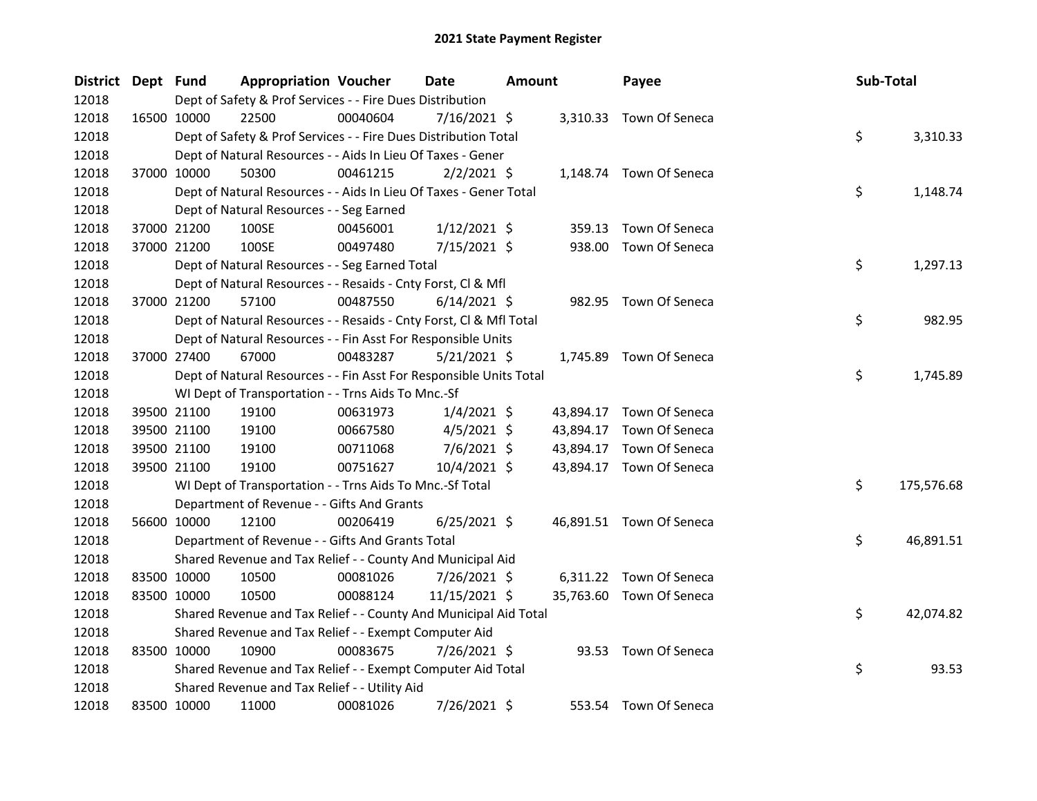# 2021 State Payment Register

| District | Dept | Fund | Appropriation | Voucher | Date | Amount | Payee | Sub-Total |
|---|---|---|---|---|---|---|---|---|
| 12018 | | Dept of Safety & Prof Services - - Fire Dues Distribution | | | | | | |
| 12018 | 16500 | 10000 | 22500 | 00040604 | 7/16/2021 | $ 3,310.33 | Town Of Seneca | |
| 12018 | | Dept of Safety & Prof Services - - Fire Dues Distribution Total | | | | | | $ 3,310.33 |
| 12018 | | Dept of Natural Resources - - Aids In Lieu Of Taxes - Gener | | | | | | |
| 12018 | 37000 | 10000 | 50300 | 00461215 | 2/2/2021 | $ 1,148.74 | Town Of Seneca | |
| 12018 | | Dept of Natural Resources - - Aids In Lieu Of Taxes - Gener Total | | | | | | $ 1,148.74 |
| 12018 | | Dept of Natural Resources - - Seg Earned | | | | | | |
| 12018 | 37000 | 21200 | 100SE | 00456001 | 1/12/2021 | $ 359.13 | Town Of Seneca | |
| 12018 | 37000 | 21200 | 100SE | 00497480 | 7/15/2021 | $ 938.00 | Town Of Seneca | |
| 12018 | | Dept of Natural Resources - - Seg Earned Total | | | | | | $ 1,297.13 |
| 12018 | | Dept of Natural Resources - - Resaids - Cnty Forst, Cl & Mfl | | | | | | |
| 12018 | 37000 | 21200 | 57100 | 00487550 | 6/14/2021 | $ 982.95 | Town Of Seneca | |
| 12018 | | Dept of Natural Resources - - Resaids - Cnty Forst, Cl & Mfl Total | | | | | | $ 982.95 |
| 12018 | | Dept of Natural Resources - - Fin Asst For Responsible Units | | | | | | |
| 12018 | 37000 | 27400 | 67000 | 00483287 | 5/21/2021 | $ 1,745.89 | Town Of Seneca | |
| 12018 | | Dept of Natural Resources - - Fin Asst For Responsible Units Total | | | | | | $ 1,745.89 |
| 12018 | | WI Dept of Transportation - - Trns Aids To Mnc.-Sf | | | | | | |
| 12018 | 39500 | 21100 | 19100 | 00631973 | 1/4/2021 | $ 43,894.17 | Town Of Seneca | |
| 12018 | 39500 | 21100 | 19100 | 00667580 | 4/5/2021 | $ 43,894.17 | Town Of Seneca | |
| 12018 | 39500 | 21100 | 19100 | 00711068 | 7/6/2021 | $ 43,894.17 | Town Of Seneca | |
| 12018 | 39500 | 21100 | 19100 | 00751627 | 10/4/2021 | $ 43,894.17 | Town Of Seneca | |
| 12018 | | WI Dept of Transportation - - Trns Aids To Mnc.-Sf Total | | | | | | $ 175,576.68 |
| 12018 | | Department of Revenue - - Gifts And Grants | | | | | | |
| 12018 | 56600 | 10000 | 12100 | 00206419 | 6/25/2021 | $ 46,891.51 | Town Of Seneca | |
| 12018 | | Department of Revenue - - Gifts And Grants Total | | | | | | $ 46,891.51 |
| 12018 | | Shared Revenue and Tax Relief - - County And Municipal Aid | | | | | | |
| 12018 | 83500 | 10000 | 10500 | 00081026 | 7/26/2021 | $ 6,311.22 | Town Of Seneca | |
| 12018 | 83500 | 10000 | 10500 | 00088124 | 11/15/2021 | $ 35,763.60 | Town Of Seneca | |
| 12018 | | Shared Revenue and Tax Relief - - County And Municipal Aid Total | | | | | | $ 42,074.82 |
| 12018 | | Shared Revenue and Tax Relief - - Exempt Computer Aid | | | | | | |
| 12018 | 83500 | 10000 | 10900 | 00083675 | 7/26/2021 | $ 93.53 | Town Of Seneca | |
| 12018 | | Shared Revenue and Tax Relief - - Exempt Computer Aid Total | | | | | | $ 93.53 |
| 12018 | | Shared Revenue and Tax Relief - - Utility Aid | | | | | | |
| 12018 | 83500 | 10000 | 11000 | 00081026 | 7/26/2021 | $ 553.54 | Town Of Seneca | |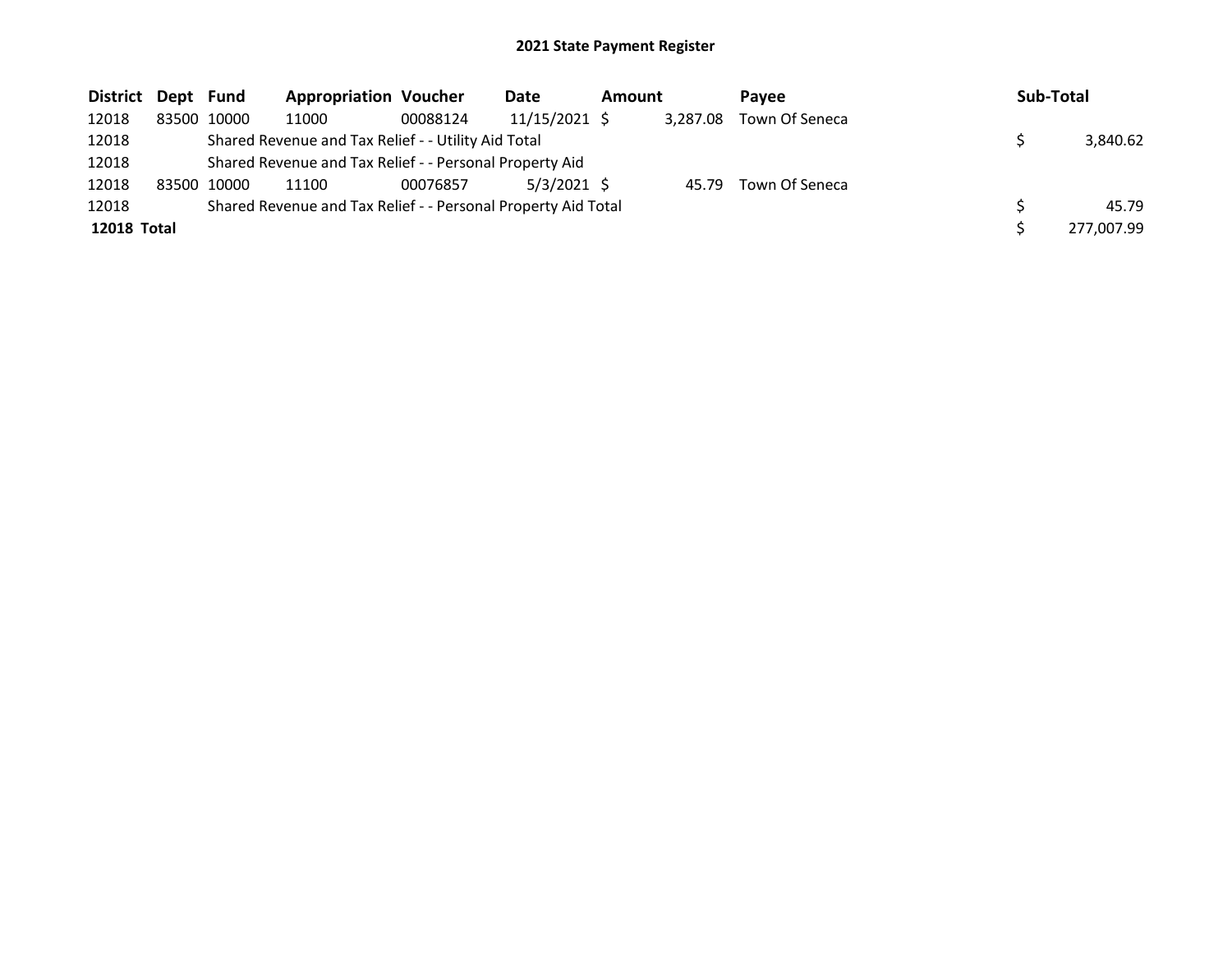## 2021 State Payment Register

| District | Dept | Fund | Appropriation | Voucher | Date | Amount | Payee | Sub-Total |
|---|---|---|---|---|---|---|---|---|
| 12018 | 83500 | 10000 | 11000 | 00088124 | 11/15/2021 | $ 3,287.08 | Town Of Seneca | |
| 12018 | | Shared Revenue and Tax Relief - - Utility Aid Total | | | | | | $ 3,840.62 |
| 12018 | | Shared Revenue and Tax Relief - - Personal Property Aid | | | | | | |
| 12018 | 83500 | 10000 | 11100 | 00076857 | 5/3/2021 | $ 45.79 | Town Of Seneca | |
| 12018 | | Shared Revenue and Tax Relief - - Personal Property Aid Total | | | | | | $ 45.79 |
| **12018 Total** | | | | | | | | $ 277,007.99 |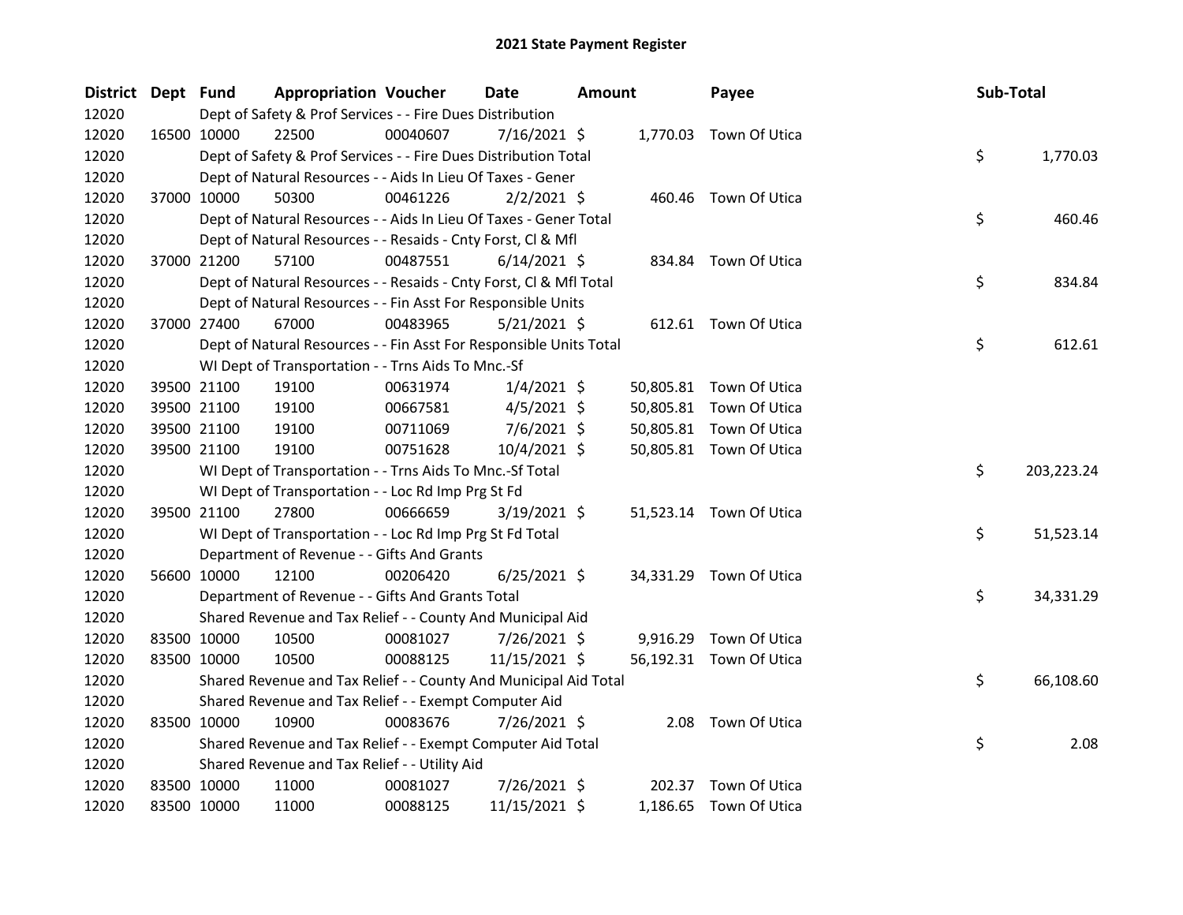# 2021 State Payment Register

| District | Dept | Fund | Appropriation | Voucher | Date | Amount | Payee | Sub-Total |
|---|---|---|---|---|---|---|---|---|
| 12020 | | Dept of Safety & Prof Services - - Fire Dues Distribution | | | | | | |
| 12020 | 16500 | 10000 | 22500 | 00040607 | 7/16/2021 | $ 1,770.03 | Town Of Utica | |
| 12020 | | Dept of Safety & Prof Services - - Fire Dues Distribution Total | | | | | | $ 1,770.03 |
| 12020 | | Dept of Natural Resources - - Aids In Lieu Of Taxes - Gener | | | | | | |
| 12020 | 37000 | 10000 | 50300 | 00461226 | 2/2/2021 | $ 460.46 | Town Of Utica | |
| 12020 | | Dept of Natural Resources - - Aids In Lieu Of Taxes - Gener Total | | | | | | $ 460.46 |
| 12020 | | Dept of Natural Resources - - Resaids - Cnty Forst, Cl & Mfl | | | | | | |
| 12020 | 37000 | 21200 | 57100 | 00487551 | 6/14/2021 | $ 834.84 | Town Of Utica | |
| 12020 | | Dept of Natural Resources - - Resaids - Cnty Forst, Cl & Mfl Total | | | | | | $ 834.84 |
| 12020 | | Dept of Natural Resources - - Fin Asst For Responsible Units | | | | | | |
| 12020 | 37000 | 27400 | 67000 | 00483965 | 5/21/2021 | $ 612.61 | Town Of Utica | |
| 12020 | | Dept of Natural Resources - - Fin Asst For Responsible Units Total | | | | | | $ 612.61 |
| 12020 | | WI Dept of Transportation - - Trns Aids To Mnc.-Sf | | | | | | |
| 12020 | 39500 | 21100 | 19100 | 00631974 | 1/4/2021 | $ 50,805.81 | Town Of Utica | |
| 12020 | 39500 | 21100 | 19100 | 00667581 | 4/5/2021 | $ 50,805.81 | Town Of Utica | |
| 12020 | 39500 | 21100 | 19100 | 00711069 | 7/6/2021 | $ 50,805.81 | Town Of Utica | |
| 12020 | 39500 | 21100 | 19100 | 00751628 | 10/4/2021 | $ 50,805.81 | Town Of Utica | |
| 12020 | | WI Dept of Transportation - - Trns Aids To Mnc.-Sf Total | | | | | | $ 203,223.24 |
| 12020 | | WI Dept of Transportation - - Loc Rd Imp Prg St Fd | | | | | | |
| 12020 | 39500 | 21100 | 27800 | 00666659 | 3/19/2021 | $ 51,523.14 | Town Of Utica | |
| 12020 | | WI Dept of Transportation - - Loc Rd Imp Prg St Fd Total | | | | | | $ 51,523.14 |
| 12020 | | Department of Revenue - - Gifts And Grants | | | | | | |
| 12020 | 56600 | 10000 | 12100 | 00206420 | 6/25/2021 | $ 34,331.29 | Town Of Utica | |
| 12020 | | Department of Revenue - - Gifts And Grants Total | | | | | | $ 34,331.29 |
| 12020 | | Shared Revenue and Tax Relief - - County And Municipal Aid | | | | | | |
| 12020 | 83500 | 10000 | 10500 | 00081027 | 7/26/2021 | $ 9,916.29 | Town Of Utica | |
| 12020 | 83500 | 10000 | 10500 | 00088125 | 11/15/2021 | $ 56,192.31 | Town Of Utica | |
| 12020 | | Shared Revenue and Tax Relief - - County And Municipal Aid Total | | | | | | $ 66,108.60 |
| 12020 | | Shared Revenue and Tax Relief - - Exempt Computer Aid | | | | | | |
| 12020 | 83500 | 10000 | 10900 | 00083676 | 7/26/2021 | $ 2.08 | Town Of Utica | |
| 12020 | | Shared Revenue and Tax Relief - - Exempt Computer Aid Total | | | | | | $ 2.08 |
| 12020 | | Shared Revenue and Tax Relief - - Utility Aid | | | | | | |
| 12020 | 83500 | 10000 | 11000 | 00081027 | 7/26/2021 | $ 202.37 | Town Of Utica | |
| 12020 | 83500 | 10000 | 11000 | 00088125 | 11/15/2021 | $ 1,186.65 | Town Of Utica | |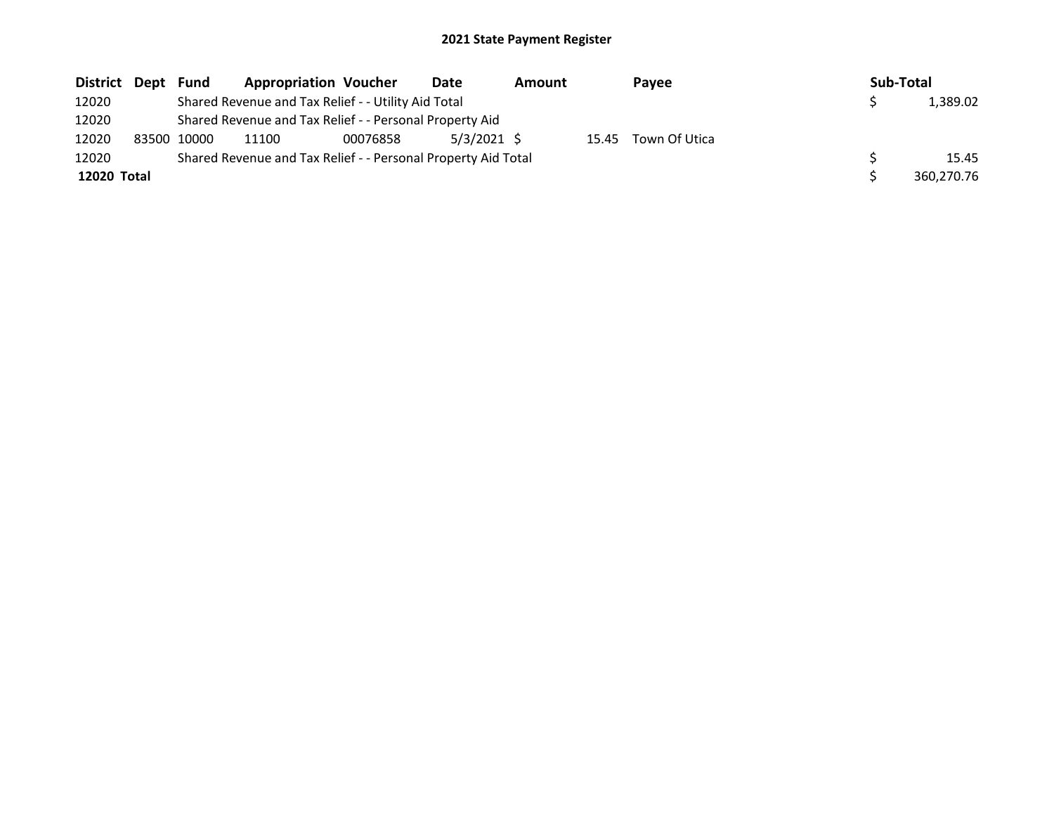# 2021 State Payment Register

| District | Dept | Fund | Appropriation | Voucher | Date | Amount | Payee | Sub-Total |
|---|---|---|---|---|---|---|---|---|
| 12020 | | Shared Revenue and Tax Relief - - Utility Aid Total | | | | | | $ 1,389.02 |
| 12020 | | Shared Revenue and Tax Relief - - Personal Property Aid | | | | | | |
| 12020 | 83500 | 10000 | 11100 | 00076858 | 5/3/2021 | $ 15.45 | Town Of Utica | |
| 12020 | | Shared Revenue and Tax Relief - - Personal Property Aid Total | | | | | | $ 15.45 |
| **12020 Total** | | | | | | | | $ 360,270.76 |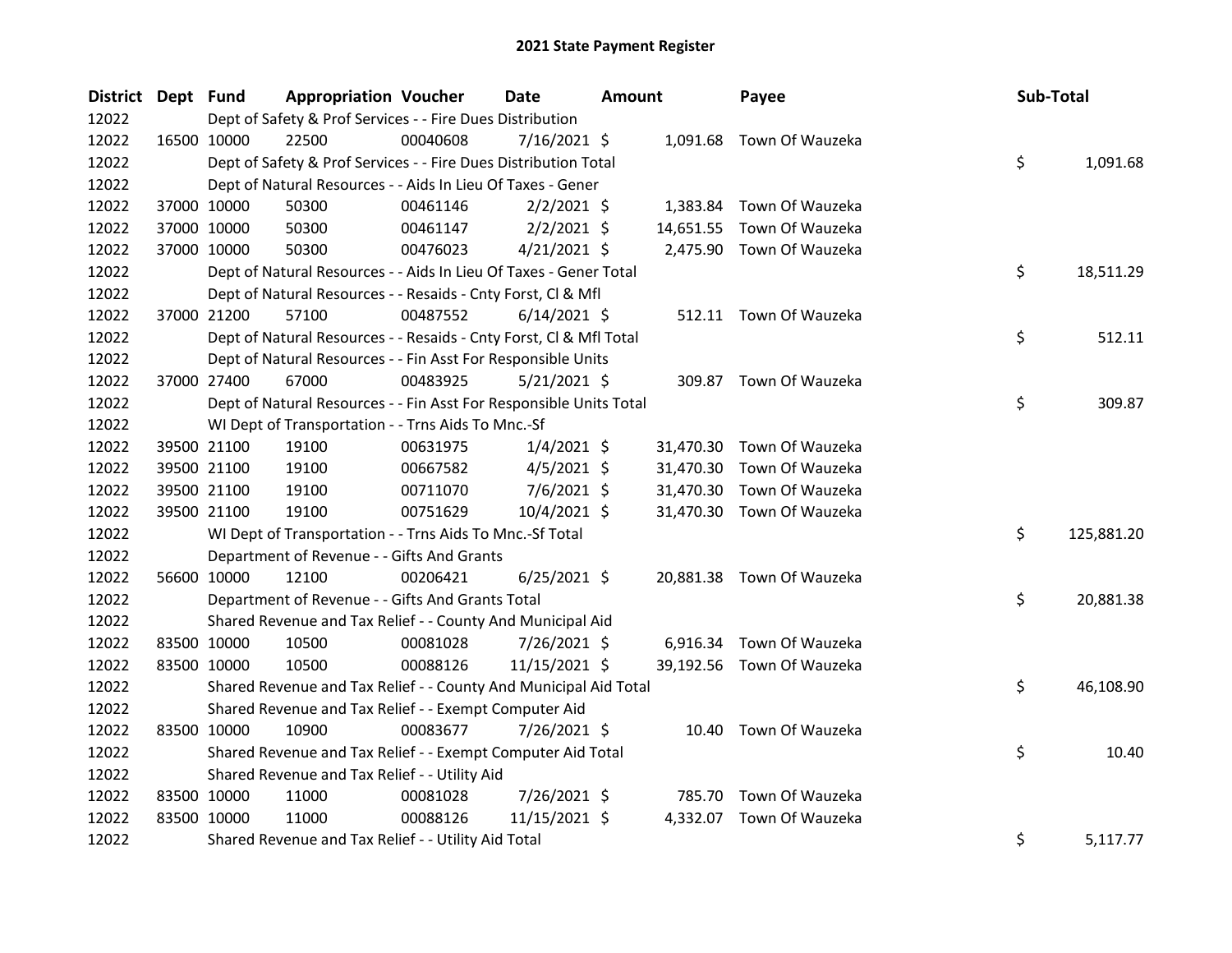# 2021 State Payment Register

| District | Dept | Fund | Appropriation | Voucher | Date | Amount | Payee | Sub-Total |
|---|---|---|---|---|---|---|---|---|
| 12022 | | Dept of Safety & Prof Services - - Fire Dues Distribution | | | | | | |
| 12022 | 16500 | 10000 | 22500 | 00040608 | 7/16/2021 | $ 1,091.68 | Town Of Wauzeka | |
| 12022 | | Dept of Safety & Prof Services - - Fire Dues Distribution Total | | | | | | $ 1,091.68 |
| 12022 | | Dept of Natural Resources - - Aids In Lieu Of Taxes - Gener | | | | | | |
| 12022 | 37000 | 10000 | 50300 | 00461146 | 2/2/2021 | $ 1,383.84 | Town Of Wauzeka | |
| 12022 | 37000 | 10000 | 50300 | 00461147 | 2/2/2021 | $ 14,651.55 | Town Of Wauzeka | |
| 12022 | 37000 | 10000 | 50300 | 00476023 | 4/21/2021 | $ 2,475.90 | Town Of Wauzeka | |
| 12022 | | Dept of Natural Resources - - Aids In Lieu Of Taxes - Gener Total | | | | | | $ 18,511.29 |
| 12022 | | Dept of Natural Resources - - Resaids - Cnty Forst, Cl & Mfl | | | | | | |
| 12022 | 37000 | 21200 | 57100 | 00487552 | 6/14/2021 | $ 512.11 | Town Of Wauzeka | |
| 12022 | | Dept of Natural Resources - - Resaids - Cnty Forst, Cl & Mfl Total | | | | | | $ 512.11 |
| 12022 | | Dept of Natural Resources - - Fin Asst For Responsible Units | | | | | | |
| 12022 | 37000 | 27400 | 67000 | 00483925 | 5/21/2021 | $ 309.87 | Town Of Wauzeka | |
| 12022 | | Dept of Natural Resources - - Fin Asst For Responsible Units Total | | | | | | $ 309.87 |
| 12022 | | WI Dept of Transportation - - Trns Aids To Mnc.-Sf | | | | | | |
| 12022 | 39500 | 21100 | 19100 | 00631975 | 1/4/2021 | $ 31,470.30 | Town Of Wauzeka | |
| 12022 | 39500 | 21100 | 19100 | 00667582 | 4/5/2021 | $ 31,470.30 | Town Of Wauzeka | |
| 12022 | 39500 | 21100 | 19100 | 00711070 | 7/6/2021 | $ 31,470.30 | Town Of Wauzeka | |
| 12022 | 39500 | 21100 | 19100 | 00751629 | 10/4/2021 | $ 31,470.30 | Town Of Wauzeka | |
| 12022 | | WI Dept of Transportation - - Trns Aids To Mnc.-Sf Total | | | | | | $ 125,881.20 |
| 12022 | | Department of Revenue - - Gifts And Grants | | | | | | |
| 12022 | 56600 | 10000 | 12100 | 00206421 | 6/25/2021 | $ 20,881.38 | Town Of Wauzeka | |
| 12022 | | Department of Revenue - - Gifts And Grants Total | | | | | | $ 20,881.38 |
| 12022 | | Shared Revenue and Tax Relief - - County And Municipal Aid | | | | | | |
| 12022 | 83500 | 10000 | 10500 | 00081028 | 7/26/2021 | $ 6,916.34 | Town Of Wauzeka | |
| 12022 | 83500 | 10000 | 10500 | 00088126 | 11/15/2021 | $ 39,192.56 | Town Of Wauzeka | |
| 12022 | | Shared Revenue and Tax Relief - - County And Municipal Aid Total | | | | | | $ 46,108.90 |
| 12022 | | Shared Revenue and Tax Relief - - Exempt Computer Aid | | | | | | |
| 12022 | 83500 | 10000 | 10900 | 00083677 | 7/26/2021 | $ 10.40 | Town Of Wauzeka | |
| 12022 | | Shared Revenue and Tax Relief - - Exempt Computer Aid Total | | | | | | $ 10.40 |
| 12022 | | Shared Revenue and Tax Relief - - Utility Aid | | | | | | |
| 12022 | 83500 | 10000 | 11000 | 00081028 | 7/26/2021 | $ 785.70 | Town Of Wauzeka | |
| 12022 | 83500 | 10000 | 11000 | 00088126 | 11/15/2021 | $ 4,332.07 | Town Of Wauzeka | |
| 12022 | | Shared Revenue and Tax Relief - - Utility Aid Total | | | | | | $ 5,117.77 |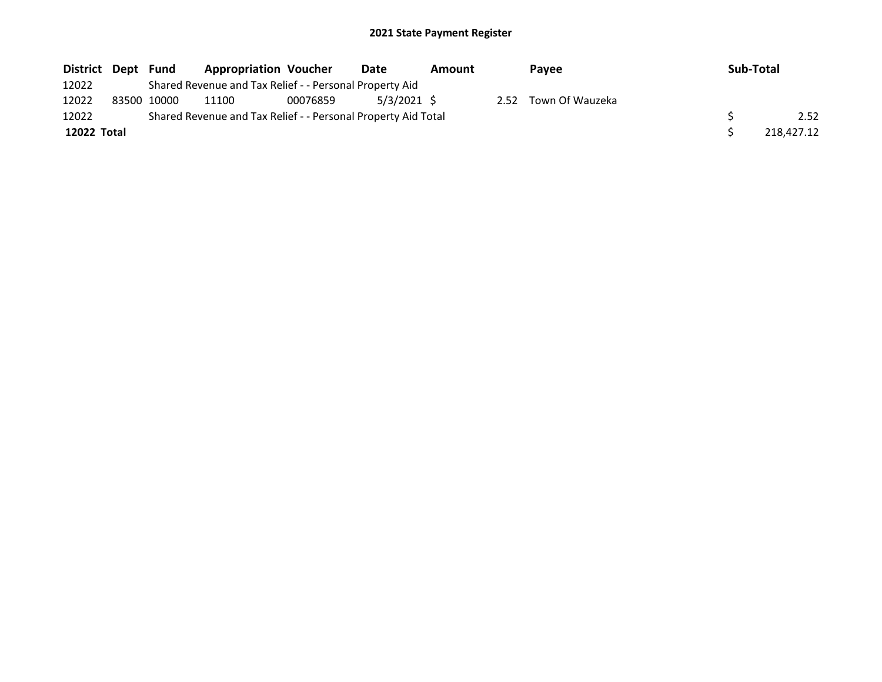## 2021 State Payment Register

| District | Dept | Fund | Appropriation | Voucher | Date | Amount | Payee | Sub-Total |
|---|---|---|---|---|---|---|---|---|
| 12022 | | Shared Revenue and Tax Relief - - Personal Property Aid | | | | | | |
| 12022 | 83500 | 10000 | 11100 | 00076859 | 5/3/2021 | $ 2.52 | Town Of Wauzeka | |
| 12022 | | Shared Revenue and Tax Relief - - Personal Property Aid Total | | | | | | $ 2.52 |
| **12022 Total** | | | | | | | | $ 218,427.12 |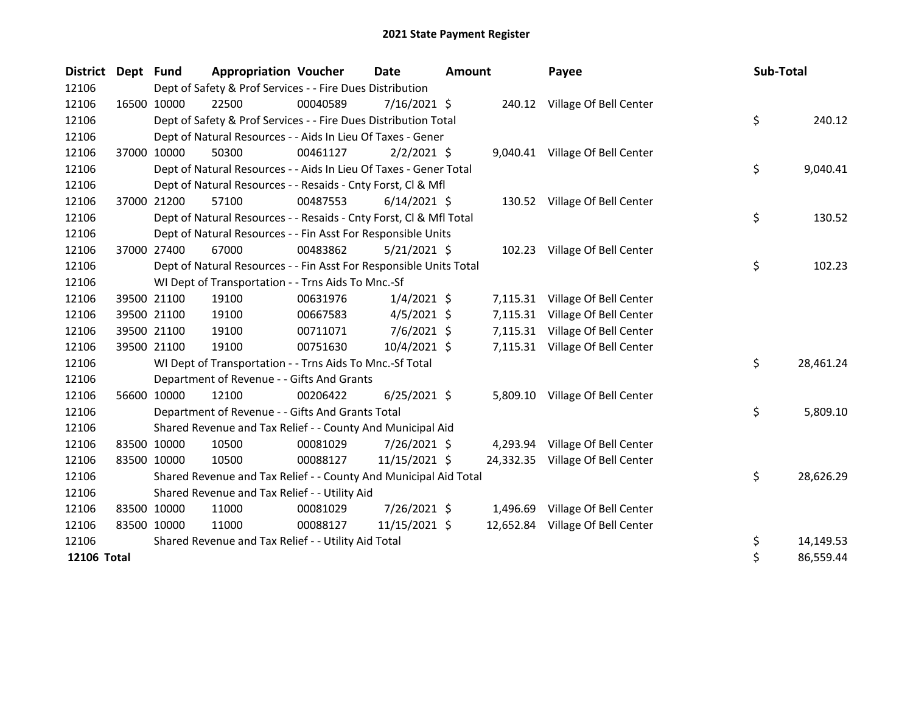# 2021 State Payment Register

| District | Dept | Fund | Appropriation | Voucher | Date | Amount | Payee | Sub-Total |
|---|---|---|---|---|---|---|---|---|
| 12106 | | Dept of Safety & Prof Services - - Fire Dues Distribution | | | | | | |
| 12106 | 16500 | 10000 | 22500 | 00040589 | 7/16/2021 | $ 240.12 | Village Of Bell Center | |
| 12106 | | Dept of Safety & Prof Services - - Fire Dues Distribution Total | | | | | | $ 240.12 |
| 12106 | | Dept of Natural Resources - - Aids In Lieu Of Taxes - Gener | | | | | | |
| 12106 | 37000 | 10000 | 50300 | 00461127 | 2/2/2021 | $ 9,040.41 | Village Of Bell Center | |
| 12106 | | Dept of Natural Resources - - Aids In Lieu Of Taxes - Gener Total | | | | | | $ 9,040.41 |
| 12106 | | Dept of Natural Resources - - Resaids - Cnty Forst, Cl & Mfl | | | | | | |
| 12106 | 37000 | 21200 | 57100 | 00487553 | 6/14/2021 | $ 130.52 | Village Of Bell Center | |
| 12106 | | Dept of Natural Resources - - Resaids - Cnty Forst, Cl & Mfl Total | | | | | | $ 130.52 |
| 12106 | | Dept of Natural Resources - - Fin Asst For Responsible Units | | | | | | |
| 12106 | 37000 | 27400 | 67000 | 00483862 | 5/21/2021 | $ 102.23 | Village Of Bell Center | |
| 12106 | | Dept of Natural Resources - - Fin Asst For Responsible Units Total | | | | | | $ 102.23 |
| 12106 | | WI Dept of Transportation - - Trns Aids To Mnc.-Sf | | | | | | |
| 12106 | 39500 | 21100 | 19100 | 00631976 | 1/4/2021 | $ 7,115.31 | Village Of Bell Center | |
| 12106 | 39500 | 21100 | 19100 | 00667583 | 4/5/2021 | $ 7,115.31 | Village Of Bell Center | |
| 12106 | 39500 | 21100 | 19100 | 00711071 | 7/6/2021 | $ 7,115.31 | Village Of Bell Center | |
| 12106 | 39500 | 21100 | 19100 | 00751630 | 10/4/2021 | $ 7,115.31 | Village Of Bell Center | |
| 12106 | | WI Dept of Transportation - - Trns Aids To Mnc.-Sf Total | | | | | | $ 28,461.24 |
| 12106 | | Department of Revenue - - Gifts And Grants | | | | | | |
| 12106 | 56600 | 10000 | 12100 | 00206422 | 6/25/2021 | $ 5,809.10 | Village Of Bell Center | |
| 12106 | | Department of Revenue - - Gifts And Grants Total | | | | | | $ 5,809.10 |
| 12106 | | Shared Revenue and Tax Relief - - County And Municipal Aid | | | | | | |
| 12106 | 83500 | 10000 | 10500 | 00081029 | 7/26/2021 | $ 4,293.94 | Village Of Bell Center | |
| 12106 | 83500 | 10000 | 10500 | 00088127 | 11/15/2021 | $ 24,332.35 | Village Of Bell Center | |
| 12106 | | Shared Revenue and Tax Relief - - County And Municipal Aid Total | | | | | | $ 28,626.29 |
| 12106 | | Shared Revenue and Tax Relief - - Utility Aid | | | | | | |
| 12106 | 83500 | 10000 | 11000 | 00081029 | 7/26/2021 | $ 1,496.69 | Village Of Bell Center | |
| 12106 | 83500 | 10000 | 11000 | 00088127 | 11/15/2021 | $ 12,652.84 | Village Of Bell Center | |
| 12106 | | Shared Revenue and Tax Relief - - Utility Aid Total | | | | | | $ 14,149.53 |
| **12106 Total** | | | | | | | | $ 86,559.44 |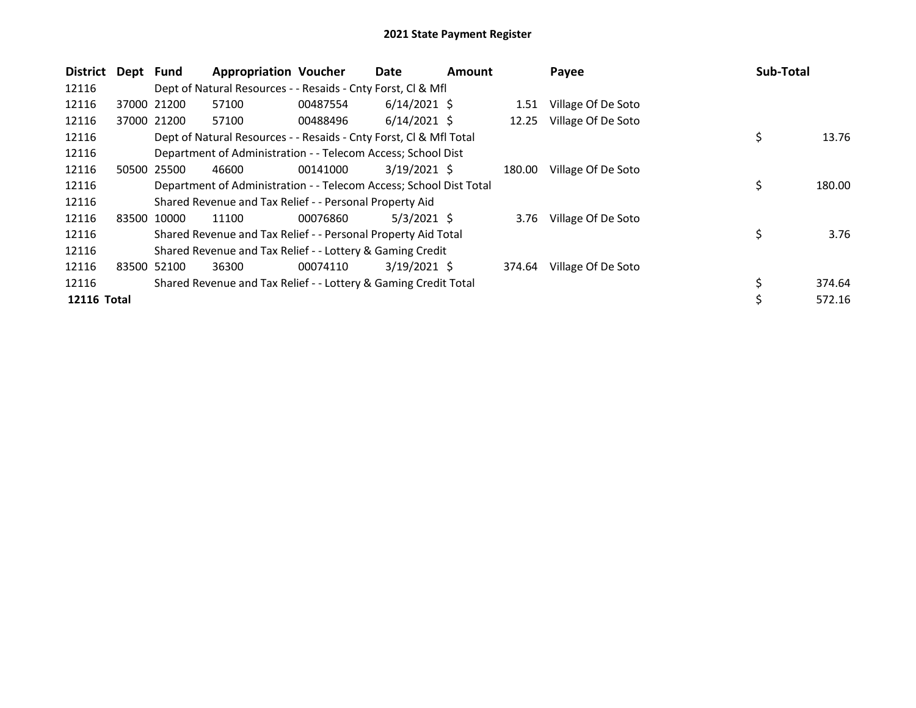# 2021 State Payment Register

| District | Dept | Fund | Appropriation | Voucher | Date | Amount | Payee | Sub-Total |
|---|---|---|---|---|---|---|---|---|
| 12116 | | Dept of Natural Resources - - Resaids - Cnty Forst, Cl & Mfl | | | | | | |
| 12116 | 37000 | 21200 | 57100 | 00487554 | 6/14/2021 | $ 1.51 | Village Of De Soto | |
| 12116 | 37000 | 21200 | 57100 | 00488496 | 6/14/2021 | $ 12.25 | Village Of De Soto | |
| 12116 | | Dept of Natural Resources - - Resaids - Cnty Forst, Cl & Mfl Total | | | | | | $ 13.76 |
| 12116 | | Department of Administration - - Telecom Access; School Dist | | | | | | |
| 12116 | 50500 | 25500 | 46600 | 00141000 | 3/19/2021 | $ 180.00 | Village Of De Soto | |
| 12116 | | Department of Administration - - Telecom Access; School Dist Total | | | | | | $ 180.00 |
| 12116 | | Shared Revenue and Tax Relief - - Personal Property Aid | | | | | | |
| 12116 | 83500 | 10000 | 11100 | 00076860 | 5/3/2021 | $ 3.76 | Village Of De Soto | |
| 12116 | | Shared Revenue and Tax Relief - - Personal Property Aid Total | | | | | | $ 3.76 |
| 12116 | | Shared Revenue and Tax Relief - - Lottery & Gaming Credit | | | | | | |
| 12116 | 83500 | 52100 | 36300 | 00074110 | 3/19/2021 | $ 374.64 | Village Of De Soto | |
| 12116 | | Shared Revenue and Tax Relief - - Lottery & Gaming Credit Total | | | | | | $ 374.64 |
| **12116 Total** | | | | | | | | $ 572.16 |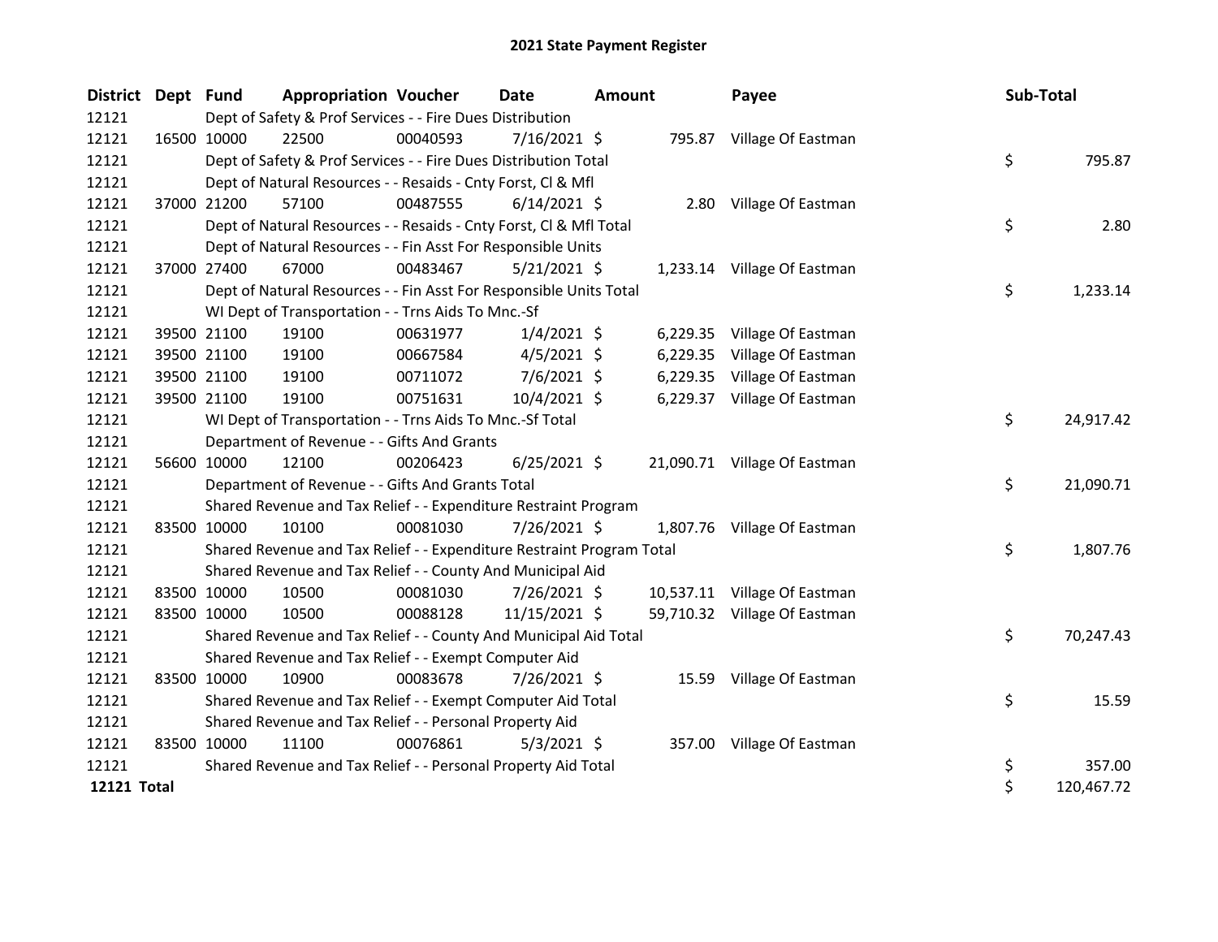# 2021 State Payment Register

| District | Dept | Fund | Appropriation | Voucher | Date | Amount | Payee | Sub-Total |
|---|---|---|---|---|---|---|---|---|
| 12121 | Dept of Safety & Prof Services - - Fire Dues Distribution | | | | | | | |
| 12121 | 16500 | 10000 | 22500 | 00040593 | 7/16/2021 | $ 795.87 | Village Of Eastman | |
| 12121 | Dept of Safety & Prof Services - - Fire Dues Distribution Total | | | | | | | $ 795.87 |
| 12121 | Dept of Natural Resources - - Resaids - Cnty Forst, Cl & Mfl | | | | | | | |
| 12121 | 37000 | 21200 | 57100 | 00487555 | 6/14/2021 | $ 2.80 | Village Of Eastman | |
| 12121 | Dept of Natural Resources - - Resaids - Cnty Forst, Cl & Mfl Total | | | | | | | $ 2.80 |
| 12121 | Dept of Natural Resources - - Fin Asst For Responsible Units | | | | | | | |
| 12121 | 37000 | 27400 | 67000 | 00483467 | 5/21/2021 | $ 1,233.14 | Village Of Eastman | |
| 12121 | Dept of Natural Resources - - Fin Asst For Responsible Units Total | | | | | | | $ 1,233.14 |
| 12121 | WI Dept of Transportation - - Trns Aids To Mnc.-Sf | | | | | | | |
| 12121 | 39500 | 21100 | 19100 | 00631977 | 1/4/2021 | $ 6,229.35 | Village Of Eastman | |
| 12121 | 39500 | 21100 | 19100 | 00667584 | 4/5/2021 | $ 6,229.35 | Village Of Eastman | |
| 12121 | 39500 | 21100 | 19100 | 00711072 | 7/6/2021 | $ 6,229.35 | Village Of Eastman | |
| 12121 | 39500 | 21100 | 19100 | 00751631 | 10/4/2021 | $ 6,229.37 | Village Of Eastman | |
| 12121 | WI Dept of Transportation - - Trns Aids To Mnc.-Sf Total | | | | | | | $ 24,917.42 |
| 12121 | Department of Revenue - - Gifts And Grants | | | | | | | |
| 12121 | 56600 | 10000 | 12100 | 00206423 | 6/25/2021 | $ 21,090.71 | Village Of Eastman | |
| 12121 | Department of Revenue - - Gifts And Grants Total | | | | | | | $ 21,090.71 |
| 12121 | Shared Revenue and Tax Relief - - Expenditure Restraint Program | | | | | | | |
| 12121 | 83500 | 10000 | 10100 | 00081030 | 7/26/2021 | $ 1,807.76 | Village Of Eastman | |
| 12121 | Shared Revenue and Tax Relief - - Expenditure Restraint Program Total | | | | | | | $ 1,807.76 |
| 12121 | Shared Revenue and Tax Relief - - County And Municipal Aid | | | | | | | |
| 12121 | 83500 | 10000 | 10500 | 00081030 | 7/26/2021 | $ 10,537.11 | Village Of Eastman | |
| 12121 | 83500 | 10000 | 10500 | 00088128 | 11/15/2021 | $ 59,710.32 | Village Of Eastman | |
| 12121 | Shared Revenue and Tax Relief - - County And Municipal Aid Total | | | | | | | $ 70,247.43 |
| 12121 | Shared Revenue and Tax Relief - - Exempt Computer Aid | | | | | | | |
| 12121 | 83500 | 10000 | 10900 | 00083678 | 7/26/2021 | $ 15.59 | Village Of Eastman | |
| 12121 | Shared Revenue and Tax Relief - - Exempt Computer Aid Total | | | | | | | $ 15.59 |
| 12121 | Shared Revenue and Tax Relief - - Personal Property Aid | | | | | | | |
| 12121 | 83500 | 10000 | 11100 | 00076861 | 5/3/2021 | $ 357.00 | Village Of Eastman | |
| 12121 | Shared Revenue and Tax Relief - - Personal Property Aid Total | | | | | | | $ 357.00 |
| **12121 Total** | | | | | | | | $ 120,467.72 |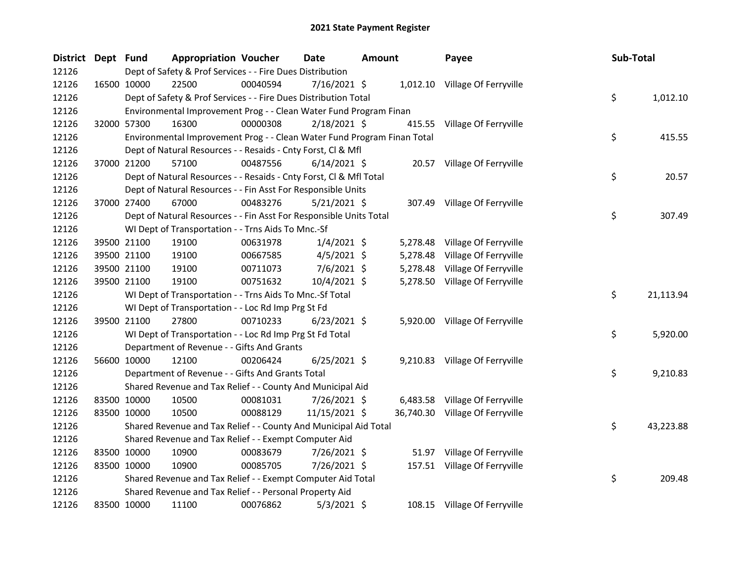# 2021 State Payment Register

| District | Dept | Fund | Appropriation | Voucher | Date | Amount | Payee | Sub-Total |
|---|---|---|---|---|---|---|---|---|
| 12126 | | Dept of Safety & Prof Services - - Fire Dues Distribution | | | | | | |
| 12126 | 16500 | 10000 | 22500 | 00040594 | 7/16/2021 | $ 1,012.10 | Village Of Ferryville | |
| 12126 | | Dept of Safety & Prof Services - - Fire Dues Distribution Total | | | | | | $ 1,012.10 |
| 12126 | | Environmental Improvement Prog - - Clean Water Fund Program Finan | | | | | | |
| 12126 | 32000 | 57300 | 16300 | 00000308 | 2/18/2021 | $ 415.55 | Village Of Ferryville | |
| 12126 | | Environmental Improvement Prog - - Clean Water Fund Program Finan Total | | | | | | $ 415.55 |
| 12126 | | Dept of Natural Resources - - Resaids - Cnty Forst, Cl & Mfl | | | | | | |
| 12126 | 37000 | 21200 | 57100 | 00487556 | 6/14/2021 | $ 20.57 | Village Of Ferryville | |
| 12126 | | Dept of Natural Resources - - Resaids - Cnty Forst, Cl & Mfl Total | | | | | | $ 20.57 |
| 12126 | | Dept of Natural Resources - - Fin Asst For Responsible Units | | | | | | |
| 12126 | 37000 | 27400 | 67000 | 00483276 | 5/21/2021 | $ 307.49 | Village Of Ferryville | |
| 12126 | | Dept of Natural Resources - - Fin Asst For Responsible Units Total | | | | | | $ 307.49 |
| 12126 | | WI Dept of Transportation - - Trns Aids To Mnc.-Sf | | | | | | |
| 12126 | 39500 | 21100 | 19100 | 00631978 | 1/4/2021 | $ 5,278.48 | Village Of Ferryville | |
| 12126 | 39500 | 21100 | 19100 | 00667585 | 4/5/2021 | $ 5,278.48 | Village Of Ferryville | |
| 12126 | 39500 | 21100 | 19100 | 00711073 | 7/6/2021 | $ 5,278.48 | Village Of Ferryville | |
| 12126 | 39500 | 21100 | 19100 | 00751632 | 10/4/2021 | $ 5,278.50 | Village Of Ferryville | |
| 12126 | | WI Dept of Transportation - - Trns Aids To Mnc.-Sf Total | | | | | | $ 21,113.94 |
| 12126 | | WI Dept of Transportation - - Loc Rd Imp Prg St Fd | | | | | | |
| 12126 | 39500 | 21100 | 27800 | 00710233 | 6/23/2021 | $ 5,920.00 | Village Of Ferryville | |
| 12126 | | WI Dept of Transportation - - Loc Rd Imp Prg St Fd Total | | | | | | $ 5,920.00 |
| 12126 | | Department of Revenue - - Gifts And Grants | | | | | | |
| 12126 | 56600 | 10000 | 12100 | 00206424 | 6/25/2021 | $ 9,210.83 | Village Of Ferryville | |
| 12126 | | Department of Revenue - - Gifts And Grants Total | | | | | | $ 9,210.83 |
| 12126 | | Shared Revenue and Tax Relief - - County And Municipal Aid | | | | | | |
| 12126 | 83500 | 10000 | 10500 | 00081031 | 7/26/2021 | $ 6,483.58 | Village Of Ferryville | |
| 12126 | 83500 | 10000 | 10500 | 00088129 | 11/15/2021 | $ 36,740.30 | Village Of Ferryville | |
| 12126 | | Shared Revenue and Tax Relief - - County And Municipal Aid Total | | | | | | $ 43,223.88 |
| 12126 | | Shared Revenue and Tax Relief - - Exempt Computer Aid | | | | | | |
| 12126 | 83500 | 10000 | 10900 | 00083679 | 7/26/2021 | $ 51.97 | Village Of Ferryville | |
| 12126 | 83500 | 10000 | 10900 | 00085705 | 7/26/2021 | $ 157.51 | Village Of Ferryville | |
| 12126 | | Shared Revenue and Tax Relief - - Exempt Computer Aid Total | | | | | | $ 209.48 |
| 12126 | | Shared Revenue and Tax Relief - - Personal Property Aid | | | | | | |
| 12126 | 83500 | 10000 | 11100 | 00076862 | 5/3/2021 | $ 108.15 | Village Of Ferryville | |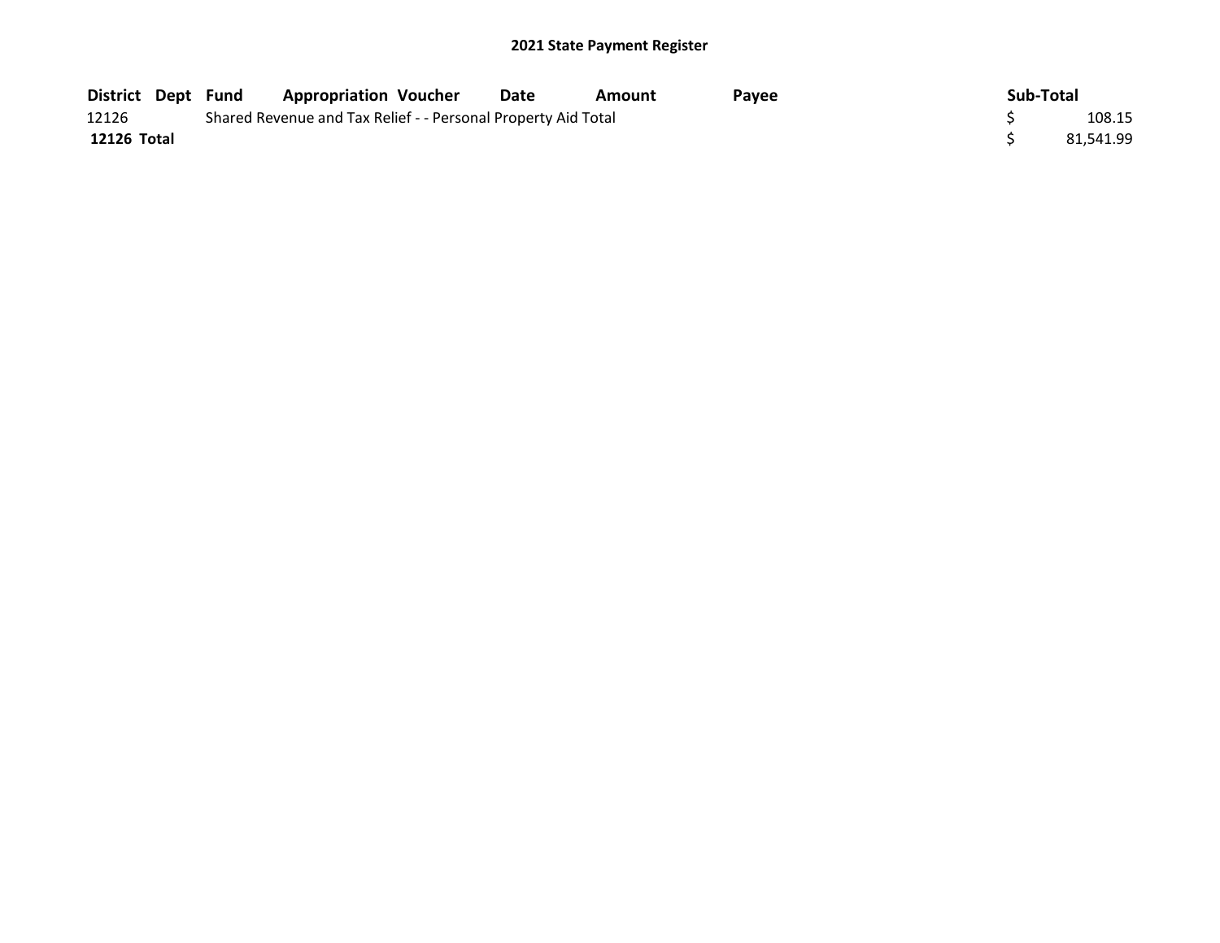## 2021 State Payment Register

| District | Dept | Fund | Appropriation | Voucher | Date | Amount | Payee | Sub-Total |
|---|---|---|---|---|---|---|---|---|
| 12126 | | Shared Revenue and Tax Relief - - Personal Property Aid Total | | | | | | $ 108.15 |
| **12126 Total** | | | | | | | | $ 81,541.99 |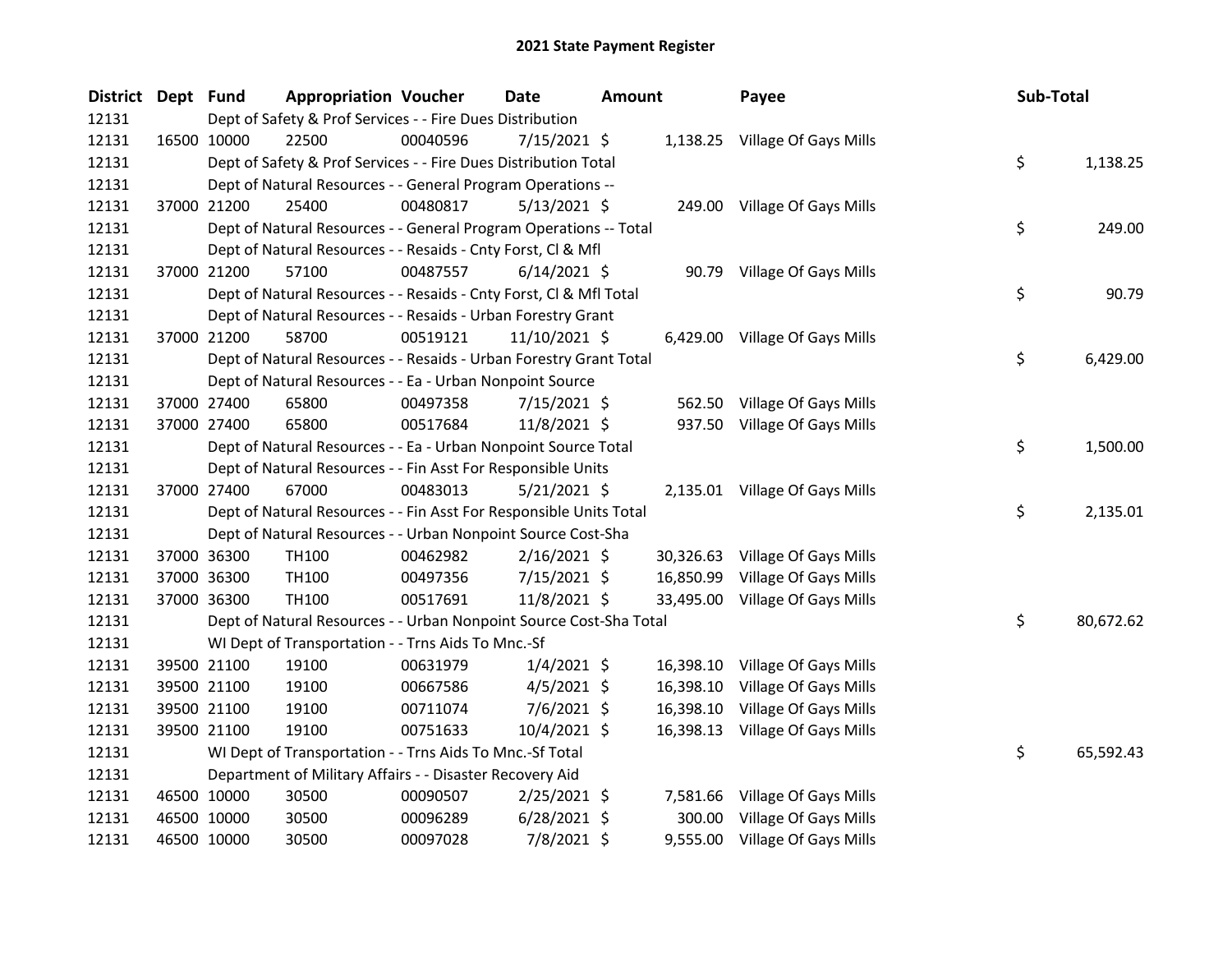# 2021 State Payment Register

| District | Dept | Fund | Appropriation | Voucher | Date | Amount | Payee | Sub-Total |
|---|---|---|---|---|---|---|---|---|
| 12131 | | Dept of Safety & Prof Services - - Fire Dues Distribution | | | | | | |
| 12131 | 16500 | 10000 | 22500 | 00040596 | 7/15/2021 | $ 1,138.25 | Village Of Gays Mills | |
| 12131 | | Dept of Safety & Prof Services - - Fire Dues Distribution Total | | | | | | $ 1,138.25 |
| 12131 | | Dept of Natural Resources - - General Program Operations -- | | | | | | |
| 12131 | 37000 | 21200 | 25400 | 00480817 | 5/13/2021 | $ 249.00 | Village Of Gays Mills | |
| 12131 | | Dept of Natural Resources - - General Program Operations -- Total | | | | | | $ 249.00 |
| 12131 | | Dept of Natural Resources - - Resaids - Cnty Forst, Cl & Mfl | | | | | | |
| 12131 | 37000 | 21200 | 57100 | 00487557 | 6/14/2021 | $ 90.79 | Village Of Gays Mills | |
| 12131 | | Dept of Natural Resources - - Resaids - Cnty Forst, Cl & Mfl Total | | | | | | $ 90.79 |
| 12131 | | Dept of Natural Resources - - Resaids - Urban Forestry Grant | | | | | | |
| 12131 | 37000 | 21200 | 58700 | 00519121 | 11/10/2021 | $ 6,429.00 | Village Of Gays Mills | |
| 12131 | | Dept of Natural Resources - - Resaids - Urban Forestry Grant Total | | | | | | $ 6,429.00 |
| 12131 | | Dept of Natural Resources - - Ea - Urban Nonpoint Source | | | | | | |
| 12131 | 37000 | 27400 | 65800 | 00497358 | 7/15/2021 | $ 562.50 | Village Of Gays Mills | |
| 12131 | 37000 | 27400 | 65800 | 00517684 | 11/8/2021 | $ 937.50 | Village Of Gays Mills | |
| 12131 | | Dept of Natural Resources - - Ea - Urban Nonpoint Source Total | | | | | | $ 1,500.00 |
| 12131 | | Dept of Natural Resources - - Fin Asst For Responsible Units | | | | | | |
| 12131 | 37000 | 27400 | 67000 | 00483013 | 5/21/2021 | $ 2,135.01 | Village Of Gays Mills | |
| 12131 | | Dept of Natural Resources - - Fin Asst For Responsible Units Total | | | | | | $ 2,135.01 |
| 12131 | | Dept of Natural Resources - - Urban Nonpoint Source Cost-Sha | | | | | | |
| 12131 | 37000 | 36300 | TH100 | 00462982 | 2/16/2021 | $ 30,326.63 | Village Of Gays Mills | |
| 12131 | 37000 | 36300 | TH100 | 00497356 | 7/15/2021 | $ 16,850.99 | Village Of Gays Mills | |
| 12131 | 37000 | 36300 | TH100 | 00517691 | 11/8/2021 | $ 33,495.00 | Village Of Gays Mills | |
| 12131 | | Dept of Natural Resources - - Urban Nonpoint Source Cost-Sha Total | | | | | | $ 80,672.62 |
| 12131 | | WI Dept of Transportation - - Trns Aids To Mnc.-Sf | | | | | | |
| 12131 | 39500 | 21100 | 19100 | 00631979 | 1/4/2021 | $ 16,398.10 | Village Of Gays Mills | |
| 12131 | 39500 | 21100 | 19100 | 00667586 | 4/5/2021 | $ 16,398.10 | Village Of Gays Mills | |
| 12131 | 39500 | 21100 | 19100 | 00711074 | 7/6/2021 | $ 16,398.10 | Village Of Gays Mills | |
| 12131 | 39500 | 21100 | 19100 | 00751633 | 10/4/2021 | $ 16,398.13 | Village Of Gays Mills | |
| 12131 | | WI Dept of Transportation - - Trns Aids To Mnc.-Sf Total | | | | | | $ 65,592.43 |
| 12131 | | Department of Military Affairs - - Disaster Recovery Aid | | | | | | |
| 12131 | 46500 | 10000 | 30500 | 00090507 | 2/25/2021 | $ 7,581.66 | Village Of Gays Mills | |
| 12131 | 46500 | 10000 | 30500 | 00096289 | 6/28/2021 | $ 300.00 | Village Of Gays Mills | |
| 12131 | 46500 | 10000 | 30500 | 00097028 | 7/8/2021 | $ 9,555.00 | Village Of Gays Mills | |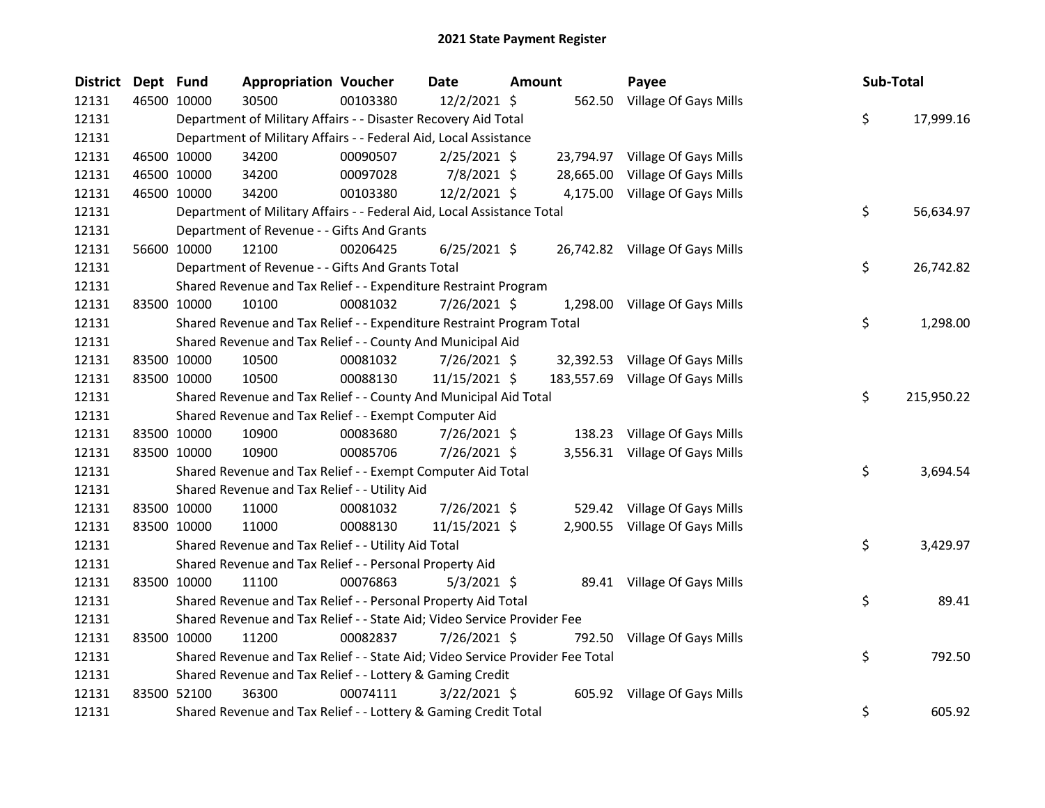# 2021 State Payment Register

| District | Dept | Fund | Appropriation | Voucher | Date | Amount | Payee | Sub-Total |
|---|---|---|---|---|---|---|---|---|
| 12131 | 46500 | 10000 | 30500 | 00103380 | 12/2/2021 | $ 562.50 | Village Of Gays Mills | |
| 12131 | | | Department of Military Affairs - - Disaster Recovery Aid Total | | | | | $ 17,999.16 |
| 12131 | | | Department of Military Affairs - - Federal Aid, Local Assistance | | | | | |
| 12131 | 46500 | 10000 | 34200 | 00090507 | 2/25/2021 | $ 23,794.97 | Village Of Gays Mills | |
| 12131 | 46500 | 10000 | 34200 | 00097028 | 7/8/2021 | $ 28,665.00 | Village Of Gays Mills | |
| 12131 | 46500 | 10000 | 34200 | 00103380 | 12/2/2021 | $ 4,175.00 | Village Of Gays Mills | |
| 12131 | | | Department of Military Affairs - - Federal Aid, Local Assistance Total | | | | | $ 56,634.97 |
| 12131 | | | Department of Revenue - - Gifts And Grants | | | | | |
| 12131 | 56600 | 10000 | 12100 | 00206425 | 6/25/2021 | $ 26,742.82 | Village Of Gays Mills | |
| 12131 | | | Department of Revenue - - Gifts And Grants Total | | | | | $ 26,742.82 |
| 12131 | | | Shared Revenue and Tax Relief - - Expenditure Restraint Program | | | | | |
| 12131 | 83500 | 10000 | 10100 | 00081032 | 7/26/2021 | $ 1,298.00 | Village Of Gays Mills | |
| 12131 | | | Shared Revenue and Tax Relief - - Expenditure Restraint Program Total | | | | | $ 1,298.00 |
| 12131 | | | Shared Revenue and Tax Relief - - County And Municipal Aid | | | | | |
| 12131 | 83500 | 10000 | 10500 | 00081032 | 7/26/2021 | $ 32,392.53 | Village Of Gays Mills | |
| 12131 | 83500 | 10000 | 10500 | 00088130 | 11/15/2021 | $ 183,557.69 | Village Of Gays Mills | |
| 12131 | | | Shared Revenue and Tax Relief - - County And Municipal Aid Total | | | | | $ 215,950.22 |
| 12131 | | | Shared Revenue and Tax Relief - - Exempt Computer Aid | | | | | |
| 12131 | 83500 | 10000 | 10900 | 00083680 | 7/26/2021 | $ 138.23 | Village Of Gays Mills | |
| 12131 | 83500 | 10000 | 10900 | 00085706 | 7/26/2021 | $ 3,556.31 | Village Of Gays Mills | |
| 12131 | | | Shared Revenue and Tax Relief - - Exempt Computer Aid Total | | | | | $ 3,694.54 |
| 12131 | | | Shared Revenue and Tax Relief - - Utility Aid | | | | | |
| 12131 | 83500 | 10000 | 11000 | 00081032 | 7/26/2021 | $ 529.42 | Village Of Gays Mills | |
| 12131 | 83500 | 10000 | 11000 | 00088130 | 11/15/2021 | $ 2,900.55 | Village Of Gays Mills | |
| 12131 | | | Shared Revenue and Tax Relief - - Utility Aid Total | | | | | $ 3,429.97 |
| 12131 | | | Shared Revenue and Tax Relief - - Personal Property Aid | | | | | |
| 12131 | 83500 | 10000 | 11100 | 00076863 | 5/3/2021 | $ 89.41 | Village Of Gays Mills | |
| 12131 | | | Shared Revenue and Tax Relief - - Personal Property Aid Total | | | | | $ 89.41 |
| 12131 | | | Shared Revenue and Tax Relief - - State Aid; Video Service Provider Fee | | | | | |
| 12131 | 83500 | 10000 | 11200 | 00082837 | 7/26/2021 | $ 792.50 | Village Of Gays Mills | |
| 12131 | | | Shared Revenue and Tax Relief - - State Aid; Video Service Provider Fee Total | | | | | $ 792.50 |
| 12131 | | | Shared Revenue and Tax Relief - - Lottery & Gaming Credit | | | | | |
| 12131 | 83500 | 52100 | 36300 | 00074111 | 3/22/2021 | $ 605.92 | Village Of Gays Mills | |
| 12131 | | | Shared Revenue and Tax Relief - - Lottery & Gaming Credit Total | | | | | $ 605.92 |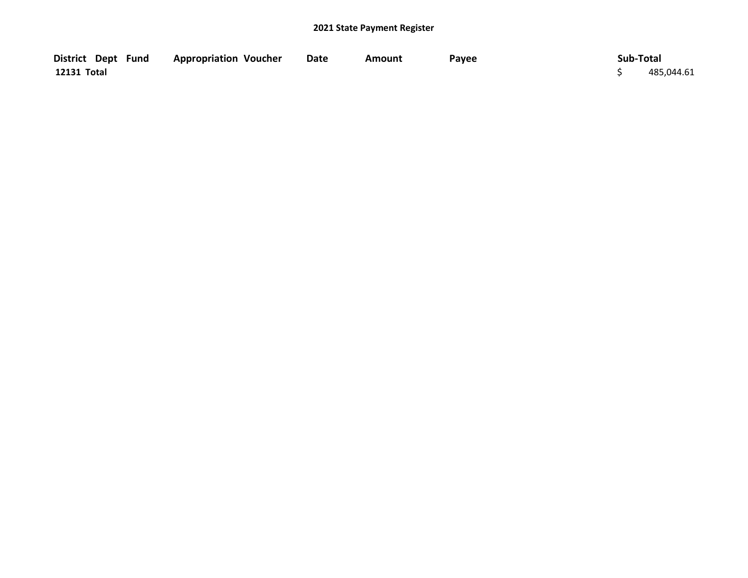## 2021 State Payment Register

| District | Dept | Fund | Appropriation | Voucher | Date | Amount | Payee | Sub-Total |
|---|---|---|---|---|---|---|---|---|
| 12131 Total | | | | | | | | $ 485,044.61 |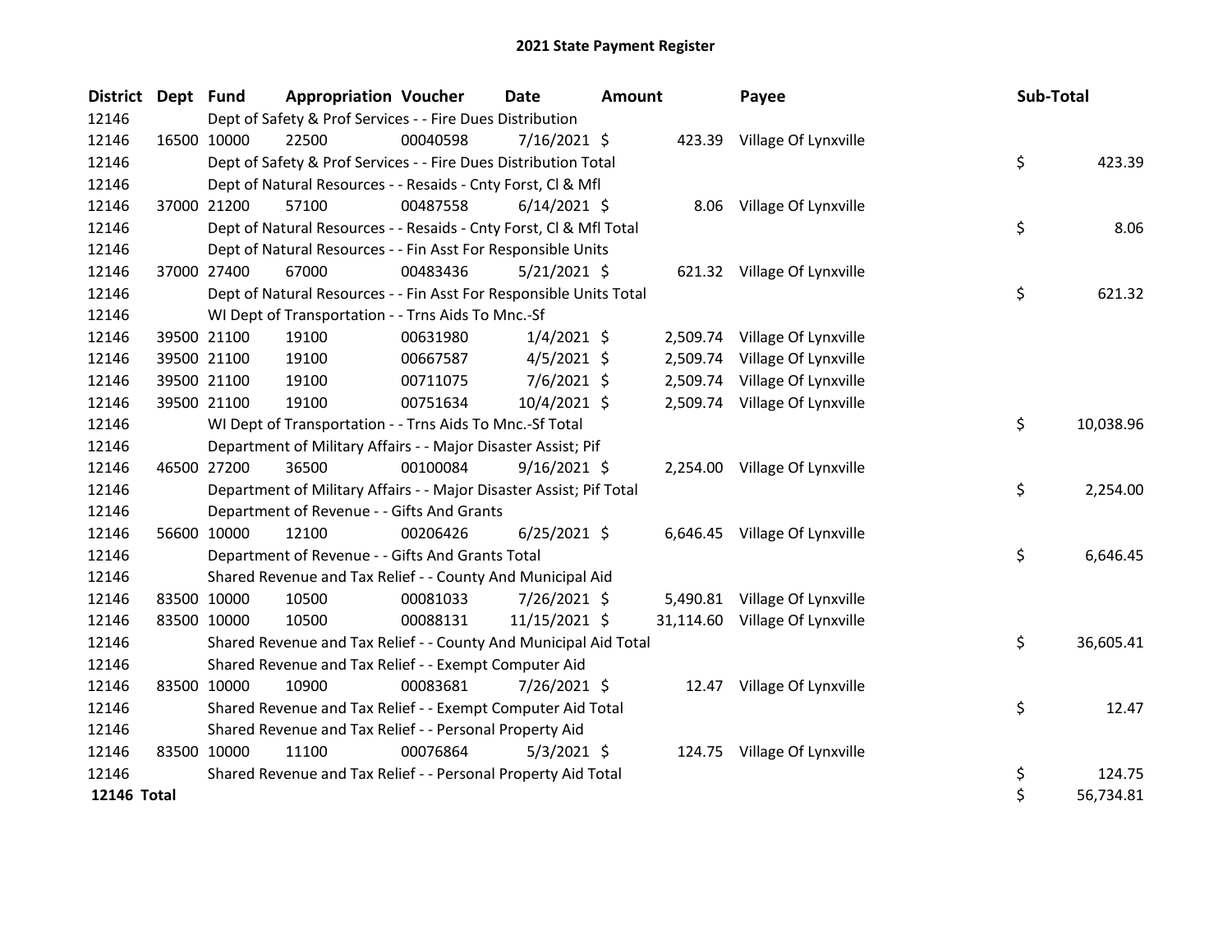# 2021 State Payment Register

| District | Dept | Fund | Appropriation | Voucher | Date | Amount | Payee | Sub-Total |
|---|---|---|---|---|---|---|---|---|
| 12146 | | Dept of Safety & Prof Services - - Fire Dues Distribution | | | | | | |
| 12146 | 16500 | 10000 | 22500 | 00040598 | 7/16/2021 | $ 423.39 | Village Of Lynxville | |
| 12146 | | Dept of Safety & Prof Services - - Fire Dues Distribution Total | | | | | | $ 423.39 |
| 12146 | | Dept of Natural Resources - - Resaids - Cnty Forst, Cl & Mfl | | | | | | |
| 12146 | 37000 | 21200 | 57100 | 00487558 | 6/14/2021 | $ 8.06 | Village Of Lynxville | |
| 12146 | | Dept of Natural Resources - - Resaids - Cnty Forst, Cl & Mfl Total | | | | | | $ 8.06 |
| 12146 | | Dept of Natural Resources - - Fin Asst For Responsible Units | | | | | | |
| 12146 | 37000 | 27400 | 67000 | 00483436 | 5/21/2021 | $ 621.32 | Village Of Lynxville | |
| 12146 | | Dept of Natural Resources - - Fin Asst For Responsible Units Total | | | | | | $ 621.32 |
| 12146 | | WI Dept of Transportation - - Trns Aids To Mnc.-Sf | | | | | | |
| 12146 | 39500 | 21100 | 19100 | 00631980 | 1/4/2021 | $ 2,509.74 | Village Of Lynxville | |
| 12146 | 39500 | 21100 | 19100 | 00667587 | 4/5/2021 | $ 2,509.74 | Village Of Lynxville | |
| 12146 | 39500 | 21100 | 19100 | 00711075 | 7/6/2021 | $ 2,509.74 | Village Of Lynxville | |
| 12146 | 39500 | 21100 | 19100 | 00751634 | 10/4/2021 | $ 2,509.74 | Village Of Lynxville | |
| 12146 | | WI Dept of Transportation - - Trns Aids To Mnc.-Sf Total | | | | | | $ 10,038.96 |
| 12146 | | Department of Military Affairs - - Major Disaster Assist; Pif | | | | | | |
| 12146 | 46500 | 27200 | 36500 | 00100084 | 9/16/2021 | $ 2,254.00 | Village Of Lynxville | |
| 12146 | | Department of Military Affairs - - Major Disaster Assist; Pif Total | | | | | | $ 2,254.00 |
| 12146 | | Department of Revenue - - Gifts And Grants | | | | | | |
| 12146 | 56600 | 10000 | 12100 | 00206426 | 6/25/2021 | $ 6,646.45 | Village Of Lynxville | |
| 12146 | | Department of Revenue - - Gifts And Grants Total | | | | | | $ 6,646.45 |
| 12146 | | Shared Revenue and Tax Relief - - County And Municipal Aid | | | | | | |
| 12146 | 83500 | 10000 | 10500 | 00081033 | 7/26/2021 | $ 5,490.81 | Village Of Lynxville | |
| 12146 | 83500 | 10000 | 10500 | 00088131 | 11/15/2021 | $ 31,114.60 | Village Of Lynxville | |
| 12146 | | Shared Revenue and Tax Relief - - County And Municipal Aid Total | | | | | | $ 36,605.41 |
| 12146 | | Shared Revenue and Tax Relief - - Exempt Computer Aid | | | | | | |
| 12146 | 83500 | 10000 | 10900 | 00083681 | 7/26/2021 | $ 12.47 | Village Of Lynxville | |
| 12146 | | Shared Revenue and Tax Relief - - Exempt Computer Aid Total | | | | | | $ 12.47 |
| 12146 | | Shared Revenue and Tax Relief - - Personal Property Aid | | | | | | |
| 12146 | 83500 | 10000 | 11100 | 00076864 | 5/3/2021 | $ 124.75 | Village Of Lynxville | |
| 12146 | | Shared Revenue and Tax Relief - - Personal Property Aid Total | | | | | | $ 124.75 |
| **12146 Total** | | | | | | | | $ 56,734.81 |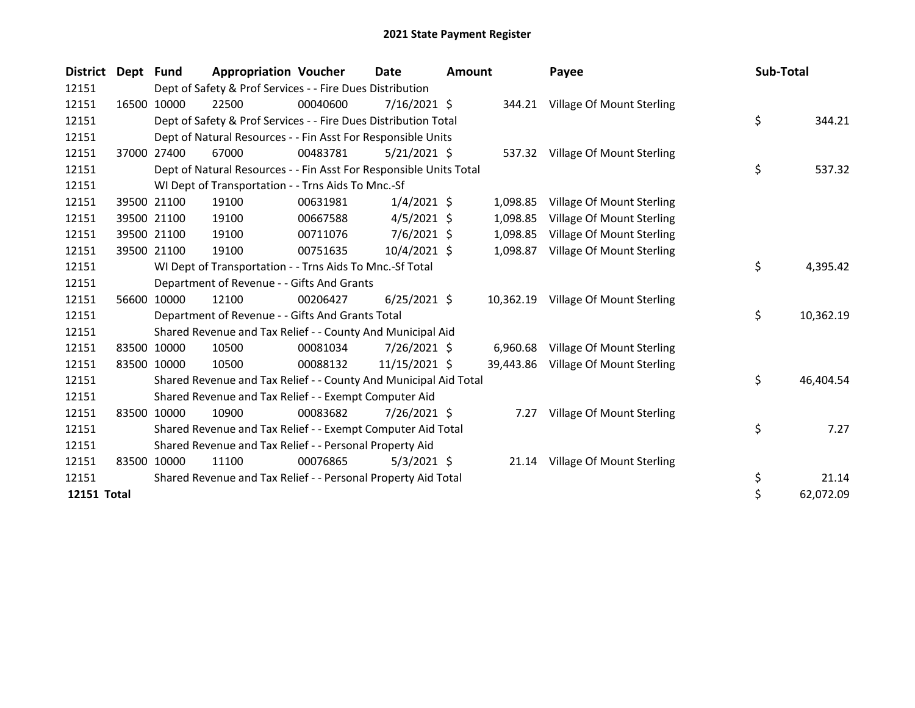# 2021 State Payment Register

| District | Dept | Fund | Appropriation | Voucher | Date | Amount | Payee | Sub-Total |
|---|---|---|---|---|---|---|---|---|
| 12151 | Dept of Safety & Prof Services - - Fire Dues Distribution | | | | | | | |
| 12151 | 16500 | 10000 | 22500 | 00040600 | 7/16/2021 | $ 344.21 | Village Of Mount Sterling | |
| 12151 | Dept of Safety & Prof Services - - Fire Dues Distribution Total | | | | | | | $ 344.21 |
| 12151 | Dept of Natural Resources - - Fin Asst For Responsible Units | | | | | | | |
| 12151 | 37000 | 27400 | 67000 | 00483781 | 5/21/2021 | $ 537.32 | Village Of Mount Sterling | |
| 12151 | Dept of Natural Resources - - Fin Asst For Responsible Units Total | | | | | | | $ 537.32 |
| 12151 | WI Dept of Transportation - - Trns Aids To Mnc.-Sf | | | | | | | |
| 12151 | 39500 | 21100 | 19100 | 00631981 | 1/4/2021 | $ 1,098.85 | Village Of Mount Sterling | |
| 12151 | 39500 | 21100 | 19100 | 00667588 | 4/5/2021 | $ 1,098.85 | Village Of Mount Sterling | |
| 12151 | 39500 | 21100 | 19100 | 00711076 | 7/6/2021 | $ 1,098.85 | Village Of Mount Sterling | |
| 12151 | 39500 | 21100 | 19100 | 00751635 | 10/4/2021 | $ 1,098.87 | Village Of Mount Sterling | |
| 12151 | WI Dept of Transportation - - Trns Aids To Mnc.-Sf Total | | | | | | | $ 4,395.42 |
| 12151 | Department of Revenue - - Gifts And Grants | | | | | | | |
| 12151 | 56600 | 10000 | 12100 | 00206427 | 6/25/2021 | $ 10,362.19 | Village Of Mount Sterling | |
| 12151 | Department of Revenue - - Gifts And Grants Total | | | | | | | $ 10,362.19 |
| 12151 | Shared Revenue and Tax Relief - - County And Municipal Aid | | | | | | | |
| 12151 | 83500 | 10000 | 10500 | 00081034 | 7/26/2021 | $ 6,960.68 | Village Of Mount Sterling | |
| 12151 | 83500 | 10000 | 10500 | 00088132 | 11/15/2021 | $ 39,443.86 | Village Of Mount Sterling | |
| 12151 | Shared Revenue and Tax Relief - - County And Municipal Aid Total | | | | | | | $ 46,404.54 |
| 12151 | Shared Revenue and Tax Relief - - Exempt Computer Aid | | | | | | | |
| 12151 | 83500 | 10000 | 10900 | 00083682 | 7/26/2021 | $ 7.27 | Village Of Mount Sterling | |
| 12151 | Shared Revenue and Tax Relief - - Exempt Computer Aid Total | | | | | | | $ 7.27 |
| 12151 | Shared Revenue and Tax Relief - - Personal Property Aid | | | | | | | |
| 12151 | 83500 | 10000 | 11100 | 00076865 | 5/3/2021 | $ 21.14 | Village Of Mount Sterling | |
| 12151 | Shared Revenue and Tax Relief - - Personal Property Aid Total | | | | | | | $ 21.14 |
| **12151 Total** | | | | | | | | $ 62,072.09 |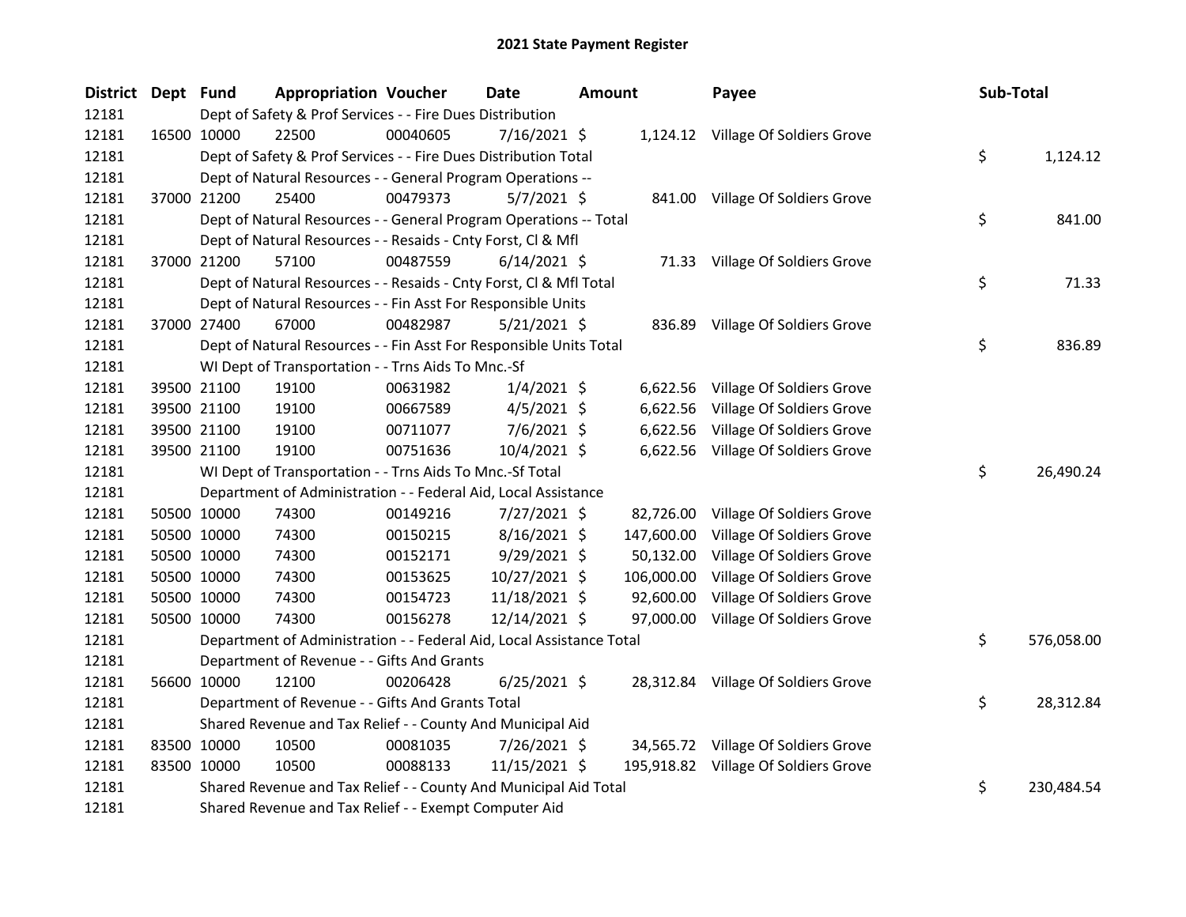# 2021 State Payment Register

| District | Dept | Fund | Appropriation | Voucher | Date | Amount | Payee | Sub-Total |
|---|---|---|---|---|---|---|---|---|
| 12181 | | Dept of Safety & Prof Services - - Fire Dues Distribution | | | | | | |
| 12181 | 16500 | 10000 | 22500 | 00040605 | 7/16/2021 | $ 1,124.12 | Village Of Soldiers Grove | |
| 12181 | | Dept of Safety & Prof Services - - Fire Dues Distribution Total | | | | | | $ 1,124.12 |
| 12181 | | Dept of Natural Resources - - General Program Operations -- | | | | | | |
| 12181 | 37000 | 21200 | 25400 | 00479373 | 5/7/2021 | $ 841.00 | Village Of Soldiers Grove | |
| 12181 | | Dept of Natural Resources - - General Program Operations -- Total | | | | | | $ 841.00 |
| 12181 | | Dept of Natural Resources - - Resaids - Cnty Forst, Cl & Mfl | | | | | | |
| 12181 | 37000 | 21200 | 57100 | 00487559 | 6/14/2021 | $ 71.33 | Village Of Soldiers Grove | |
| 12181 | | Dept of Natural Resources - - Resaids - Cnty Forst, Cl & Mfl Total | | | | | | $ 71.33 |
| 12181 | | Dept of Natural Resources - - Fin Asst For Responsible Units | | | | | | |
| 12181 | 37000 | 27400 | 67000 | 00482987 | 5/21/2021 | $ 836.89 | Village Of Soldiers Grove | |
| 12181 | | Dept of Natural Resources - - Fin Asst For Responsible Units Total | | | | | | $ 836.89 |
| 12181 | | WI Dept of Transportation - - Trns Aids To Mnc.-Sf | | | | | | |
| 12181 | 39500 | 21100 | 19100 | 00631982 | 1/4/2021 | $ 6,622.56 | Village Of Soldiers Grove | |
| 12181 | 39500 | 21100 | 19100 | 00667589 | 4/5/2021 | $ 6,622.56 | Village Of Soldiers Grove | |
| 12181 | 39500 | 21100 | 19100 | 00711077 | 7/6/2021 | $ 6,622.56 | Village Of Soldiers Grove | |
| 12181 | 39500 | 21100 | 19100 | 00751636 | 10/4/2021 | $ 6,622.56 | Village Of Soldiers Grove | |
| 12181 | | WI Dept of Transportation - - Trns Aids To Mnc.-Sf Total | | | | | | $ 26,490.24 |
| 12181 | | Department of Administration - - Federal Aid, Local Assistance | | | | | | |
| 12181 | 50500 | 10000 | 74300 | 00149216 | 7/27/2021 | $ 82,726.00 | Village Of Soldiers Grove | |
| 12181 | 50500 | 10000 | 74300 | 00150215 | 8/16/2021 | $ 147,600.00 | Village Of Soldiers Grove | |
| 12181 | 50500 | 10000 | 74300 | 00152171 | 9/29/2021 | $ 50,132.00 | Village Of Soldiers Grove | |
| 12181 | 50500 | 10000 | 74300 | 00153625 | 10/27/2021 | $ 106,000.00 | Village Of Soldiers Grove | |
| 12181 | 50500 | 10000 | 74300 | 00154723 | 11/18/2021 | $ 92,600.00 | Village Of Soldiers Grove | |
| 12181 | 50500 | 10000 | 74300 | 00156278 | 12/14/2021 | $ 97,000.00 | Village Of Soldiers Grove | |
| 12181 | | Department of Administration - - Federal Aid, Local Assistance Total | | | | | | $ 576,058.00 |
| 12181 | | Department of Revenue - - Gifts And Grants | | | | | | |
| 12181 | 56600 | 10000 | 12100 | 00206428 | 6/25/2021 | $ 28,312.84 | Village Of Soldiers Grove | |
| 12181 | | Department of Revenue - - Gifts And Grants Total | | | | | | $ 28,312.84 |
| 12181 | | Shared Revenue and Tax Relief - - County And Municipal Aid | | | | | | |
| 12181 | 83500 | 10000 | 10500 | 00081035 | 7/26/2021 | $ 34,565.72 | Village Of Soldiers Grove | |
| 12181 | 83500 | 10000 | 10500 | 00088133 | 11/15/2021 | $ 195,918.82 | Village Of Soldiers Grove | |
| 12181 | | Shared Revenue and Tax Relief - - County And Municipal Aid Total | | | | | | $ 230,484.54 |
| 12181 | | Shared Revenue and Tax Relief - - Exempt Computer Aid | | | | | | |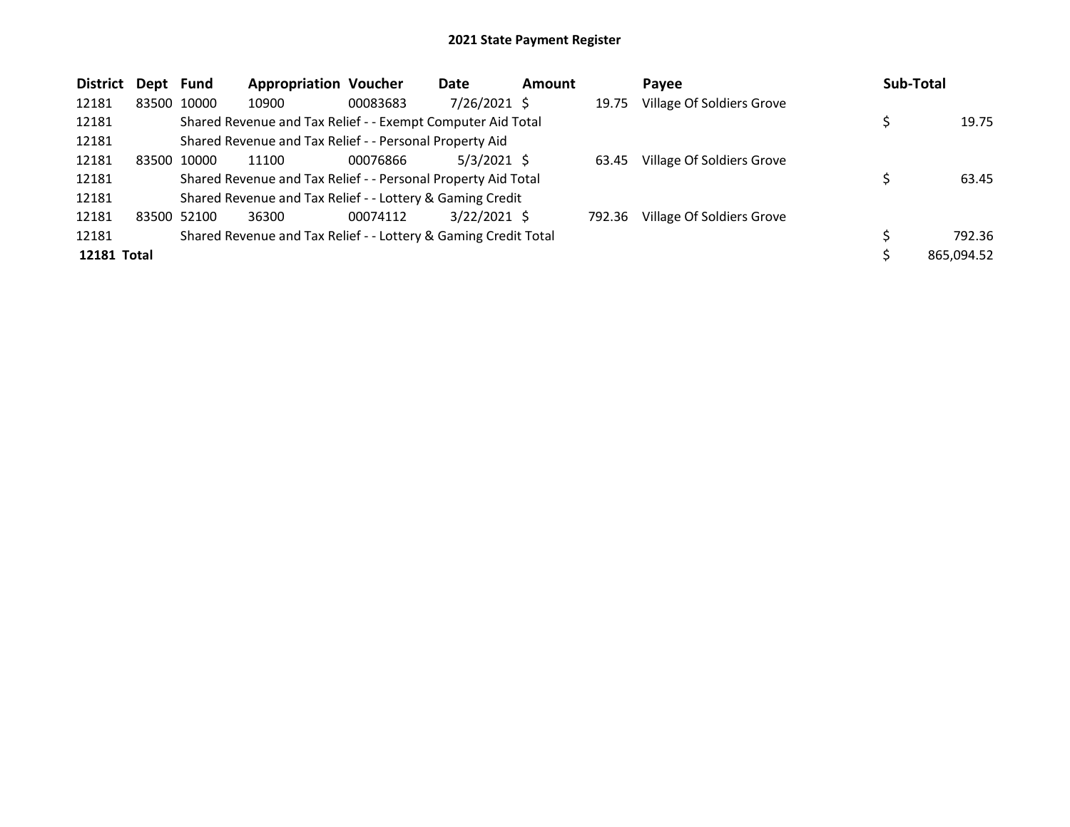**2021 State Payment Register**

| District | Dept | Fund | Appropriation | Voucher | Date | Amount | Payee | Sub-Total |
|---|---|---|---|---|---|---|---|---|
| 12181 | 83500 | 10000 | 10900 | 00083683 | 7/26/2021 | $ 19.75 | Village Of Soldiers Grove | |
| 12181 | | Shared Revenue and Tax Relief - - Exempt Computer Aid Total | | | | | | $ 19.75 |
| 12181 | | Shared Revenue and Tax Relief - - Personal Property Aid | | | | | | |
| 12181 | 83500 | 10000 | 11100 | 00076866 | 5/3/2021 | $ 63.45 | Village Of Soldiers Grove | |
| 12181 | | Shared Revenue and Tax Relief - - Personal Property Aid Total | | | | | | $ 63.45 |
| 12181 | | Shared Revenue and Tax Relief - - Lottery & Gaming Credit | | | | | | |
| 12181 | 83500 | 52100 | 36300 | 00074112 | 3/22/2021 | $ 792.36 | Village Of Soldiers Grove | |
| 12181 | | Shared Revenue and Tax Relief - - Lottery & Gaming Credit Total | | | | | | $ 792.36 |
| **12181 Total** | | | | | | | | $ 865,094.52 |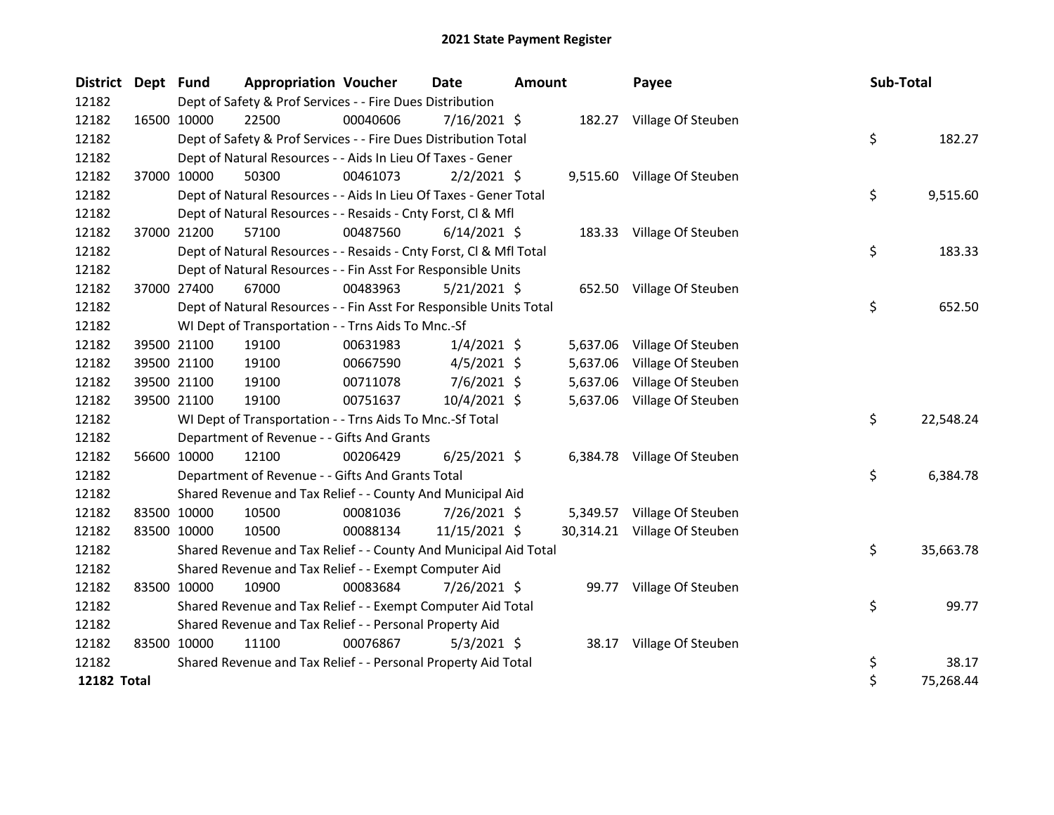# 2021 State Payment Register

| District | Dept | Fund | Appropriation | Voucher | Date | Amount | Payee | Sub-Total |
|---|---|---|---|---|---|---|---|---|
| 12182 | | Dept of Safety & Prof Services - - Fire Dues Distribution | | | | | | |
| 12182 | 16500 | 10000 | 22500 | 00040606 | 7/16/2021 | $ 182.27 | Village Of Steuben | |
| 12182 | | Dept of Safety & Prof Services - - Fire Dues Distribution Total | | | | | | $ 182.27 |
| 12182 | | Dept of Natural Resources - - Aids In Lieu Of Taxes - Gener | | | | | | |
| 12182 | 37000 | 10000 | 50300 | 00461073 | 2/2/2021 | $ 9,515.60 | Village Of Steuben | |
| 12182 | | Dept of Natural Resources - - Aids In Lieu Of Taxes - Gener Total | | | | | | $ 9,515.60 |
| 12182 | | Dept of Natural Resources - - Resaids - Cnty Forst, Cl & Mfl | | | | | | |
| 12182 | 37000 | 21200 | 57100 | 00487560 | 6/14/2021 | $ 183.33 | Village Of Steuben | |
| 12182 | | Dept of Natural Resources - - Resaids - Cnty Forst, Cl & Mfl Total | | | | | | $ 183.33 |
| 12182 | | Dept of Natural Resources - - Fin Asst For Responsible Units | | | | | | |
| 12182 | 37000 | 27400 | 67000 | 00483963 | 5/21/2021 | $ 652.50 | Village Of Steuben | |
| 12182 | | Dept of Natural Resources - - Fin Asst For Responsible Units Total | | | | | | $ 652.50 |
| 12182 | | WI Dept of Transportation - - Trns Aids To Mnc.-Sf | | | | | | |
| 12182 | 39500 | 21100 | 19100 | 00631983 | 1/4/2021 | $ 5,637.06 | Village Of Steuben | |
| 12182 | 39500 | 21100 | 19100 | 00667590 | 4/5/2021 | $ 5,637.06 | Village Of Steuben | |
| 12182 | 39500 | 21100 | 19100 | 00711078 | 7/6/2021 | $ 5,637.06 | Village Of Steuben | |
| 12182 | 39500 | 21100 | 19100 | 00751637 | 10/4/2021 | $ 5,637.06 | Village Of Steuben | |
| 12182 | | WI Dept of Transportation - - Trns Aids To Mnc.-Sf Total | | | | | | $ 22,548.24 |
| 12182 | | Department of Revenue - - Gifts And Grants | | | | | | |
| 12182 | 56600 | 10000 | 12100 | 00206429 | 6/25/2021 | $ 6,384.78 | Village Of Steuben | |
| 12182 | | Department of Revenue - - Gifts And Grants Total | | | | | | $ 6,384.78 |
| 12182 | | Shared Revenue and Tax Relief - - County And Municipal Aid | | | | | | |
| 12182 | 83500 | 10000 | 10500 | 00081036 | 7/26/2021 | $ 5,349.57 | Village Of Steuben | |
| 12182 | 83500 | 10000 | 10500 | 00088134 | 11/15/2021 | $ 30,314.21 | Village Of Steuben | |
| 12182 | | Shared Revenue and Tax Relief - - County And Municipal Aid Total | | | | | | $ 35,663.78 |
| 12182 | | Shared Revenue and Tax Relief - - Exempt Computer Aid | | | | | | |
| 12182 | 83500 | 10000 | 10900 | 00083684 | 7/26/2021 | $ 99.77 | Village Of Steuben | |
| 12182 | | Shared Revenue and Tax Relief - - Exempt Computer Aid Total | | | | | | $ 99.77 |
| 12182 | | Shared Revenue and Tax Relief - - Personal Property Aid | | | | | | |
| 12182 | 83500 | 10000 | 11100 | 00076867 | 5/3/2021 | $ 38.17 | Village Of Steuben | |
| 12182 | | Shared Revenue and Tax Relief - - Personal Property Aid Total | | | | | | $ 38.17 |
| **12182 Total** | | | | | | | | $ 75,268.44 |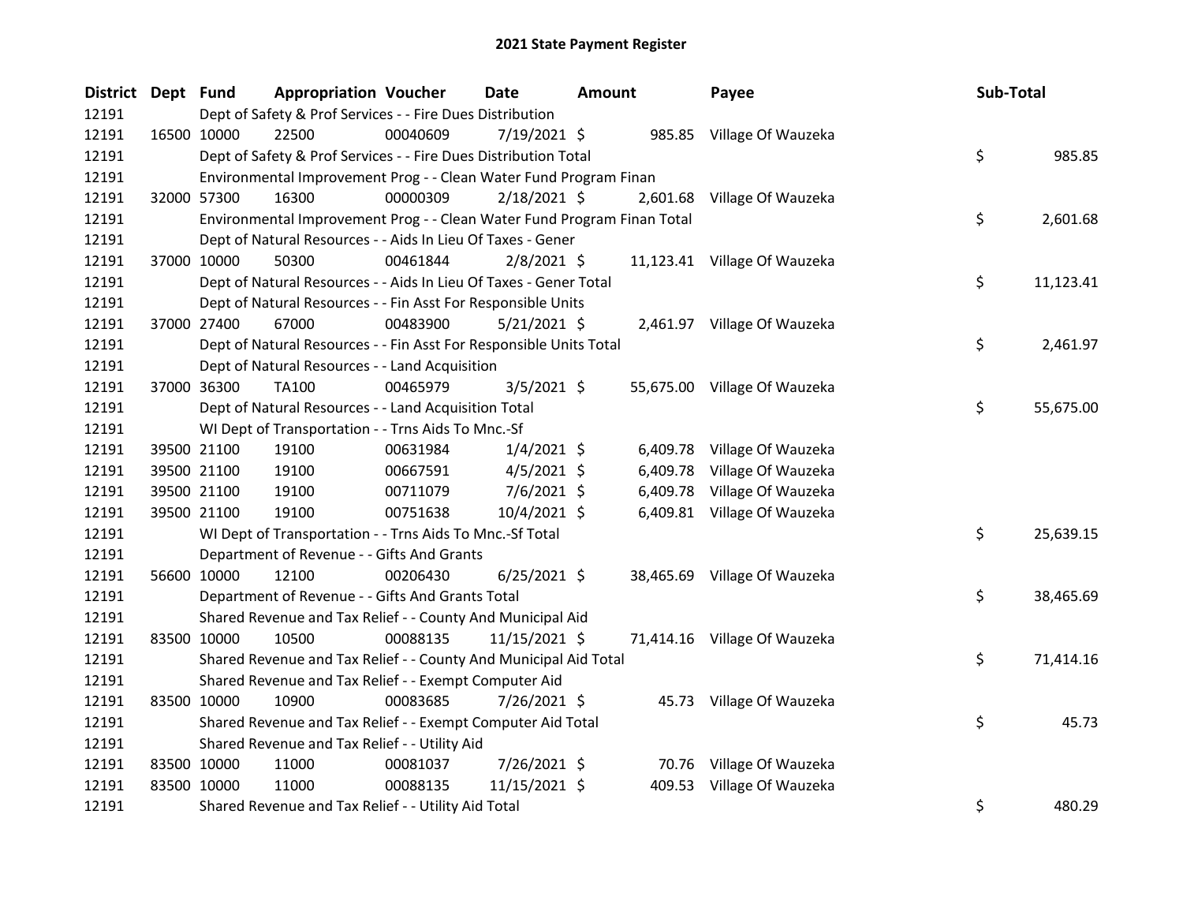# 2021 State Payment Register

| District | Dept | Fund | Appropriation | Voucher | Date | Amount | Payee | Sub-Total |
|---|---|---|---|---|---|---|---|---|
| 12191 | | Dept of Safety & Prof Services - - Fire Dues Distribution | | | | | | |
| 12191 | 16500 | 10000 | 22500 | 00040609 | 7/19/2021 | $ 985.85 | Village Of Wauzeka | |
| 12191 | | Dept of Safety & Prof Services - - Fire Dues Distribution Total | | | | | | $ 985.85 |
| 12191 | | Environmental Improvement Prog - - Clean Water Fund Program Finan | | | | | | |
| 12191 | 32000 | 57300 | 16300 | 00000309 | 2/18/2021 | $ 2,601.68 | Village Of Wauzeka | |
| 12191 | | Environmental Improvement Prog - - Clean Water Fund Program Finan Total | | | | | | $ 2,601.68 |
| 12191 | | Dept of Natural Resources - - Aids In Lieu Of Taxes - Gener | | | | | | |
| 12191 | 37000 | 10000 | 50300 | 00461844 | 2/8/2021 | $ 11,123.41 | Village Of Wauzeka | |
| 12191 | | Dept of Natural Resources - - Aids In Lieu Of Taxes - Gener Total | | | | | | $ 11,123.41 |
| 12191 | | Dept of Natural Resources - - Fin Asst For Responsible Units | | | | | | |
| 12191 | 37000 | 27400 | 67000 | 00483900 | 5/21/2021 | $ 2,461.97 | Village Of Wauzeka | |
| 12191 | | Dept of Natural Resources - - Fin Asst For Responsible Units Total | | | | | | $ 2,461.97 |
| 12191 | | Dept of Natural Resources - - Land Acquisition | | | | | | |
| 12191 | 37000 | 36300 | TA100 | 00465979 | 3/5/2021 | $ 55,675.00 | Village Of Wauzeka | |
| 12191 | | Dept of Natural Resources - - Land Acquisition Total | | | | | | $ 55,675.00 |
| 12191 | | WI Dept of Transportation - - Trns Aids To Mnc.-Sf | | | | | | |
| 12191 | 39500 | 21100 | 19100 | 00631984 | 1/4/2021 | $ 6,409.78 | Village Of Wauzeka | |
| 12191 | 39500 | 21100 | 19100 | 00667591 | 4/5/2021 | $ 6,409.78 | Village Of Wauzeka | |
| 12191 | 39500 | 21100 | 19100 | 00711079 | 7/6/2021 | $ 6,409.78 | Village Of Wauzeka | |
| 12191 | 39500 | 21100 | 19100 | 00751638 | 10/4/2021 | $ 6,409.81 | Village Of Wauzeka | |
| 12191 | | WI Dept of Transportation - - Trns Aids To Mnc.-Sf Total | | | | | | $ 25,639.15 |
| 12191 | | Department of Revenue - - Gifts And Grants | | | | | | |
| 12191 | 56600 | 10000 | 12100 | 00206430 | 6/25/2021 | $ 38,465.69 | Village Of Wauzeka | |
| 12191 | | Department of Revenue - - Gifts And Grants Total | | | | | | $ 38,465.69 |
| 12191 | | Shared Revenue and Tax Relief - - County And Municipal Aid | | | | | | |
| 12191 | 83500 | 10000 | 10500 | 00088135 | 11/15/2021 | $ 71,414.16 | Village Of Wauzeka | |
| 12191 | | Shared Revenue and Tax Relief - - County And Municipal Aid Total | | | | | | $ 71,414.16 |
| 12191 | | Shared Revenue and Tax Relief - - Exempt Computer Aid | | | | | | |
| 12191 | 83500 | 10000 | 10900 | 00083685 | 7/26/2021 | $ 45.73 | Village Of Wauzeka | |
| 12191 | | Shared Revenue and Tax Relief - - Exempt Computer Aid Total | | | | | | $ 45.73 |
| 12191 | | Shared Revenue and Tax Relief - - Utility Aid | | | | | | |
| 12191 | 83500 | 10000 | 11000 | 00081037 | 7/26/2021 | $ 70.76 | Village Of Wauzeka | |
| 12191 | 83500 | 10000 | 11000 | 00088135 | 11/15/2021 | $ 409.53 | Village Of Wauzeka | |
| 12191 | | Shared Revenue and Tax Relief - - Utility Aid Total | | | | | | $ 480.29 |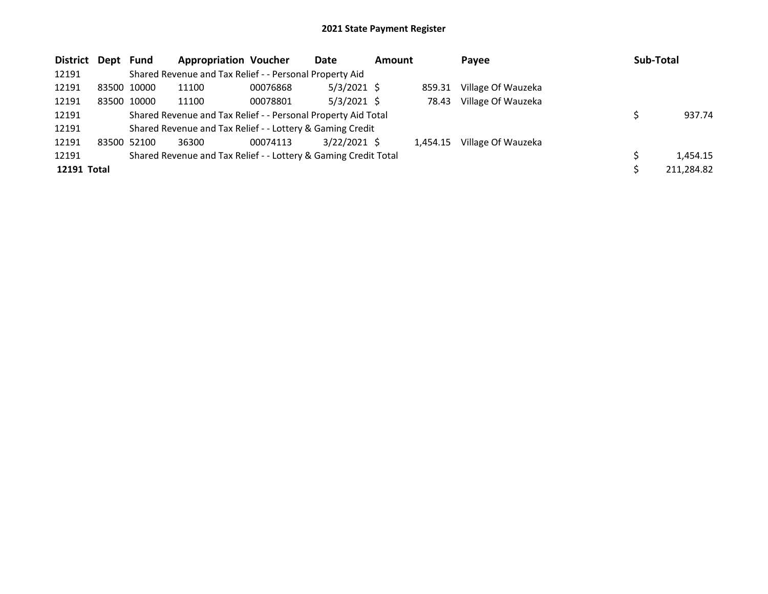# 2021 State Payment Register

| District | Dept | Fund | Appropriation | Voucher | Date | Amount | Payee | Sub-Total |
|---|---|---|---|---|---|---|---|---|
| 12191 | | Shared Revenue and Tax Relief - - Personal Property Aid | | | | | | |
| 12191 | 83500 | 10000 | 11100 | 00076868 | 5/3/2021 | $ 859.31 | Village Of Wauzeka | |
| 12191 | 83500 | 10000 | 11100 | 00078801 | 5/3/2021 | $ 78.43 | Village Of Wauzeka | |
| 12191 | | Shared Revenue and Tax Relief - - Personal Property Aid Total | | | | | | $ 937.74 |
| 12191 | | Shared Revenue and Tax Relief - - Lottery & Gaming Credit | | | | | | |
| 12191 | 83500 | 52100 | 36300 | 00074113 | 3/22/2021 | $ 1,454.15 | Village Of Wauzeka | |
| 12191 | | Shared Revenue and Tax Relief - - Lottery & Gaming Credit Total | | | | | | $ 1,454.15 |
| **12191 Total** | | | | | | | | $ 211,284.82 |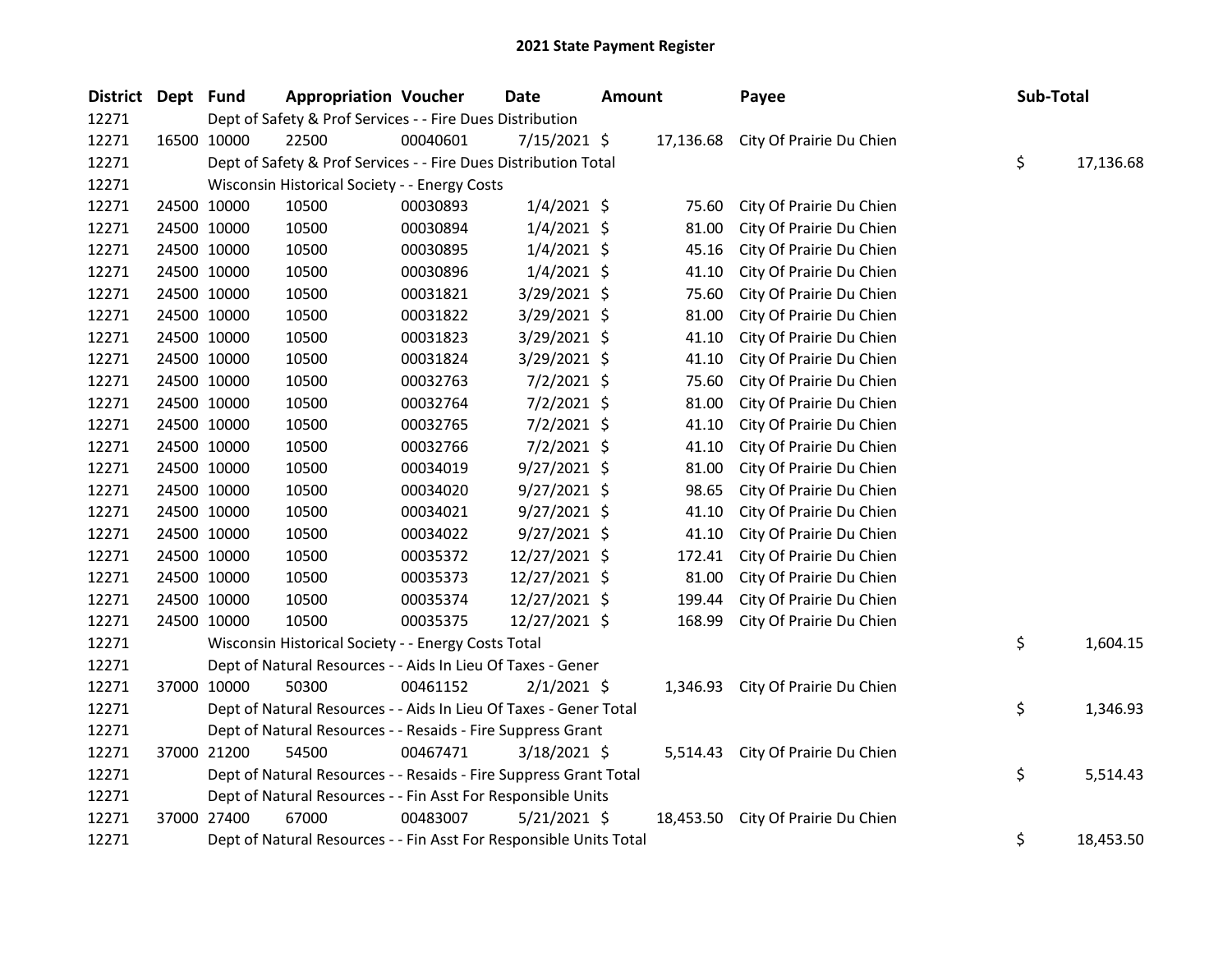# 2021 State Payment Register

| District | Dept | Fund | Appropriation | Voucher | Date | Amount | Payee | Sub-Total |
|---|---|---|---|---|---|---|---|---|
| 12271 | | Dept of Safety & Prof Services - - Fire Dues Distribution | | | | | | |
| 12271 | 16500 | 10000 | 22500 | 00040601 | 7/15/2021 | $ 17,136.68 | City Of Prairie Du Chien | |
| 12271 | | Dept of Safety & Prof Services - - Fire Dues Distribution Total | | | | | | $ 17,136.68 |
| 12271 | | Wisconsin Historical Society - - Energy Costs | | | | | | |
| 12271 | 24500 | 10000 | 10500 | 00030893 | 1/4/2021 | $ 75.60 | City Of Prairie Du Chien | |
| 12271 | 24500 | 10000 | 10500 | 00030894 | 1/4/2021 | $ 81.00 | City Of Prairie Du Chien | |
| 12271 | 24500 | 10000 | 10500 | 00030895 | 1/4/2021 | $ 45.16 | City Of Prairie Du Chien | |
| 12271 | 24500 | 10000 | 10500 | 00030896 | 1/4/2021 | $ 41.10 | City Of Prairie Du Chien | |
| 12271 | 24500 | 10000 | 10500 | 00031821 | 3/29/2021 | $ 75.60 | City Of Prairie Du Chien | |
| 12271 | 24500 | 10000 | 10500 | 00031822 | 3/29/2021 | $ 81.00 | City Of Prairie Du Chien | |
| 12271 | 24500 | 10000 | 10500 | 00031823 | 3/29/2021 | $ 41.10 | City Of Prairie Du Chien | |
| 12271 | 24500 | 10000 | 10500 | 00031824 | 3/29/2021 | $ 41.10 | City Of Prairie Du Chien | |
| 12271 | 24500 | 10000 | 10500 | 00032763 | 7/2/2021 | $ 75.60 | City Of Prairie Du Chien | |
| 12271 | 24500 | 10000 | 10500 | 00032764 | 7/2/2021 | $ 81.00 | City Of Prairie Du Chien | |
| 12271 | 24500 | 10000 | 10500 | 00032765 | 7/2/2021 | $ 41.10 | City Of Prairie Du Chien | |
| 12271 | 24500 | 10000 | 10500 | 00032766 | 7/2/2021 | $ 41.10 | City Of Prairie Du Chien | |
| 12271 | 24500 | 10000 | 10500 | 00034019 | 9/27/2021 | $ 81.00 | City Of Prairie Du Chien | |
| 12271 | 24500 | 10000 | 10500 | 00034020 | 9/27/2021 | $ 98.65 | City Of Prairie Du Chien | |
| 12271 | 24500 | 10000 | 10500 | 00034021 | 9/27/2021 | $ 41.10 | City Of Prairie Du Chien | |
| 12271 | 24500 | 10000 | 10500 | 00034022 | 9/27/2021 | $ 41.10 | City Of Prairie Du Chien | |
| 12271 | 24500 | 10000 | 10500 | 00035372 | 12/27/2021 | $ 172.41 | City Of Prairie Du Chien | |
| 12271 | 24500 | 10000 | 10500 | 00035373 | 12/27/2021 | $ 81.00 | City Of Prairie Du Chien | |
| 12271 | 24500 | 10000 | 10500 | 00035374 | 12/27/2021 | $ 199.44 | City Of Prairie Du Chien | |
| 12271 | 24500 | 10000 | 10500 | 00035375 | 12/27/2021 | $ 168.99 | City Of Prairie Du Chien | |
| 12271 | | Wisconsin Historical Society - - Energy Costs Total | | | | | | $ 1,604.15 |
| 12271 | | Dept of Natural Resources - - Aids In Lieu Of Taxes - Gener | | | | | | |
| 12271 | 37000 | 10000 | 50300 | 00461152 | 2/1/2021 | $ 1,346.93 | City Of Prairie Du Chien | |
| 12271 | | Dept of Natural Resources - - Aids In Lieu Of Taxes - Gener Total | | | | | | $ 1,346.93 |
| 12271 | | Dept of Natural Resources - - Resaids - Fire Suppress Grant | | | | | | |
| 12271 | 37000 | 21200 | 54500 | 00467471 | 3/18/2021 | $ 5,514.43 | City Of Prairie Du Chien | |
| 12271 | | Dept of Natural Resources - - Resaids - Fire Suppress Grant Total | | | | | | $ 5,514.43 |
| 12271 | | Dept of Natural Resources - - Fin Asst For Responsible Units | | | | | | |
| 12271 | 37000 | 27400 | 67000 | 00483007 | 5/21/2021 | $ 18,453.50 | City Of Prairie Du Chien | |
| 12271 | | Dept of Natural Resources - - Fin Asst For Responsible Units Total | | | | | | $ 18,453.50 |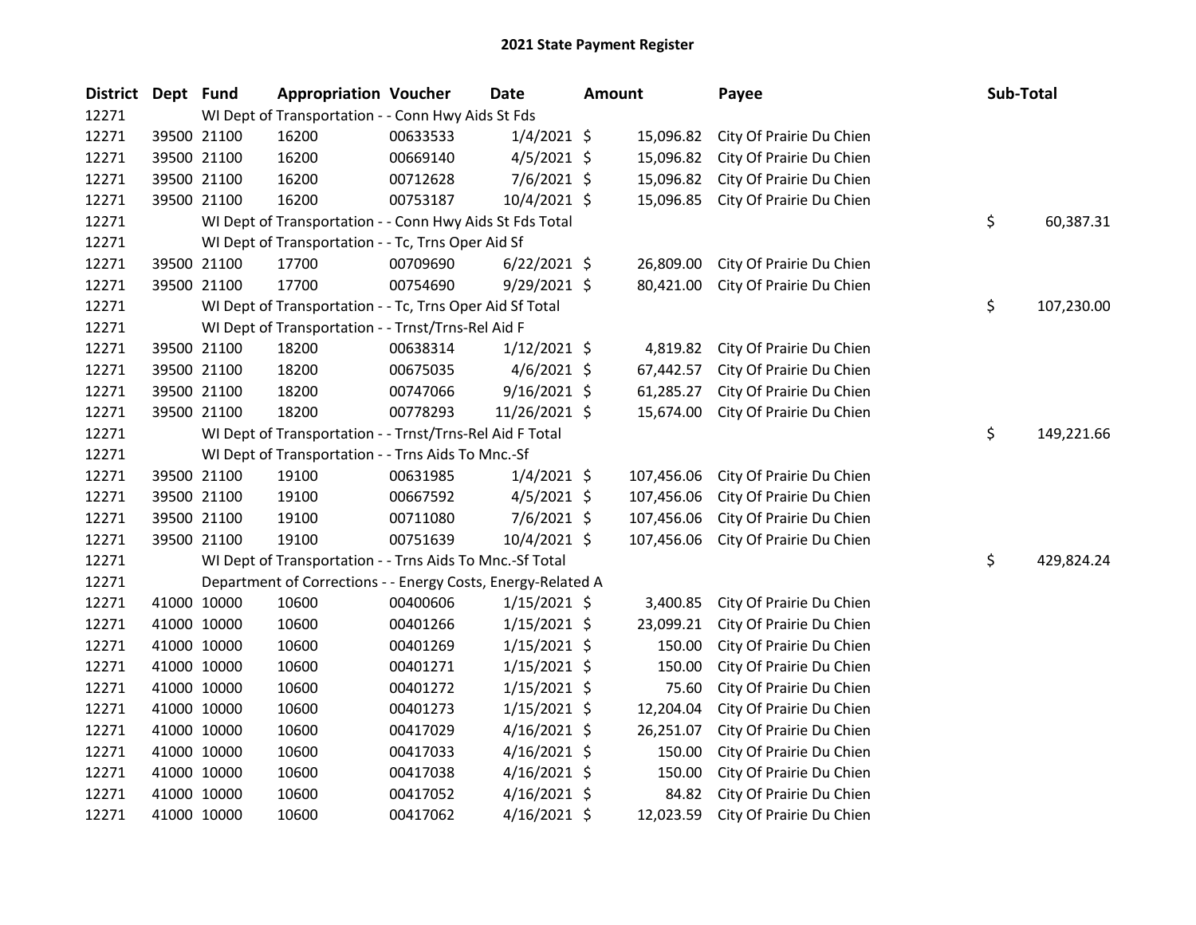# 2021 State Payment Register

| District | Dept | Fund | Appropriation | Voucher | Date | Amount | Payee | Sub-Total |
|---|---|---|---|---|---|---|---|---|
| 12271 | | WI Dept of Transportation - - Conn Hwy Aids St Fds | | | | | | |
| 12271 | 39500 | 21100 | 16200 | 00633533 | 1/4/2021 | $ 15,096.82 | City Of Prairie Du Chien | |
| 12271 | 39500 | 21100 | 16200 | 00669140 | 4/5/2021 | $ 15,096.82 | City Of Prairie Du Chien | |
| 12271 | 39500 | 21100 | 16200 | 00712628 | 7/6/2021 | $ 15,096.82 | City Of Prairie Du Chien | |
| 12271 | 39500 | 21100 | 16200 | 00753187 | 10/4/2021 | $ 15,096.85 | City Of Prairie Du Chien | |
| 12271 | | WI Dept of Transportation - - Conn Hwy Aids St Fds Total | | | | | | $ 60,387.31 |
| 12271 | | WI Dept of Transportation - - Tc, Trns Oper Aid Sf | | | | | | |
| 12271 | 39500 | 21100 | 17700 | 00709690 | 6/22/2021 | $ 26,809.00 | City Of Prairie Du Chien | |
| 12271 | 39500 | 21100 | 17700 | 00754690 | 9/29/2021 | $ 80,421.00 | City Of Prairie Du Chien | |
| 12271 | | WI Dept of Transportation - - Tc, Trns Oper Aid Sf Total | | | | | | $ 107,230.00 |
| 12271 | | WI Dept of Transportation - - Trnst/Trns-Rel Aid F | | | | | | |
| 12271 | 39500 | 21100 | 18200 | 00638314 | 1/12/2021 | $ 4,819.82 | City Of Prairie Du Chien | |
| 12271 | 39500 | 21100 | 18200 | 00675035 | 4/6/2021 | $ 67,442.57 | City Of Prairie Du Chien | |
| 12271 | 39500 | 21100 | 18200 | 00747066 | 9/16/2021 | $ 61,285.27 | City Of Prairie Du Chien | |
| 12271 | 39500 | 21100 | 18200 | 00778293 | 11/26/2021 | $ 15,674.00 | City Of Prairie Du Chien | |
| 12271 | | WI Dept of Transportation - - Trnst/Trns-Rel Aid F Total | | | | | | $ 149,221.66 |
| 12271 | | WI Dept of Transportation - - Trns Aids To Mnc.-Sf | | | | | | |
| 12271 | 39500 | 21100 | 19100 | 00631985 | 1/4/2021 | $ 107,456.06 | City Of Prairie Du Chien | |
| 12271 | 39500 | 21100 | 19100 | 00667592 | 4/5/2021 | $ 107,456.06 | City Of Prairie Du Chien | |
| 12271 | 39500 | 21100 | 19100 | 00711080 | 7/6/2021 | $ 107,456.06 | City Of Prairie Du Chien | |
| 12271 | 39500 | 21100 | 19100 | 00751639 | 10/4/2021 | $ 107,456.06 | City Of Prairie Du Chien | |
| 12271 | | WI Dept of Transportation - - Trns Aids To Mnc.-Sf Total | | | | | | $ 429,824.24 |
| 12271 | | Department of Corrections - - Energy Costs, Energy-Related A | | | | | | |
| 12271 | 41000 | 10000 | 10600 | 00400606 | 1/15/2021 | $ 3,400.85 | City Of Prairie Du Chien | |
| 12271 | 41000 | 10000 | 10600 | 00401266 | 1/15/2021 | $ 23,099.21 | City Of Prairie Du Chien | |
| 12271 | 41000 | 10000 | 10600 | 00401269 | 1/15/2021 | $ 150.00 | City Of Prairie Du Chien | |
| 12271 | 41000 | 10000 | 10600 | 00401271 | 1/15/2021 | $ 150.00 | City Of Prairie Du Chien | |
| 12271 | 41000 | 10000 | 10600 | 00401272 | 1/15/2021 | $ 75.60 | City Of Prairie Du Chien | |
| 12271 | 41000 | 10000 | 10600 | 00401273 | 1/15/2021 | $ 12,204.04 | City Of Prairie Du Chien | |
| 12271 | 41000 | 10000 | 10600 | 00417029 | 4/16/2021 | $ 26,251.07 | City Of Prairie Du Chien | |
| 12271 | 41000 | 10000 | 10600 | 00417033 | 4/16/2021 | $ 150.00 | City Of Prairie Du Chien | |
| 12271 | 41000 | 10000 | 10600 | 00417038 | 4/16/2021 | $ 150.00 | City Of Prairie Du Chien | |
| 12271 | 41000 | 10000 | 10600 | 00417052 | 4/16/2021 | $ 84.82 | City Of Prairie Du Chien | |
| 12271 | 41000 | 10000 | 10600 | 00417062 | 4/16/2021 | $ 12,023.59 | City Of Prairie Du Chien | |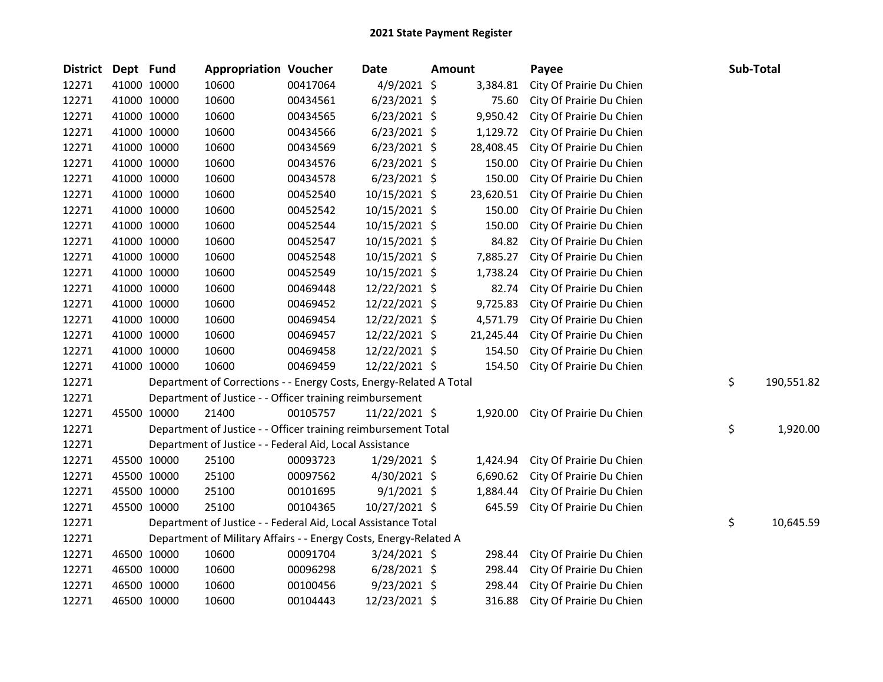# 2021 State Payment Register

| District | Dept | Fund | Appropriation | Voucher | Date | Amount | Payee | Sub-Total |
|---|---|---|---|---|---|---|---|---|
| 12271 | 41000 | 10000 | 10600 | 00417064 | 4/9/2021 | $ 3,384.81 | City Of Prairie Du Chien | |
| 12271 | 41000 | 10000 | 10600 | 00434561 | 6/23/2021 | $ 75.60 | City Of Prairie Du Chien | |
| 12271 | 41000 | 10000 | 10600 | 00434565 | 6/23/2021 | $ 9,950.42 | City Of Prairie Du Chien | |
| 12271 | 41000 | 10000 | 10600 | 00434566 | 6/23/2021 | $ 1,129.72 | City Of Prairie Du Chien | |
| 12271 | 41000 | 10000 | 10600 | 00434569 | 6/23/2021 | $ 28,408.45 | City Of Prairie Du Chien | |
| 12271 | 41000 | 10000 | 10600 | 00434576 | 6/23/2021 | $ 150.00 | City Of Prairie Du Chien | |
| 12271 | 41000 | 10000 | 10600 | 00434578 | 6/23/2021 | $ 150.00 | City Of Prairie Du Chien | |
| 12271 | 41000 | 10000 | 10600 | 00452540 | 10/15/2021 | $ 23,620.51 | City Of Prairie Du Chien | |
| 12271 | 41000 | 10000 | 10600 | 00452542 | 10/15/2021 | $ 150.00 | City Of Prairie Du Chien | |
| 12271 | 41000 | 10000 | 10600 | 00452544 | 10/15/2021 | $ 150.00 | City Of Prairie Du Chien | |
| 12271 | 41000 | 10000 | 10600 | 00452547 | 10/15/2021 | $ 84.82 | City Of Prairie Du Chien | |
| 12271 | 41000 | 10000 | 10600 | 00452548 | 10/15/2021 | $ 7,885.27 | City Of Prairie Du Chien | |
| 12271 | 41000 | 10000 | 10600 | 00452549 | 10/15/2021 | $ 1,738.24 | City Of Prairie Du Chien | |
| 12271 | 41000 | 10000 | 10600 | 00469448 | 12/22/2021 | $ 82.74 | City Of Prairie Du Chien | |
| 12271 | 41000 | 10000 | 10600 | 00469452 | 12/22/2021 | $ 9,725.83 | City Of Prairie Du Chien | |
| 12271 | 41000 | 10000 | 10600 | 00469454 | 12/22/2021 | $ 4,571.79 | City Of Prairie Du Chien | |
| 12271 | 41000 | 10000 | 10600 | 00469457 | 12/22/2021 | $ 21,245.44 | City Of Prairie Du Chien | |
| 12271 | 41000 | 10000 | 10600 | 00469458 | 12/22/2021 | $ 154.50 | City Of Prairie Du Chien | |
| 12271 | 41000 | 10000 | 10600 | 00469459 | 12/22/2021 | $ 154.50 | City Of Prairie Du Chien | |
| 12271 | | Department of Corrections - - Energy Costs, Energy-Related A Total | | | | | | $ 190,551.82 |
| 12271 | | Department of Justice - - Officer training reimbursement | | | | | | |
| 12271 | 45500 | 10000 | 21400 | 00105757 | 11/22/2021 | $ 1,920.00 | City Of Prairie Du Chien | |
| 12271 | | Department of Justice - - Officer training reimbursement Total | | | | | | $ 1,920.00 |
| 12271 | | Department of Justice - - Federal Aid, Local Assistance | | | | | | |
| 12271 | 45500 | 10000 | 25100 | 00093723 | 1/29/2021 | $ 1,424.94 | City Of Prairie Du Chien | |
| 12271 | 45500 | 10000 | 25100 | 00097562 | 4/30/2021 | $ 6,690.62 | City Of Prairie Du Chien | |
| 12271 | 45500 | 10000 | 25100 | 00101695 | 9/1/2021 | $ 1,884.44 | City Of Prairie Du Chien | |
| 12271 | 45500 | 10000 | 25100 | 00104365 | 10/27/2021 | $ 645.59 | City Of Prairie Du Chien | |
| 12271 | | Department of Justice - - Federal Aid, Local Assistance Total | | | | | | $ 10,645.59 |
| 12271 | | Department of Military Affairs - - Energy Costs, Energy-Related A | | | | | | |
| 12271 | 46500 | 10000 | 10600 | 00091704 | 3/24/2021 | $ 298.44 | City Of Prairie Du Chien | |
| 12271 | 46500 | 10000 | 10600 | 00096298 | 6/28/2021 | $ 298.44 | City Of Prairie Du Chien | |
| 12271 | 46500 | 10000 | 10600 | 00100456 | 9/23/2021 | $ 298.44 | City Of Prairie Du Chien | |
| 12271 | 46500 | 10000 | 10600 | 00104443 | 12/23/2021 | $ 316.88 | City Of Prairie Du Chien | |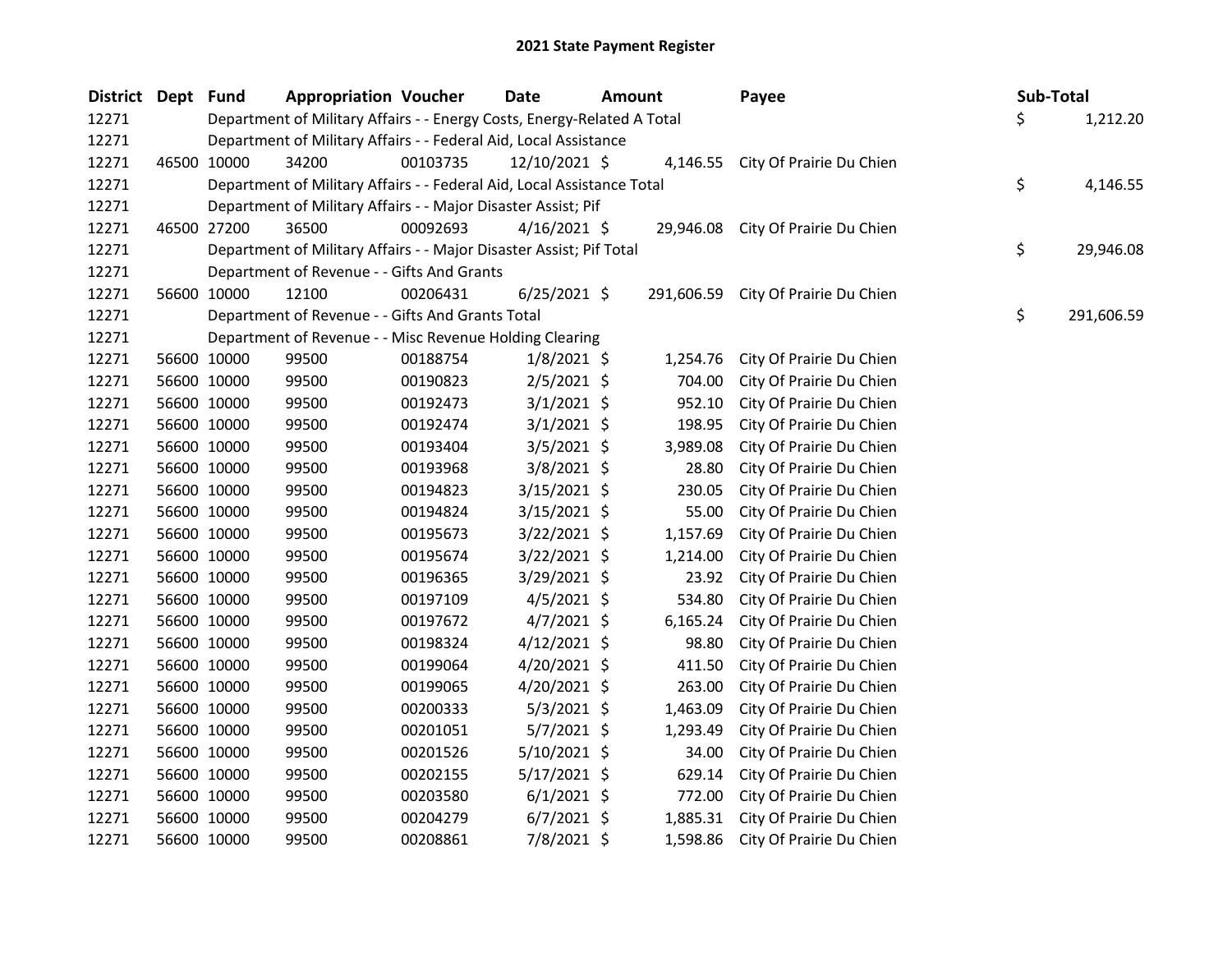# 2021 State Payment Register

| District | Dept | Fund | Appropriation | Voucher | Date | Amount | Payee | Sub-Total |
|---|---|---|---|---|---|---|---|---|
| 12271 | | | Department of Military Affairs - - Energy Costs, Energy-Related A Total | | | | | $ 1,212.20 |
| 12271 | | | Department of Military Affairs - - Federal Aid, Local Assistance | | | | | |
| 12271 | 46500 | 10000 | 34200 | 00103735 | 12/10/2021 | $ 4,146.55 | City Of Prairie Du Chien | |
| 12271 | | | Department of Military Affairs - - Federal Aid, Local Assistance Total | | | | | $ 4,146.55 |
| 12271 | | | Department of Military Affairs - - Major Disaster Assist; Pif | | | | | |
| 12271 | 46500 | 27200 | 36500 | 00092693 | 4/16/2021 | $ 29,946.08 | City Of Prairie Du Chien | |
| 12271 | | | Department of Military Affairs - - Major Disaster Assist; Pif Total | | | | | $ 29,946.08 |
| 12271 | | | Department of Revenue - - Gifts And Grants | | | | | |
| 12271 | 56600 | 10000 | 12100 | 00206431 | 6/25/2021 | $ 291,606.59 | City Of Prairie Du Chien | |
| 12271 | | | Department of Revenue - - Gifts And Grants Total | | | | | $ 291,606.59 |
| 12271 | | | Department of Revenue - - Misc Revenue Holding Clearing | | | | | |
| 12271 | 56600 | 10000 | 99500 | 00188754 | 1/8/2021 | $ 1,254.76 | City Of Prairie Du Chien | |
| 12271 | 56600 | 10000 | 99500 | 00190823 | 2/5/2021 | $ 704.00 | City Of Prairie Du Chien | |
| 12271 | 56600 | 10000 | 99500 | 00192473 | 3/1/2021 | $ 952.10 | City Of Prairie Du Chien | |
| 12271 | 56600 | 10000 | 99500 | 00192474 | 3/1/2021 | $ 198.95 | City Of Prairie Du Chien | |
| 12271 | 56600 | 10000 | 99500 | 00193404 | 3/5/2021 | $ 3,989.08 | City Of Prairie Du Chien | |
| 12271 | 56600 | 10000 | 99500 | 00193968 | 3/8/2021 | $ 28.80 | City Of Prairie Du Chien | |
| 12271 | 56600 | 10000 | 99500 | 00194823 | 3/15/2021 | $ 230.05 | City Of Prairie Du Chien | |
| 12271 | 56600 | 10000 | 99500 | 00194824 | 3/15/2021 | $ 55.00 | City Of Prairie Du Chien | |
| 12271 | 56600 | 10000 | 99500 | 00195673 | 3/22/2021 | $ 1,157.69 | City Of Prairie Du Chien | |
| 12271 | 56600 | 10000 | 99500 | 00195674 | 3/22/2021 | $ 1,214.00 | City Of Prairie Du Chien | |
| 12271 | 56600 | 10000 | 99500 | 00196365 | 3/29/2021 | $ 23.92 | City Of Prairie Du Chien | |
| 12271 | 56600 | 10000 | 99500 | 00197109 | 4/5/2021 | $ 534.80 | City Of Prairie Du Chien | |
| 12271 | 56600 | 10000 | 99500 | 00197672 | 4/7/2021 | $ 6,165.24 | City Of Prairie Du Chien | |
| 12271 | 56600 | 10000 | 99500 | 00198324 | 4/12/2021 | $ 98.80 | City Of Prairie Du Chien | |
| 12271 | 56600 | 10000 | 99500 | 00199064 | 4/20/2021 | $ 411.50 | City Of Prairie Du Chien | |
| 12271 | 56600 | 10000 | 99500 | 00199065 | 4/20/2021 | $ 263.00 | City Of Prairie Du Chien | |
| 12271 | 56600 | 10000 | 99500 | 00200333 | 5/3/2021 | $ 1,463.09 | City Of Prairie Du Chien | |
| 12271 | 56600 | 10000 | 99500 | 00201051 | 5/7/2021 | $ 1,293.49 | City Of Prairie Du Chien | |
| 12271 | 56600 | 10000 | 99500 | 00201526 | 5/10/2021 | $ 34.00 | City Of Prairie Du Chien | |
| 12271 | 56600 | 10000 | 99500 | 00202155 | 5/17/2021 | $ 629.14 | City Of Prairie Du Chien | |
| 12271 | 56600 | 10000 | 99500 | 00203580 | 6/1/2021 | $ 772.00 | City Of Prairie Du Chien | |
| 12271 | 56600 | 10000 | 99500 | 00204279 | 6/7/2021 | $ 1,885.31 | City Of Prairie Du Chien | |
| 12271 | 56600 | 10000 | 99500 | 00208861 | 7/8/2021 | $ 1,598.86 | City Of Prairie Du Chien | |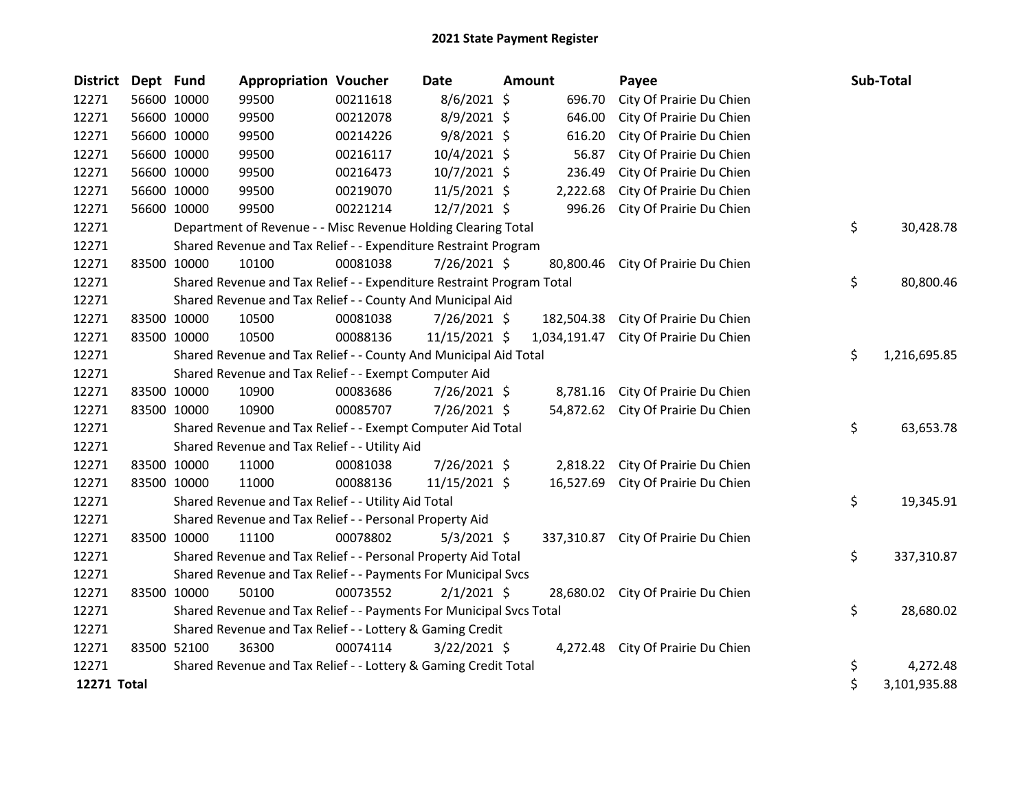# 2021 State Payment Register

| District | Dept | Fund | Appropriation | Voucher | Date | Amount | Payee | Sub-Total |
|---|---|---|---|---|---|---|---|---|
| 12271 | 56600 | 10000 | 99500 | 00211618 | 8/6/2021 | $ 696.70 | City Of Prairie Du Chien | |
| 12271 | 56600 | 10000 | 99500 | 00212078 | 8/9/2021 | $ 646.00 | City Of Prairie Du Chien | |
| 12271 | 56600 | 10000 | 99500 | 00214226 | 9/8/2021 | $ 616.20 | City Of Prairie Du Chien | |
| 12271 | 56600 | 10000 | 99500 | 00216117 | 10/4/2021 | $ 56.87 | City Of Prairie Du Chien | |
| 12271 | 56600 | 10000 | 99500 | 00216473 | 10/7/2021 | $ 236.49 | City Of Prairie Du Chien | |
| 12271 | 56600 | 10000 | 99500 | 00219070 | 11/5/2021 | $ 2,222.68 | City Of Prairie Du Chien | |
| 12271 | 56600 | 10000 | 99500 | 00221214 | 12/7/2021 | $ 996.26 | City Of Prairie Du Chien | |
| 12271 | | Department of Revenue - - Misc Revenue Holding Clearing Total | | | | | | $ 30,428.78 |
| 12271 | | Shared Revenue and Tax Relief - - Expenditure Restraint Program | | | | | | |
| 12271 | 83500 | 10000 | 10100 | 00081038 | 7/26/2021 | $ 80,800.46 | City Of Prairie Du Chien | |
| 12271 | | Shared Revenue and Tax Relief - - Expenditure Restraint Program Total | | | | | | $ 80,800.46 |
| 12271 | | Shared Revenue and Tax Relief - - County And Municipal Aid | | | | | | |
| 12271 | 83500 | 10000 | 10500 | 00081038 | 7/26/2021 | $ 182,504.38 | City Of Prairie Du Chien | |
| 12271 | 83500 | 10000 | 10500 | 00088136 | 11/15/2021 | $ 1,034,191.47 | City Of Prairie Du Chien | |
| 12271 | | Shared Revenue and Tax Relief - - County And Municipal Aid Total | | | | | | $ 1,216,695.85 |
| 12271 | | Shared Revenue and Tax Relief - - Exempt Computer Aid | | | | | | |
| 12271 | 83500 | 10000 | 10900 | 00083686 | 7/26/2021 | $ 8,781.16 | City Of Prairie Du Chien | |
| 12271 | 83500 | 10000 | 10900 | 00085707 | 7/26/2021 | $ 54,872.62 | City Of Prairie Du Chien | |
| 12271 | | Shared Revenue and Tax Relief - - Exempt Computer Aid Total | | | | | | $ 63,653.78 |
| 12271 | | Shared Revenue and Tax Relief - - Utility Aid | | | | | | |
| 12271 | 83500 | 10000 | 11000 | 00081038 | 7/26/2021 | $ 2,818.22 | City Of Prairie Du Chien | |
| 12271 | 83500 | 10000 | 11000 | 00088136 | 11/15/2021 | $ 16,527.69 | City Of Prairie Du Chien | |
| 12271 | | Shared Revenue and Tax Relief - - Utility Aid Total | | | | | | $ 19,345.91 |
| 12271 | | Shared Revenue and Tax Relief - - Personal Property Aid | | | | | | |
| 12271 | 83500 | 10000 | 11100 | 00078802 | 5/3/2021 | $ 337,310.87 | City Of Prairie Du Chien | |
| 12271 | | Shared Revenue and Tax Relief - - Personal Property Aid Total | | | | | | $ 337,310.87 |
| 12271 | | Shared Revenue and Tax Relief - - Payments For Municipal Svcs | | | | | | |
| 12271 | 83500 | 10000 | 50100 | 00073552 | 2/1/2021 | $ 28,680.02 | City Of Prairie Du Chien | |
| 12271 | | Shared Revenue and Tax Relief - - Payments For Municipal Svcs Total | | | | | | $ 28,680.02 |
| 12271 | | Shared Revenue and Tax Relief - - Lottery & Gaming Credit | | | | | | |
| 12271 | 83500 | 52100 | 36300 | 00074114 | 3/22/2021 | $ 4,272.48 | City Of Prairie Du Chien | |
| 12271 | | Shared Revenue and Tax Relief - - Lottery & Gaming Credit Total | | | | | | $ 4,272.48 |
| **12271 Total** | | | | | | | | $ 3,101,935.88 |